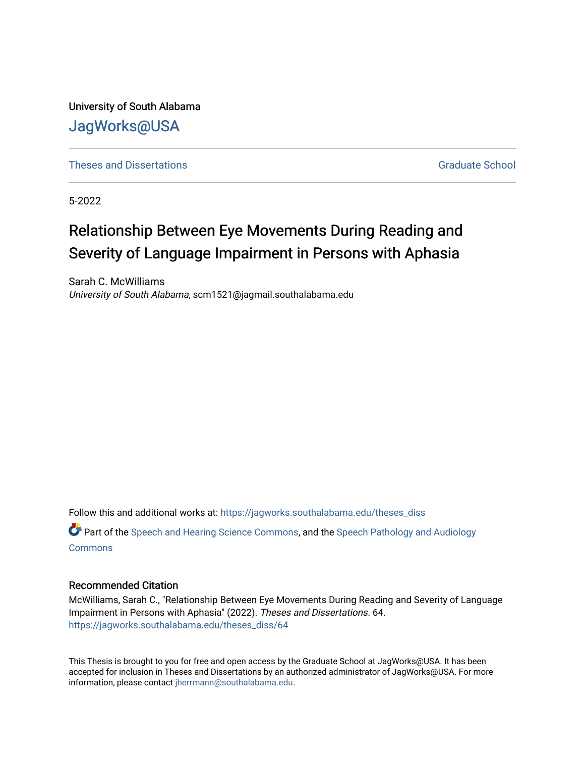University of South Alabama

# JagWorks@USA

Theses and Dissertations | Graduate School

5-2022

# Relationship Between Eye Movements During Reading and Severity of Language Impairment in Persons with Aphasia

Sarah C. McWilliams
*University of South Alabama*, scm1521@jagmail.southalabama.edu

Follow this and additional works at: https://jagworks.southalabama.edu/theses_diss

Part of the Speech and Hearing Science Commons, and the Speech Pathology and Audiology Commons

## Recommended Citation

McWilliams, Sarah C., "Relationship Between Eye Movements During Reading and Severity of Language Impairment in Persons with Aphasia" (2022). *Theses and Dissertations*. 64.
https://jagworks.southalabama.edu/theses_diss/64

This Thesis is brought to you for free and open access by the Graduate School at JagWorks@USA. It has been accepted for inclusion in Theses and Dissertations by an authorized administrator of JagWorks@USA. For more information, please contact jherrmann@southalabama.edu.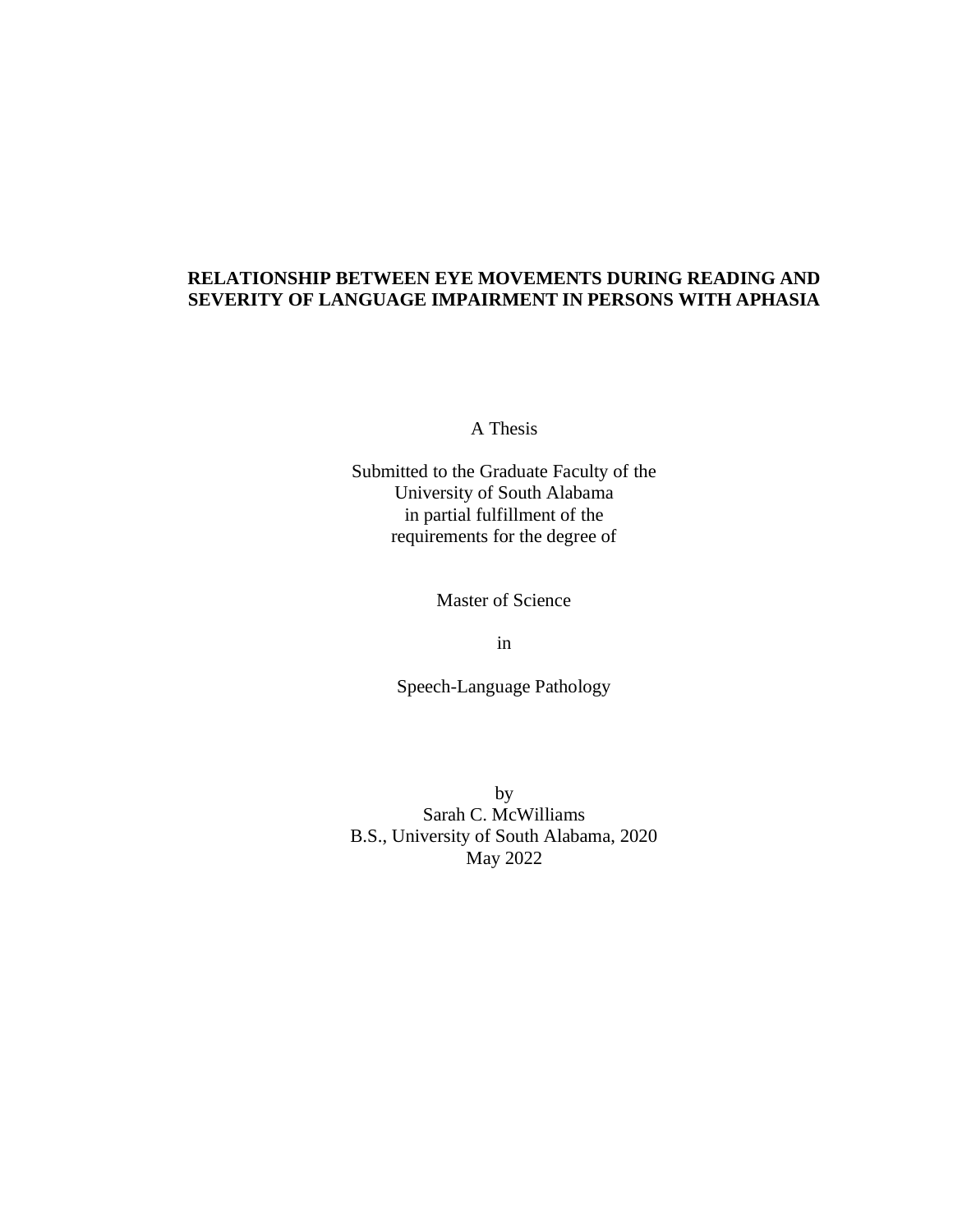**RELATIONSHIP BETWEEN EYE MOVEMENTS DURING READING AND SEVERITY OF LANGUAGE IMPAIRMENT IN PERSONS WITH APHASIA**

A Thesis

Submitted to the Graduate Faculty of the
University of South Alabama
in partial fulfillment of the
requirements for the degree of

Master of Science

in

Speech-Language Pathology

by
Sarah C. McWilliams
B.S., University of South Alabama, 2020
May 2022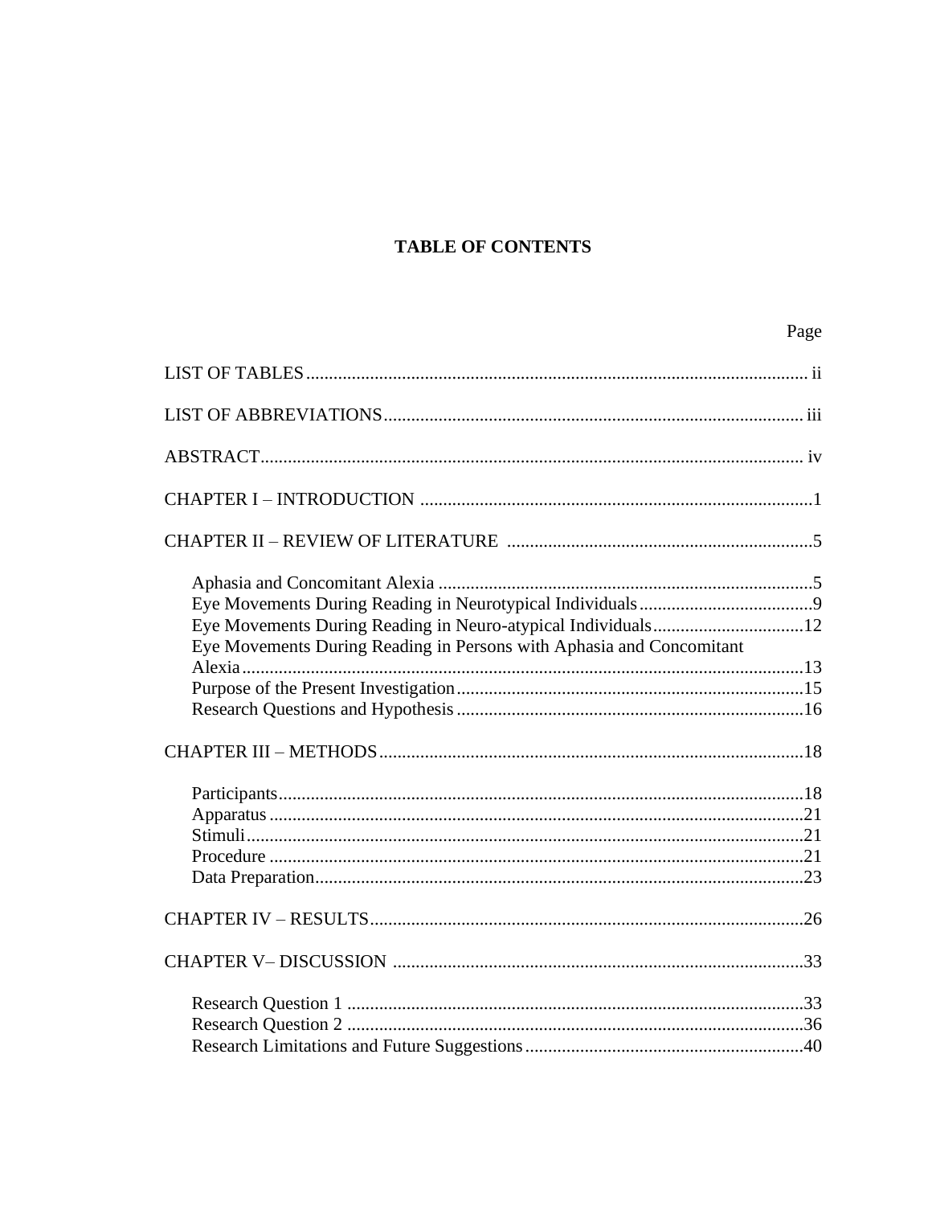# TABLE OF CONTENTS

| | Page |
|---|---|
| LIST OF TABLES | ii |
| LIST OF ABBREVIATIONS | iii |
| ABSTRACT | iv |
| CHAPTER I – INTRODUCTION | 1 |
| CHAPTER II – REVIEW OF LITERATURE | 5 |
| Aphasia and Concomitant Alexia | 5 |
| Eye Movements During Reading in Neurotypical Individuals | 9 |
| Eye Movements During Reading in Neuro-atypical Individuals | 12 |
| Eye Movements During Reading in Persons with Aphasia and Concomitant Alexia | 13 |
| Purpose of the Present Investigation | 15 |
| Research Questions and Hypothesis | 16 |
| CHAPTER III – METHODS | 18 |
| Participants | 18 |
| Apparatus | 21 |
| Stimuli | 21 |
| Procedure | 21 |
| Data Preparation | 23 |
| CHAPTER IV – RESULTS | 26 |
| CHAPTER V– DISCUSSION | 33 |
| Research Question 1 | 33 |
| Research Question 2 | 36 |
| Research Limitations and Future Suggestions | 40 |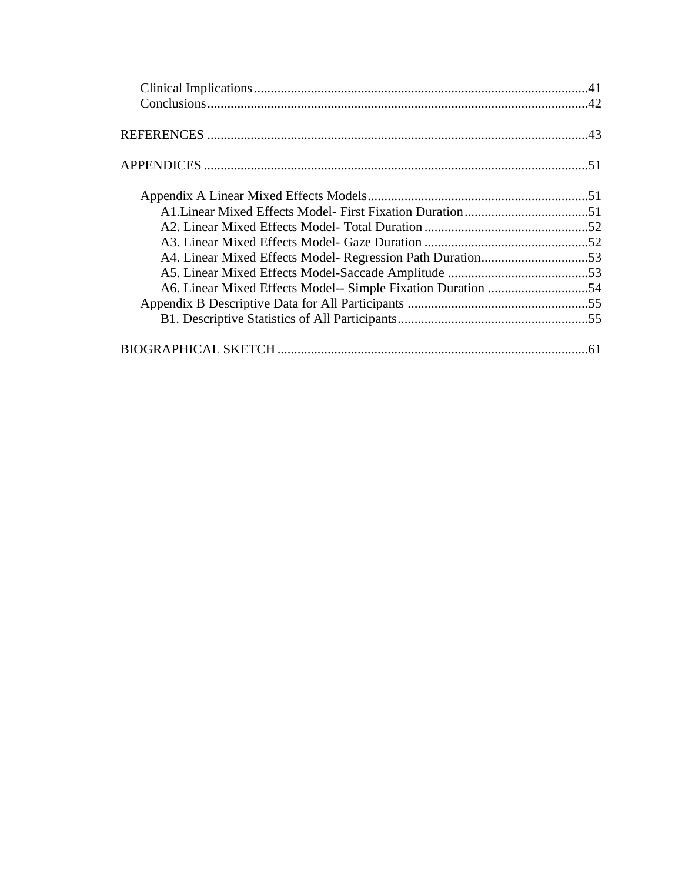Clinical Implications ................................................................................................41
Conclusions ..............................................................................................................42

REFERENCES ..............................................................................................................43

APPENDICES ..............................................................................................................51

Appendix A Linear Mixed Effects Models ..................................................................51
A1.Linear Mixed Effects Model- First Fixation Duration .....................................51
A2. Linear Mixed Effects Model- Total Duration .................................................52
A3. Linear Mixed Effects Model- Gaze Duration .................................................52
A4. Linear Mixed Effects Model- Regression Path Duration ................................53
A5. Linear Mixed Effects Model-Saccade Amplitude ..........................................53
A6. Linear Mixed Effects Model-- Simple Fixation Duration ..............................54
Appendix B Descriptive Data for All Participants ......................................................55
B1. Descriptive Statistics of All Participants .........................................................55

BIOGRAPHICAL SKETCH ............................................................................................61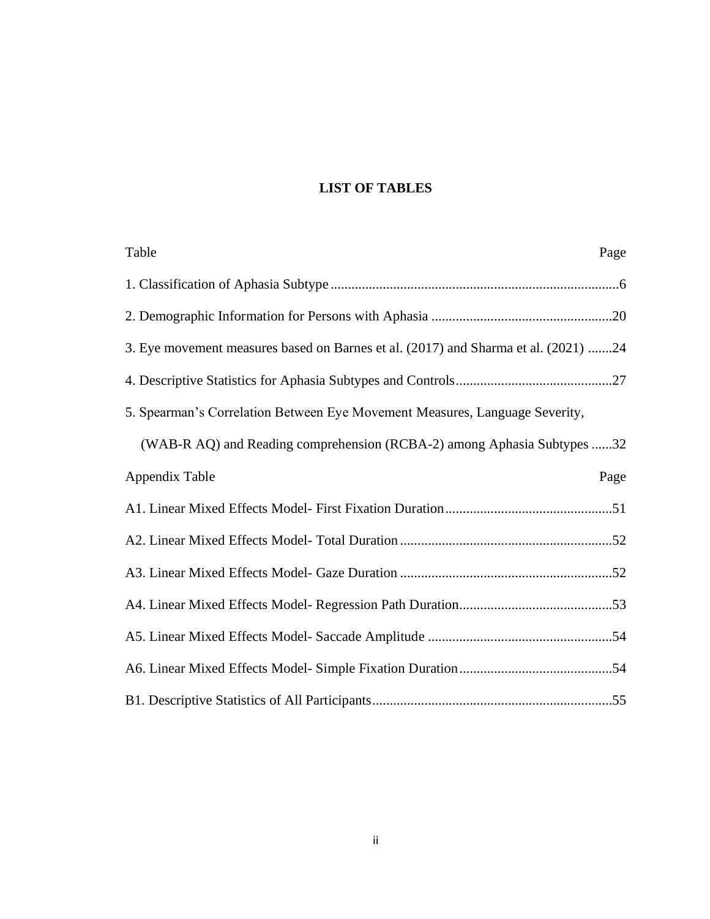# LIST OF TABLES

| Table | Page |
|---|---|
| 1. Classification of Aphasia Subtype | 6 |
| 2. Demographic Information for Persons with Aphasia | 20 |
| 3. Eye movement measures based on Barnes et al. (2017) and Sharma et al. (2021) | 24 |
| 4. Descriptive Statistics for Aphasia Subtypes and Controls | 27 |
| 5. Spearman's Correlation Between Eye Movement Measures, Language Severity, (WAB-R AQ) and Reading comprehension (RCBA-2) among Aphasia Subtypes | 32 |

| Appendix Table | Page |
|---|---|
| A1. Linear Mixed Effects Model- First Fixation Duration | 51 |
| A2. Linear Mixed Effects Model- Total Duration | 52 |
| A3. Linear Mixed Effects Model- Gaze Duration | 52 |
| A4. Linear Mixed Effects Model- Regression Path Duration | 53 |
| A5. Linear Mixed Effects Model- Saccade Amplitude | 54 |
| A6. Linear Mixed Effects Model- Simple Fixation Duration | 54 |
| B1. Descriptive Statistics of All Participants | 55 |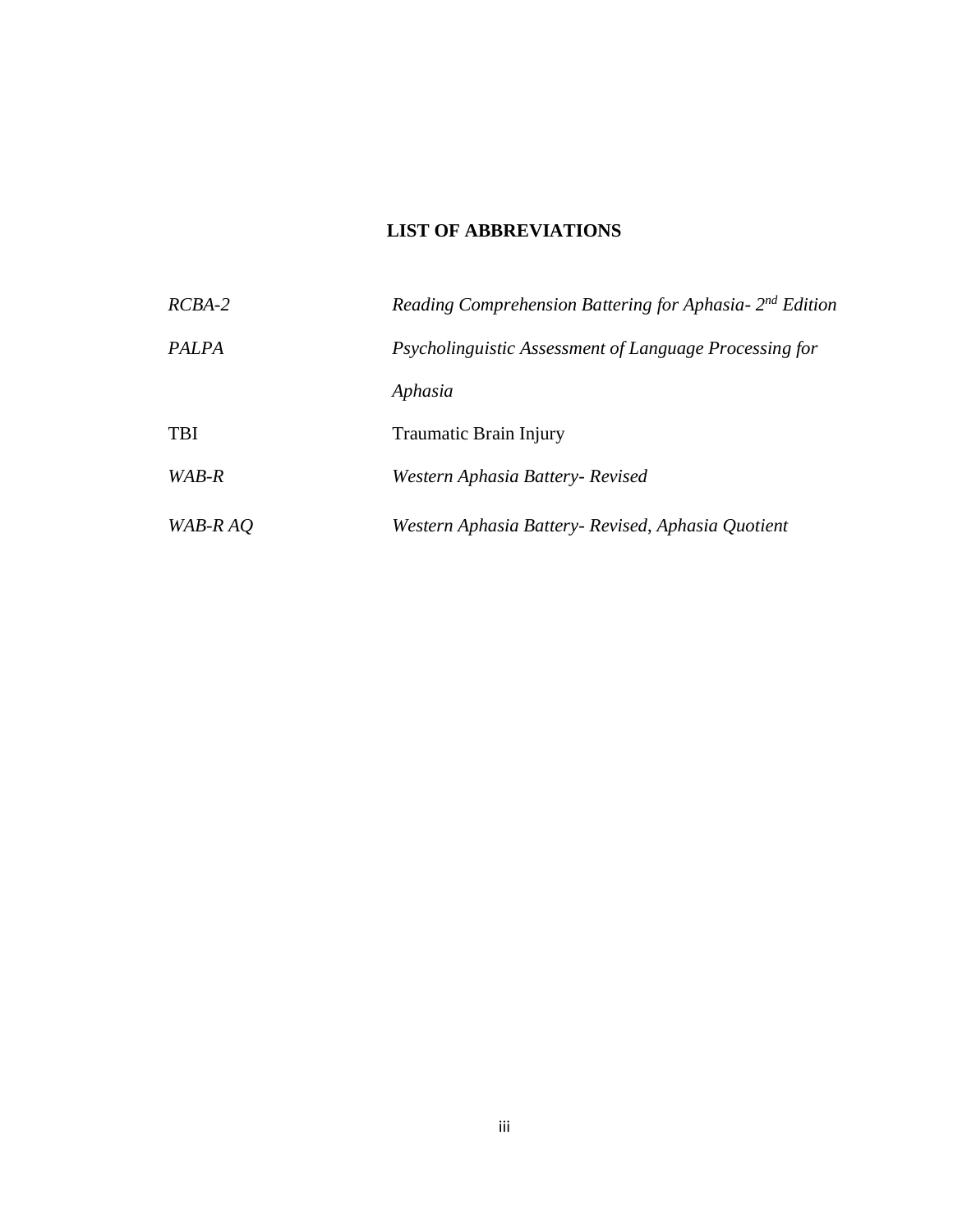## LIST OF ABBREVIATIONS

| | |
|---|---|
| *RCBA-2* | *Reading Comprehension Battering for Aphasia- 2nd Edition* |
| *PALPA* | *Psycholinguistic Assessment of Language Processing for Aphasia* |
| TBI | Traumatic Brain Injury |
| *WAB-R* | *Western Aphasia Battery- Revised* |
| *WAB-R AQ* | *Western Aphasia Battery- Revised, Aphasia Quotient* |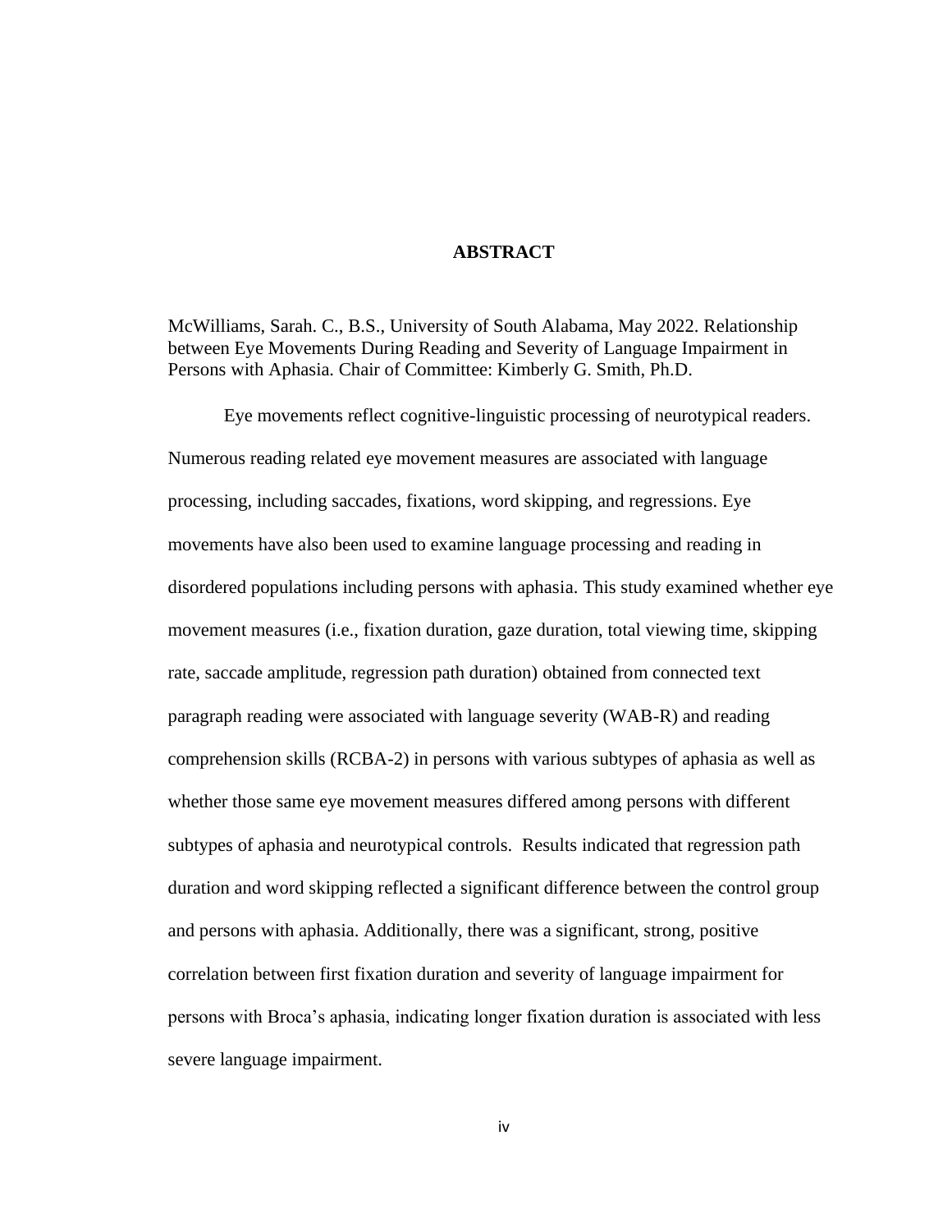# ABSTRACT

McWilliams, Sarah. C., B.S., University of South Alabama, May 2022. Relationship between Eye Movements During Reading and Severity of Language Impairment in Persons with Aphasia. Chair of Committee: Kimberly G. Smith, Ph.D.

Eye movements reflect cognitive-linguistic processing of neurotypical readers. Numerous reading related eye movement measures are associated with language processing, including saccades, fixations, word skipping, and regressions. Eye movements have also been used to examine language processing and reading in disordered populations including persons with aphasia. This study examined whether eye movement measures (i.e., fixation duration, gaze duration, total viewing time, skipping rate, saccade amplitude, regression path duration) obtained from connected text paragraph reading were associated with language severity (WAB-R) and reading comprehension skills (RCBA-2) in persons with various subtypes of aphasia as well as whether those same eye movement measures differed among persons with different subtypes of aphasia and neurotypical controls. Results indicated that regression path duration and word skipping reflected a significant difference between the control group and persons with aphasia. Additionally, there was a significant, strong, positive correlation between first fixation duration and severity of language impairment for persons with Broca's aphasia, indicating longer fixation duration is associated with less severe language impairment.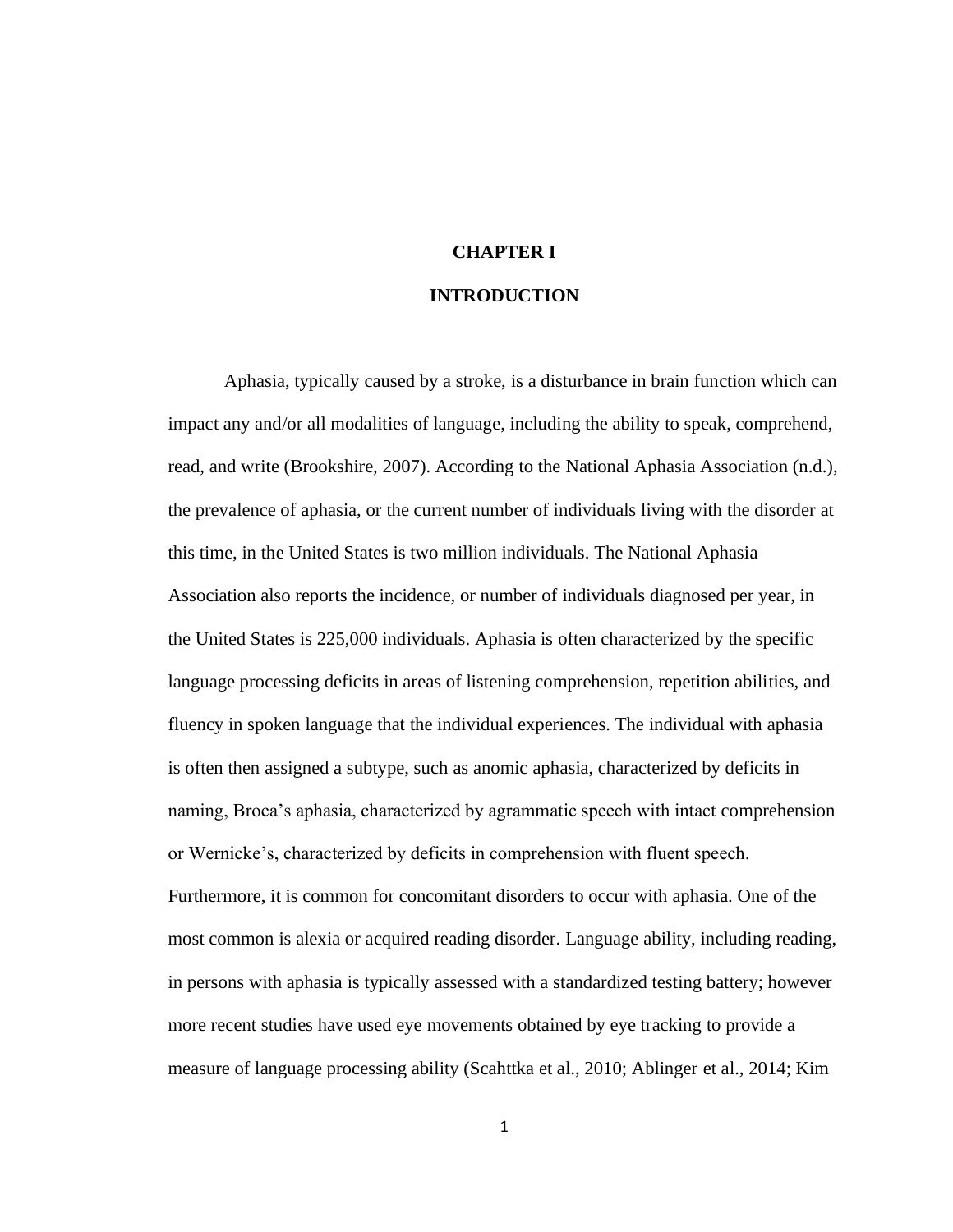# CHAPTER I

# INTRODUCTION

Aphasia, typically caused by a stroke, is a disturbance in brain function which can impact any and/or all modalities of language, including the ability to speak, comprehend, read, and write (Brookshire, 2007). According to the National Aphasia Association (n.d.), the prevalence of aphasia, or the current number of individuals living with the disorder at this time, in the United States is two million individuals. The National Aphasia Association also reports the incidence, or number of individuals diagnosed per year, in the United States is 225,000 individuals. Aphasia is often characterized by the specific language processing deficits in areas of listening comprehension, repetition abilities, and fluency in spoken language that the individual experiences. The individual with aphasia is often then assigned a subtype, such as anomic aphasia, characterized by deficits in naming, Broca's aphasia, characterized by agrammatic speech with intact comprehension or Wernicke's, characterized by deficits in comprehension with fluent speech. Furthermore, it is common for concomitant disorders to occur with aphasia. One of the most common is alexia or acquired reading disorder. Language ability, including reading, in persons with aphasia is typically assessed with a standardized testing battery; however more recent studies have used eye movements obtained by eye tracking to provide a measure of language processing ability (Scahttka et al., 2010; Ablinger et al., 2014; Kim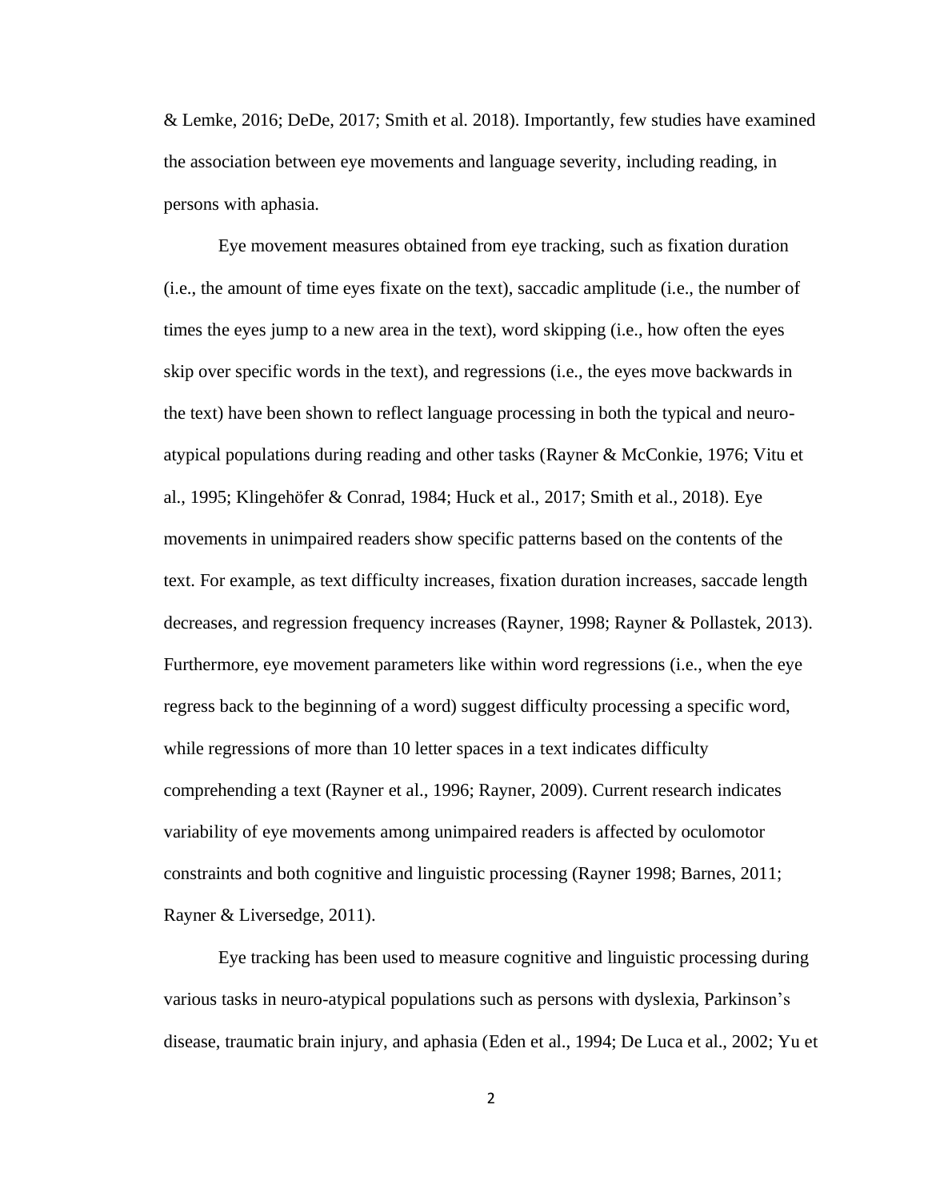& Lemke, 2016; DeDe, 2017; Smith et al. 2018). Importantly, few studies have examined the association between eye movements and language severity, including reading, in persons with aphasia.

Eye movement measures obtained from eye tracking, such as fixation duration (i.e., the amount of time eyes fixate on the text), saccadic amplitude (i.e., the number of times the eyes jump to a new area in the text), word skipping (i.e., how often the eyes skip over specific words in the text), and regressions (i.e., the eyes move backwards in the text) have been shown to reflect language processing in both the typical and neuro-atypical populations during reading and other tasks (Rayner & McConkie, 1976; Vitu et al., 1995; Klingehöfer & Conrad, 1984; Huck et al., 2017; Smith et al., 2018). Eye movements in unimpaired readers show specific patterns based on the contents of the text. For example, as text difficulty increases, fixation duration increases, saccade length decreases, and regression frequency increases (Rayner, 1998; Rayner & Pollastek, 2013). Furthermore, eye movement parameters like within word regressions (i.e., when the eye regress back to the beginning of a word) suggest difficulty processing a specific word, while regressions of more than 10 letter spaces in a text indicates difficulty comprehending a text (Rayner et al., 1996; Rayner, 2009). Current research indicates variability of eye movements among unimpaired readers is affected by oculomotor constraints and both cognitive and linguistic processing (Rayner 1998; Barnes, 2011; Rayner & Liversedge, 2011).

Eye tracking has been used to measure cognitive and linguistic processing during various tasks in neuro-atypical populations such as persons with dyslexia, Parkinson's disease, traumatic brain injury, and aphasia (Eden et al., 1994; De Luca et al., 2002; Yu et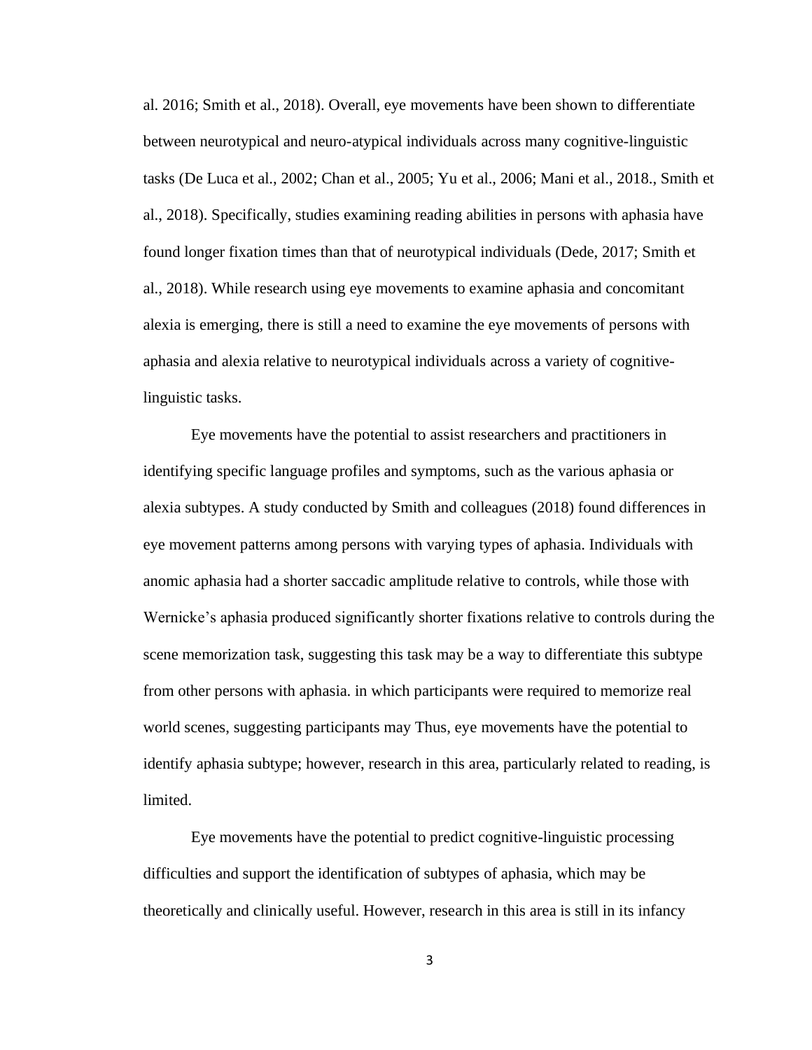al. 2016; Smith et al., 2018). Overall, eye movements have been shown to differentiate between neurotypical and neuro-atypical individuals across many cognitive-linguistic tasks (De Luca et al., 2002; Chan et al., 2005; Yu et al., 2006; Mani et al., 2018., Smith et al., 2018). Specifically, studies examining reading abilities in persons with aphasia have found longer fixation times than that of neurotypical individuals (Dede, 2017; Smith et al., 2018). While research using eye movements to examine aphasia and concomitant alexia is emerging, there is still a need to examine the eye movements of persons with aphasia and alexia relative to neurotypical individuals across a variety of cognitive-linguistic tasks.

Eye movements have the potential to assist researchers and practitioners in identifying specific language profiles and symptoms, such as the various aphasia or alexia subtypes. A study conducted by Smith and colleagues (2018) found differences in eye movement patterns among persons with varying types of aphasia. Individuals with anomic aphasia had a shorter saccadic amplitude relative to controls, while those with Wernicke's aphasia produced significantly shorter fixations relative to controls during the scene memorization task, suggesting this task may be a way to differentiate this subtype from other persons with aphasia. in which participants were required to memorize real world scenes, suggesting participants may Thus, eye movements have the potential to identify aphasia subtype; however, research in this area, particularly related to reading, is limited.

Eye movements have the potential to predict cognitive-linguistic processing difficulties and support the identification of subtypes of aphasia, which may be theoretically and clinically useful. However, research in this area is still in its infancy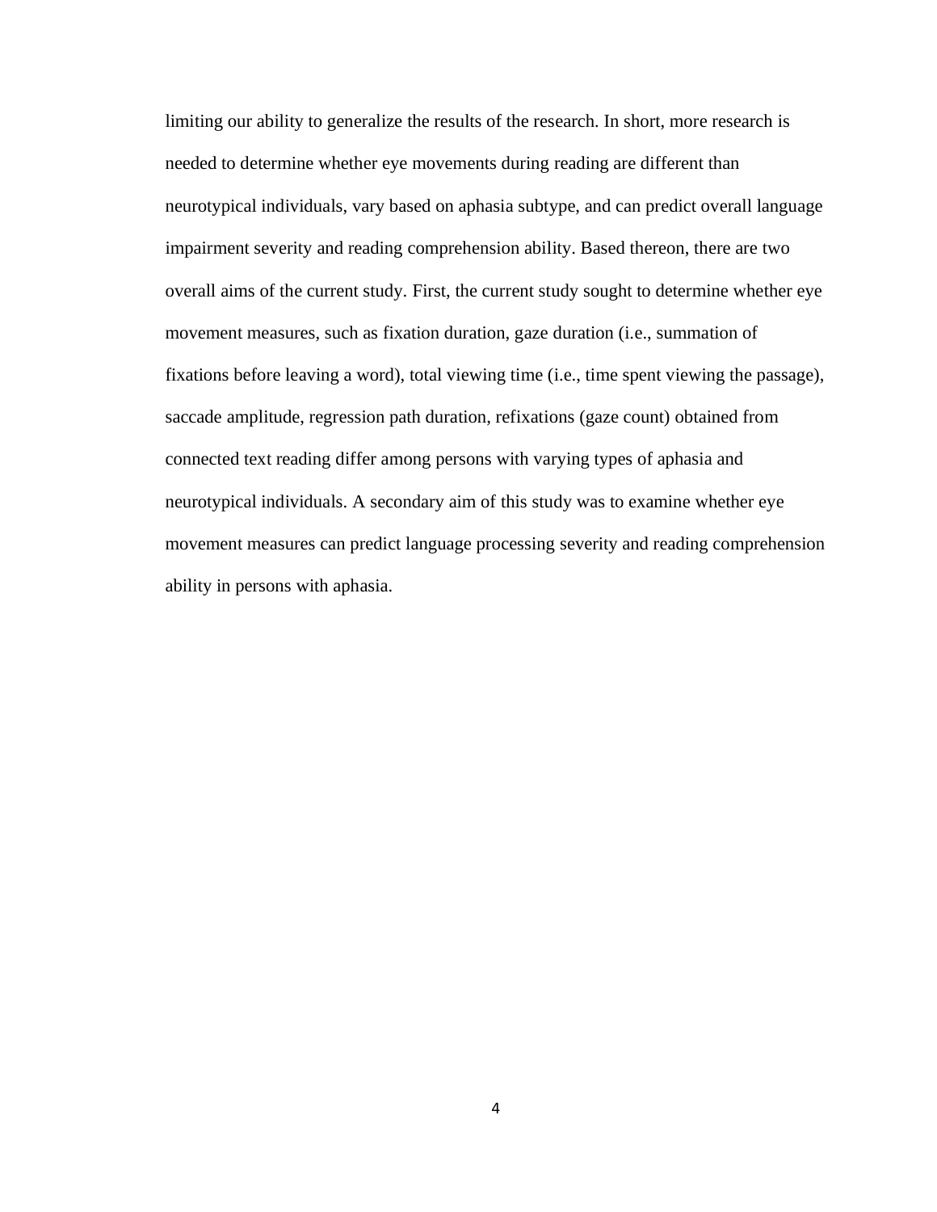limiting our ability to generalize the results of the research. In short, more research is needed to determine whether eye movements during reading are different than neurotypical individuals, vary based on aphasia subtype, and can predict overall language impairment severity and reading comprehension ability. Based thereon, there are two overall aims of the current study. First, the current study sought to determine whether eye movement measures, such as fixation duration, gaze duration (i.e., summation of fixations before leaving a word), total viewing time (i.e., time spent viewing the passage), saccade amplitude, regression path duration, refixations (gaze count) obtained from connected text reading differ among persons with varying types of aphasia and neurotypical individuals. A secondary aim of this study was to examine whether eye movement measures can predict language processing severity and reading comprehension ability in persons with aphasia.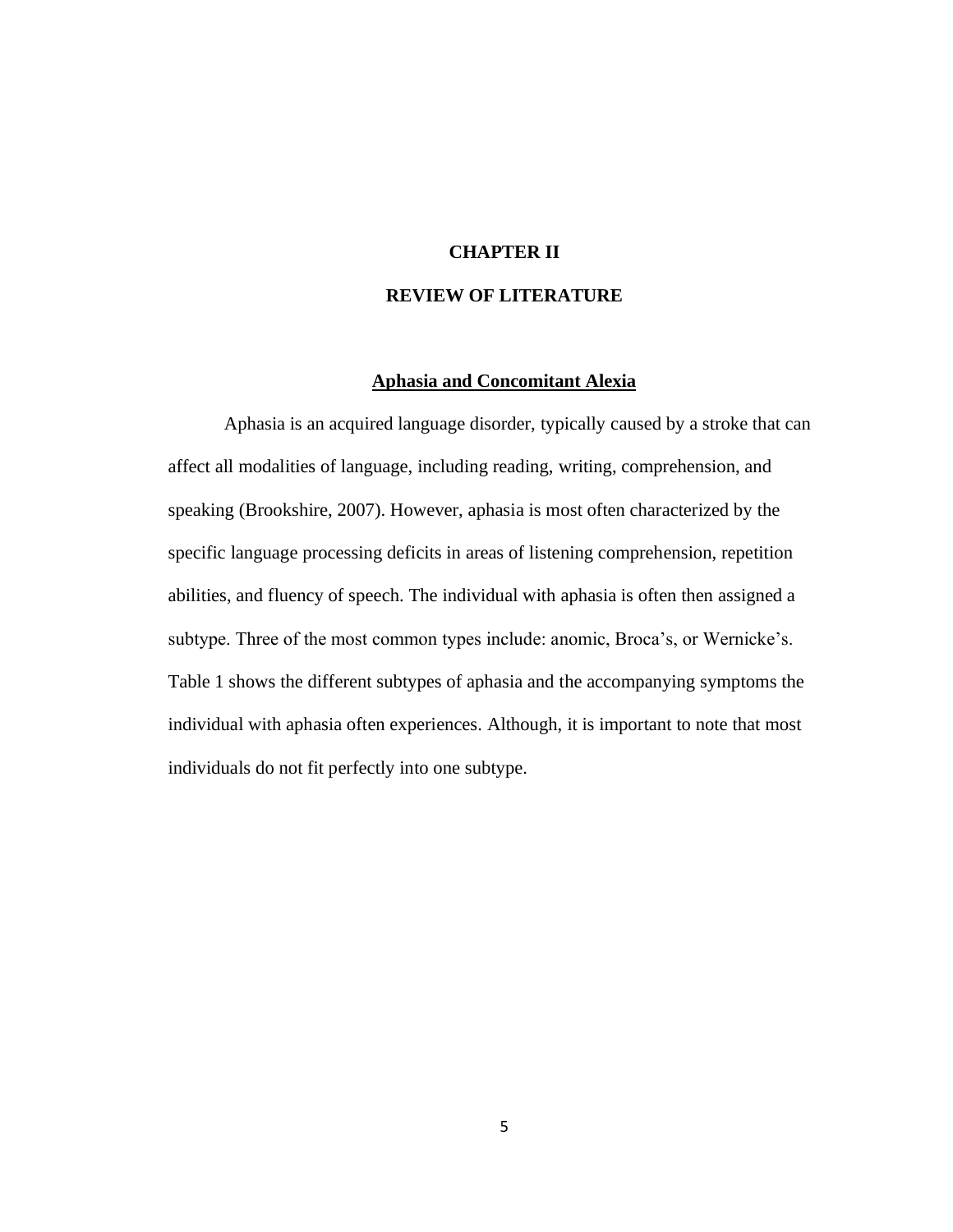# CHAPTER II

# REVIEW OF LITERATURE

## Aphasia and Concomitant Alexia

Aphasia is an acquired language disorder, typically caused by a stroke that can affect all modalities of language, including reading, writing, comprehension, and speaking (Brookshire, 2007). However, aphasia is most often characterized by the specific language processing deficits in areas of listening comprehension, repetition abilities, and fluency of speech. The individual with aphasia is often then assigned a subtype. Three of the most common types include: anomic, Broca's, or Wernicke's. Table 1 shows the different subtypes of aphasia and the accompanying symptoms the individual with aphasia often experiences. Although, it is important to note that most individuals do not fit perfectly into one subtype.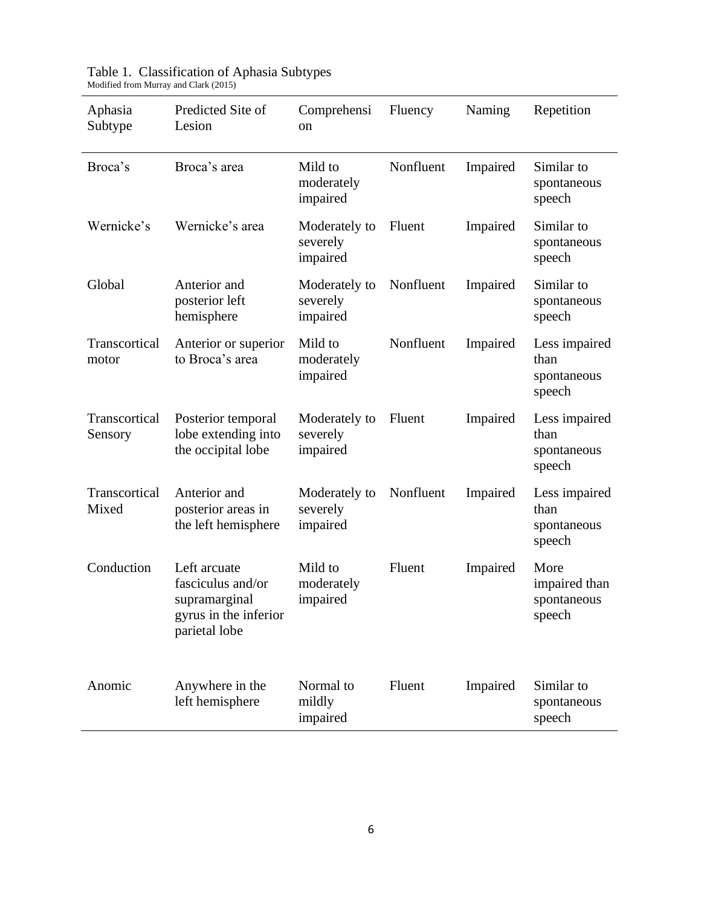Table 1. Classification of Aphasia Subtypes
Modified from Murray and Clark (2015)

| Aphasia Subtype | Predicted Site of Lesion | Comprehension | Fluency | Naming | Repetition |
|---|---|---|---|---|---|
| Broca's | Broca's area | Mild to moderately impaired | Nonfluent | Impaired | Similar to spontaneous speech |
| Wernicke's | Wernicke's area | Moderately to severely impaired | Fluent | Impaired | Similar to spontaneous speech |
| Global | Anterior and posterior left hemisphere | Moderately to severely impaired | Nonfluent | Impaired | Similar to spontaneous speech |
| Transcortical motor | Anterior or superior to Broca's area | Mild to moderately impaired | Nonfluent | Impaired | Less impaired than spontaneous speech |
| Transcortical Sensory | Posterior temporal lobe extending into the occipital lobe | Moderately to severely impaired | Fluent | Impaired | Less impaired than spontaneous speech |
| Transcortical Mixed | Anterior and posterior areas in the left hemisphere | Moderately to severely impaired | Nonfluent | Impaired | Less impaired than spontaneous speech |
| Conduction | Left arcuate fasciculus and/or supramarginal gyrus in the inferior parietal lobe | Mild to moderately impaired | Fluent | Impaired | More impaired than spontaneous speech |
| Anomic | Anywhere in the left hemisphere | Normal to mildly impaired | Fluent | Impaired | Similar to spontaneous speech |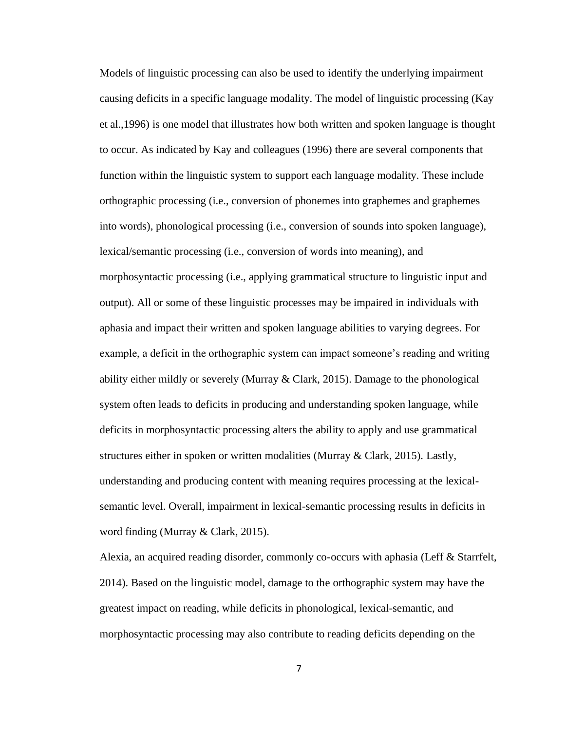Models of linguistic processing can also be used to identify the underlying impairment causing deficits in a specific language modality. The model of linguistic processing (Kay et al.,1996) is one model that illustrates how both written and spoken language is thought to occur. As indicated by Kay and colleagues (1996) there are several components that function within the linguistic system to support each language modality. These include orthographic processing (i.e., conversion of phonemes into graphemes and graphemes into words), phonological processing (i.e., conversion of sounds into spoken language), lexical/semantic processing (i.e., conversion of words into meaning), and morphosyntactic processing (i.e., applying grammatical structure to linguistic input and output). All or some of these linguistic processes may be impaired in individuals with aphasia and impact their written and spoken language abilities to varying degrees. For example, a deficit in the orthographic system can impact someone's reading and writing ability either mildly or severely (Murray & Clark, 2015). Damage to the phonological system often leads to deficits in producing and understanding spoken language, while deficits in morphosyntactic processing alters the ability to apply and use grammatical structures either in spoken or written modalities (Murray & Clark, 2015). Lastly, understanding and producing content with meaning requires processing at the lexical-semantic level. Overall, impairment in lexical-semantic processing results in deficits in word finding (Murray & Clark, 2015).

Alexia, an acquired reading disorder, commonly co-occurs with aphasia (Leff & Starrfelt, 2014). Based on the linguistic model, damage to the orthographic system may have the greatest impact on reading, while deficits in phonological, lexical-semantic, and morphosyntactic processing may also contribute to reading deficits depending on the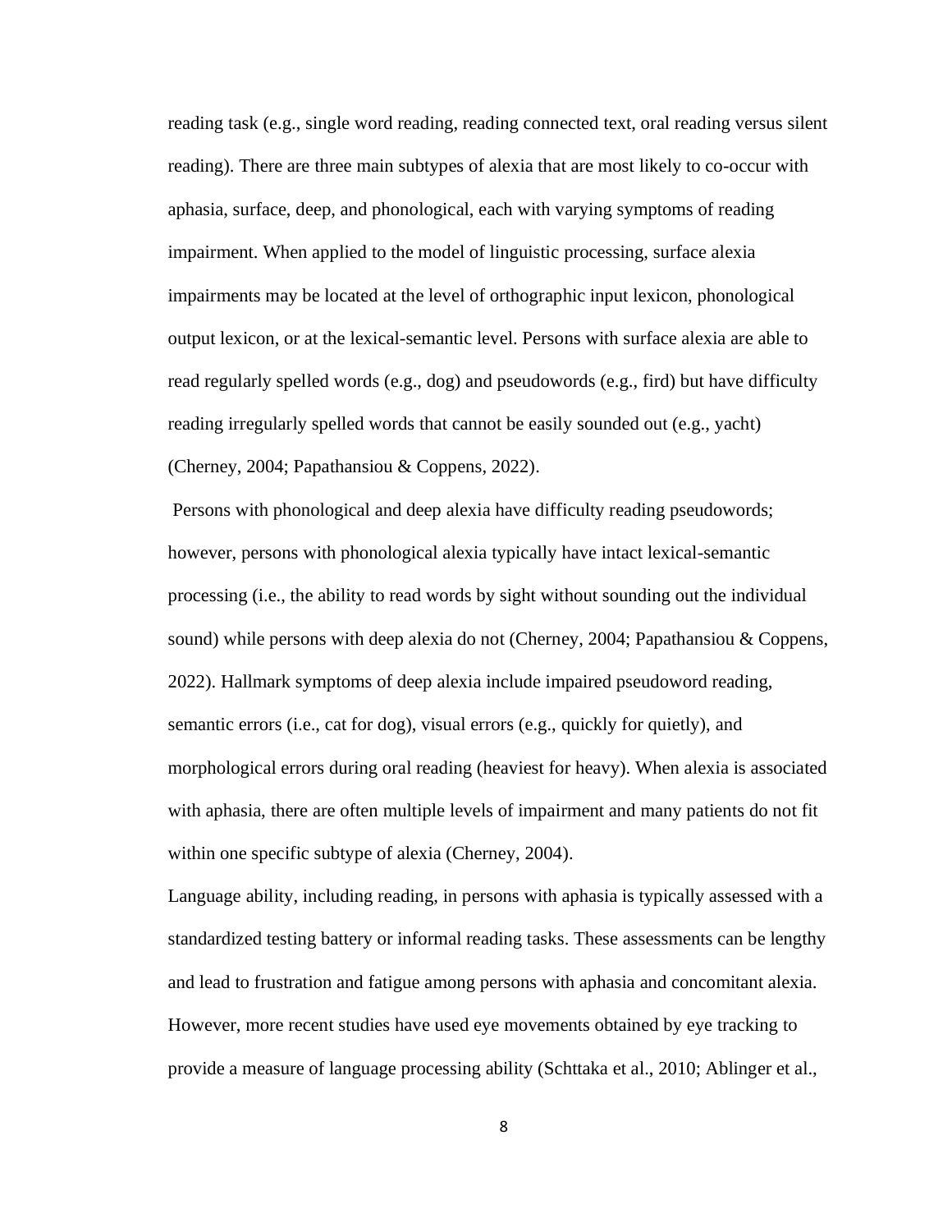reading task (e.g., single word reading, reading connected text, oral reading versus silent reading). There are three main subtypes of alexia that are most likely to co-occur with aphasia, surface, deep, and phonological, each with varying symptoms of reading impairment. When applied to the model of linguistic processing, surface alexia impairments may be located at the level of orthographic input lexicon, phonological output lexicon, or at the lexical-semantic level. Persons with surface alexia are able to read regularly spelled words (e.g., dog) and pseudowords (e.g., fird) but have difficulty reading irregularly spelled words that cannot be easily sounded out (e.g., yacht) (Cherney, 2004; Papathansiou & Coppens, 2022).

Persons with phonological and deep alexia have difficulty reading pseudowords; however, persons with phonological alexia typically have intact lexical-semantic processing (i.e., the ability to read words by sight without sounding out the individual sound) while persons with deep alexia do not (Cherney, 2004; Papathansiou & Coppens, 2022). Hallmark symptoms of deep alexia include impaired pseudoword reading, semantic errors (i.e., cat for dog), visual errors (e.g., quickly for quietly), and morphological errors during oral reading (heaviest for heavy). When alexia is associated with aphasia, there are often multiple levels of impairment and many patients do not fit within one specific subtype of alexia (Cherney, 2004).

Language ability, including reading, in persons with aphasia is typically assessed with a standardized testing battery or informal reading tasks. These assessments can be lengthy and lead to frustration and fatigue among persons with aphasia and concomitant alexia. However, more recent studies have used eye movements obtained by eye tracking to provide a measure of language processing ability (Schttaka et al., 2010; Ablinger et al.,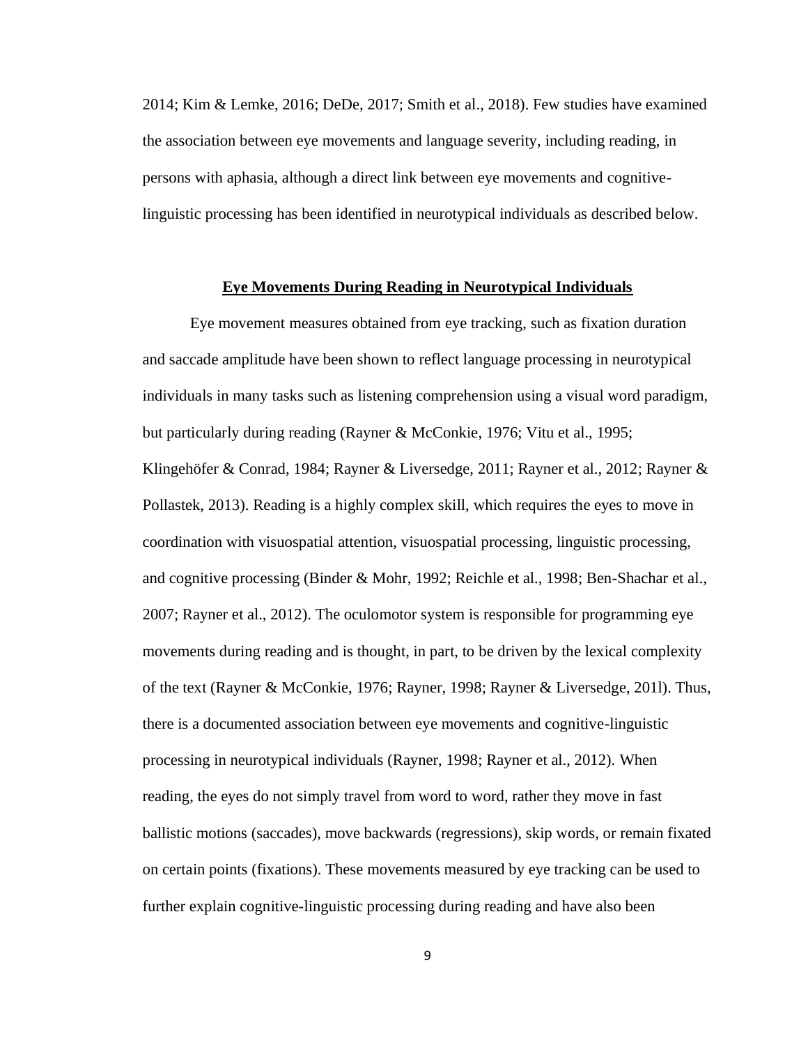2014; Kim & Lemke, 2016; DeDe, 2017; Smith et al., 2018). Few studies have examined the association between eye movements and language severity, including reading, in persons with aphasia, although a direct link between eye movements and cognitive-linguistic processing has been identified in neurotypical individuals as described below.

## Eye Movements During Reading in Neurotypical Individuals

Eye movement measures obtained from eye tracking, such as fixation duration and saccade amplitude have been shown to reflect language processing in neurotypical individuals in many tasks such as listening comprehension using a visual word paradigm, but particularly during reading (Rayner & McConkie, 1976; Vitu et al., 1995; Klingehöfer & Conrad, 1984; Rayner & Liversedge, 2011; Rayner et al., 2012; Rayner & Pollastek, 2013). Reading is a highly complex skill, which requires the eyes to move in coordination with visuospatial attention, visuospatial processing, linguistic processing, and cognitive processing (Binder & Mohr, 1992; Reichle et al., 1998; Ben-Shachar et al., 2007; Rayner et al., 2012). The oculomotor system is responsible for programming eye movements during reading and is thought, in part, to be driven by the lexical complexity of the text (Rayner & McConkie, 1976; Rayner, 1998; Rayner & Liversedge, 201l). Thus, there is a documented association between eye movements and cognitive-linguistic processing in neurotypical individuals (Rayner, 1998; Rayner et al., 2012). When reading, the eyes do not simply travel from word to word, rather they move in fast ballistic motions (saccades), move backwards (regressions), skip words, or remain fixated on certain points (fixations). These movements measured by eye tracking can be used to further explain cognitive-linguistic processing during reading and have also been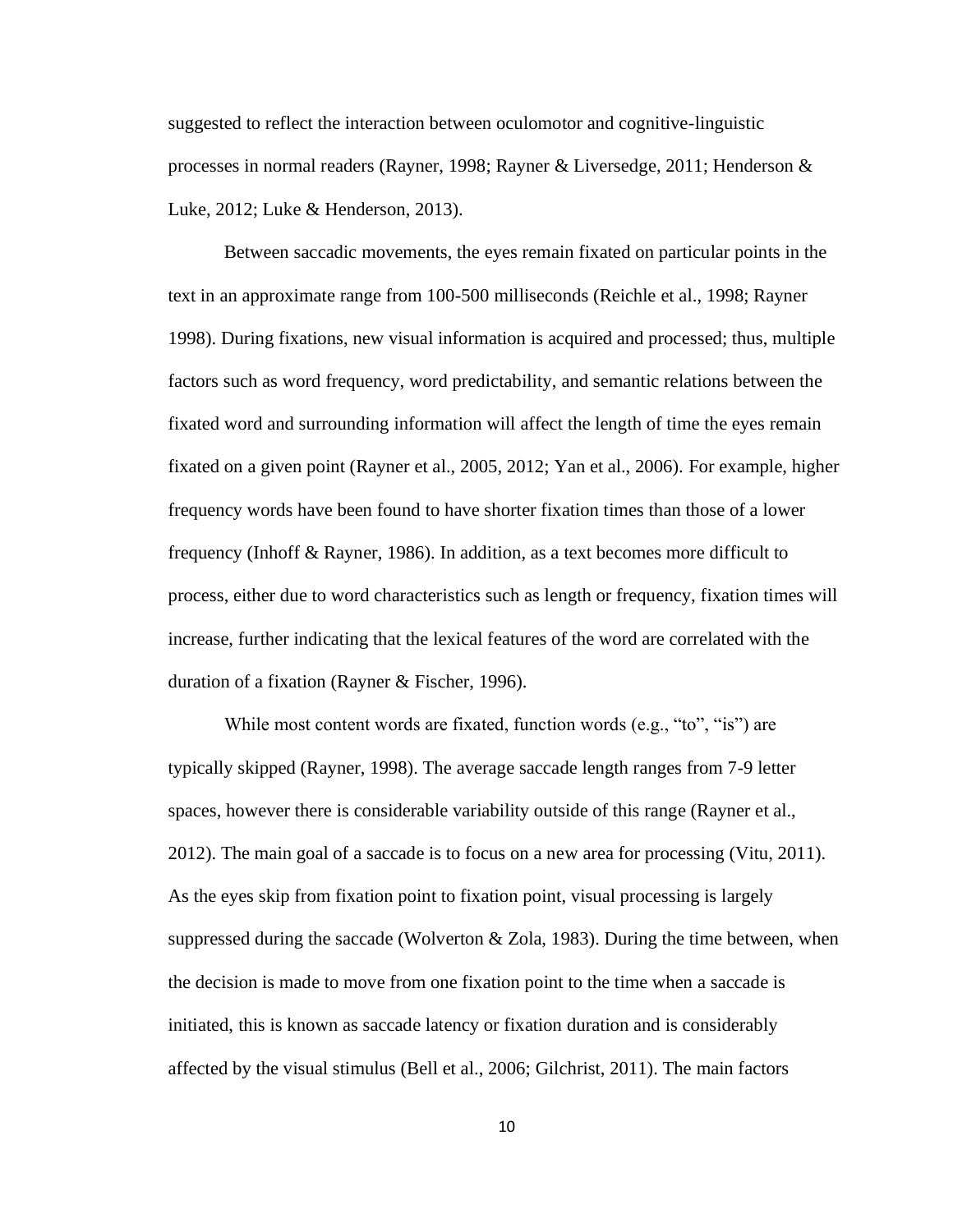suggested to reflect the interaction between oculomotor and cognitive-linguistic processes in normal readers (Rayner, 1998; Rayner & Liversedge, 2011; Henderson & Luke, 2012; Luke & Henderson, 2013).

Between saccadic movements, the eyes remain fixated on particular points in the text in an approximate range from 100-500 milliseconds (Reichle et al., 1998; Rayner 1998). During fixations, new visual information is acquired and processed; thus, multiple factors such as word frequency, word predictability, and semantic relations between the fixated word and surrounding information will affect the length of time the eyes remain fixated on a given point (Rayner et al., 2005, 2012; Yan et al., 2006). For example, higher frequency words have been found to have shorter fixation times than those of a lower frequency (Inhoff & Rayner, 1986). In addition, as a text becomes more difficult to process, either due to word characteristics such as length or frequency, fixation times will increase, further indicating that the lexical features of the word are correlated with the duration of a fixation (Rayner & Fischer, 1996).

While most content words are fixated, function words (e.g., "to", "is") are typically skipped (Rayner, 1998). The average saccade length ranges from 7-9 letter spaces, however there is considerable variability outside of this range (Rayner et al., 2012). The main goal of a saccade is to focus on a new area for processing (Vitu, 2011). As the eyes skip from fixation point to fixation point, visual processing is largely suppressed during the saccade (Wolverton & Zola, 1983). During the time between, when the decision is made to move from one fixation point to the time when a saccade is initiated, this is known as saccade latency or fixation duration and is considerably affected by the visual stimulus (Bell et al., 2006; Gilchrist, 2011). The main factors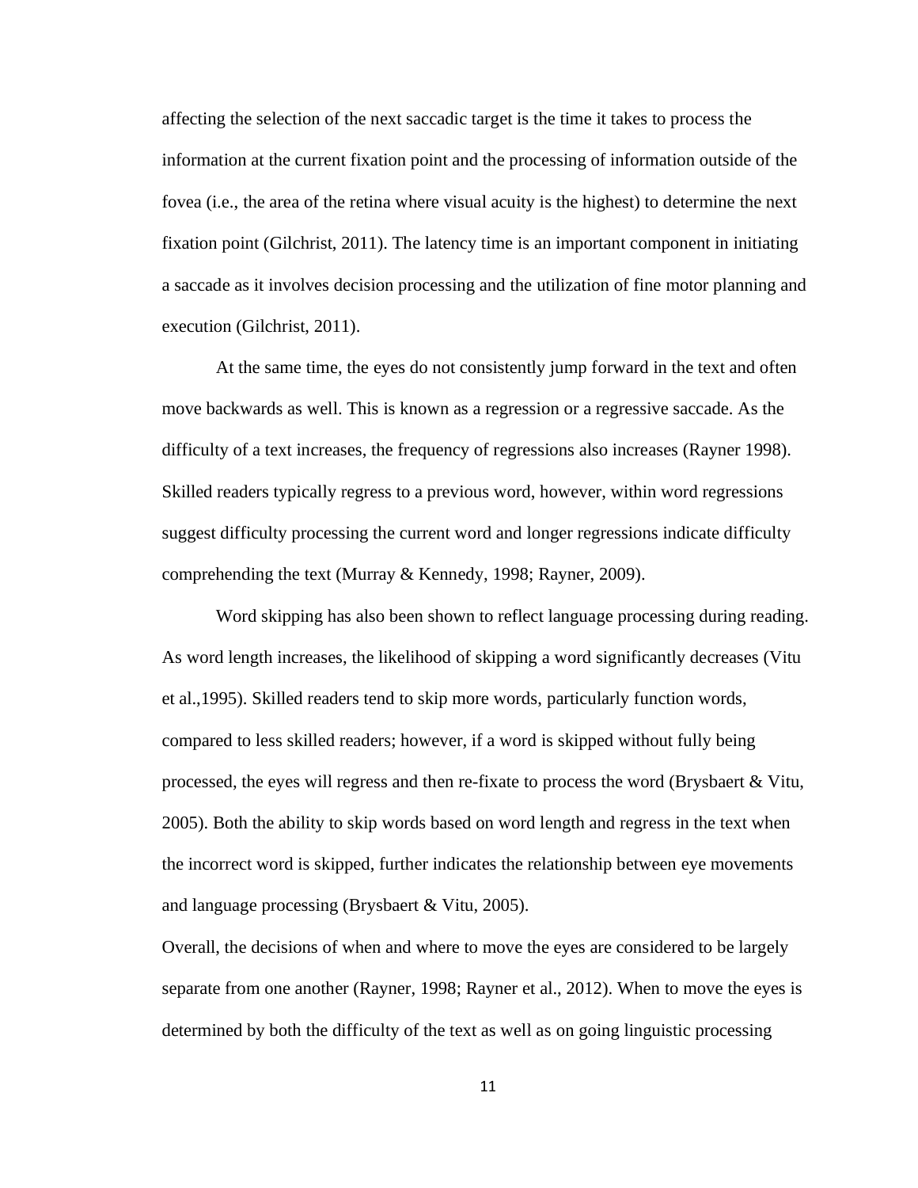affecting the selection of the next saccadic target is the time it takes to process the information at the current fixation point and the processing of information outside of the fovea (i.e., the area of the retina where visual acuity is the highest) to determine the next fixation point (Gilchrist, 2011). The latency time is an important component in initiating a saccade as it involves decision processing and the utilization of fine motor planning and execution (Gilchrist, 2011).

At the same time, the eyes do not consistently jump forward in the text and often move backwards as well. This is known as a regression or a regressive saccade. As the difficulty of a text increases, the frequency of regressions also increases (Rayner 1998). Skilled readers typically regress to a previous word, however, within word regressions suggest difficulty processing the current word and longer regressions indicate difficulty comprehending the text (Murray & Kennedy, 1998; Rayner, 2009).

Word skipping has also been shown to reflect language processing during reading. As word length increases, the likelihood of skipping a word significantly decreases (Vitu et al.,1995). Skilled readers tend to skip more words, particularly function words, compared to less skilled readers; however, if a word is skipped without fully being processed, the eyes will regress and then re-fixate to process the word (Brysbaert & Vitu, 2005). Both the ability to skip words based on word length and regress in the text when the incorrect word is skipped, further indicates the relationship between eye movements and language processing (Brysbaert & Vitu, 2005).

Overall, the decisions of when and where to move the eyes are considered to be largely separate from one another (Rayner, 1998; Rayner et al., 2012). When to move the eyes is determined by both the difficulty of the text as well as on going linguistic processing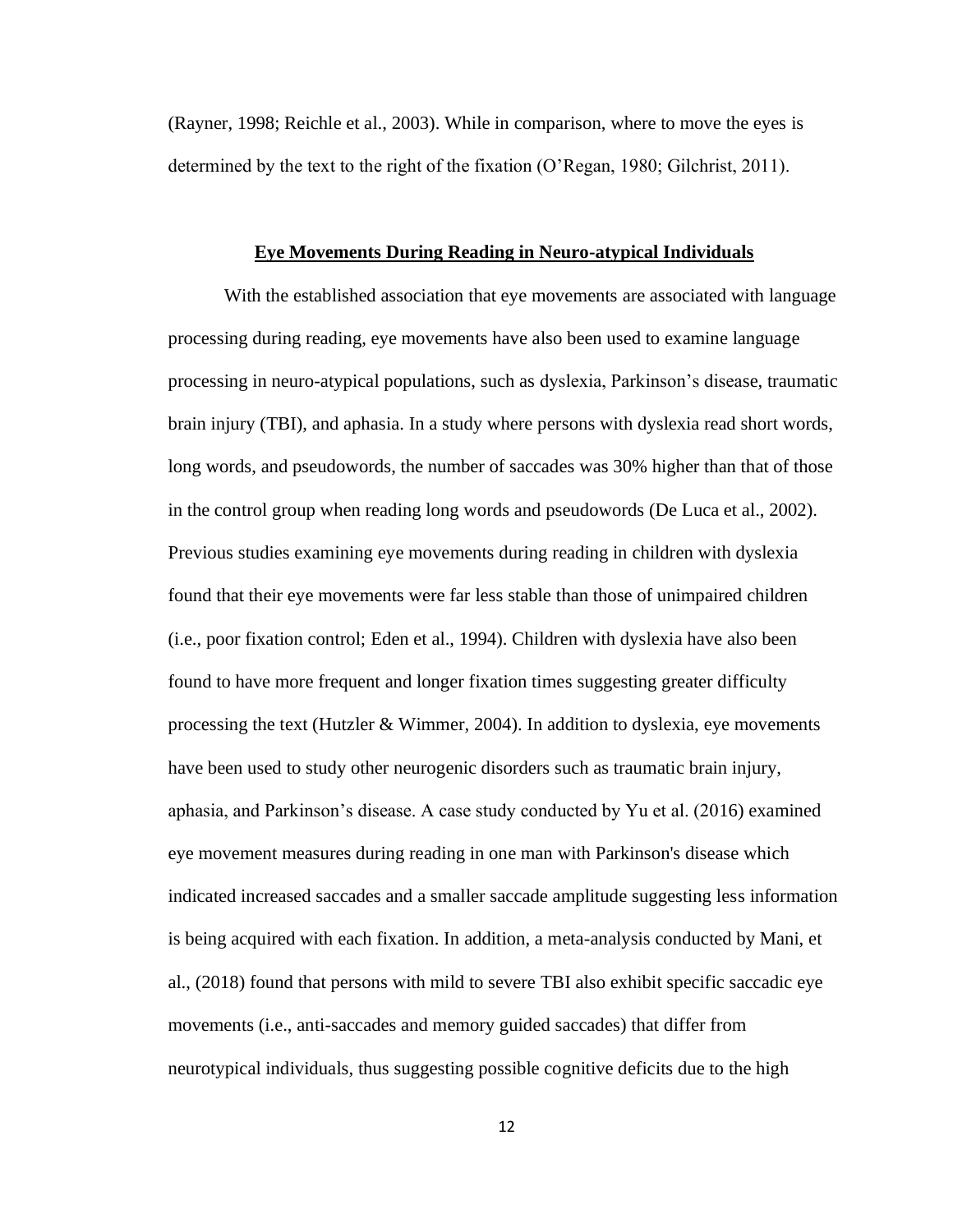(Rayner, 1998; Reichle et al., 2003). While in comparison, where to move the eyes is determined by the text to the right of the fixation (O'Regan, 1980; Gilchrist, 2011).

## **Eye Movements During Reading in Neuro-atypical Individuals**

With the established association that eye movements are associated with language processing during reading, eye movements have also been used to examine language processing in neuro-atypical populations, such as dyslexia, Parkinson's disease, traumatic brain injury (TBI), and aphasia. In a study where persons with dyslexia read short words, long words, and pseudowords, the number of saccades was 30% higher than that of those in the control group when reading long words and pseudowords (De Luca et al., 2002). Previous studies examining eye movements during reading in children with dyslexia found that their eye movements were far less stable than those of unimpaired children (i.e., poor fixation control; Eden et al., 1994). Children with dyslexia have also been found to have more frequent and longer fixation times suggesting greater difficulty processing the text (Hutzler & Wimmer, 2004). In addition to dyslexia, eye movements have been used to study other neurogenic disorders such as traumatic brain injury, aphasia, and Parkinson's disease. A case study conducted by Yu et al. (2016) examined eye movement measures during reading in one man with Parkinson's disease which indicated increased saccades and a smaller saccade amplitude suggesting less information is being acquired with each fixation. In addition, a meta-analysis conducted by Mani, et al., (2018) found that persons with mild to severe TBI also exhibit specific saccadic eye movements (i.e., anti-saccades and memory guided saccades) that differ from neurotypical individuals, thus suggesting possible cognitive deficits due to the high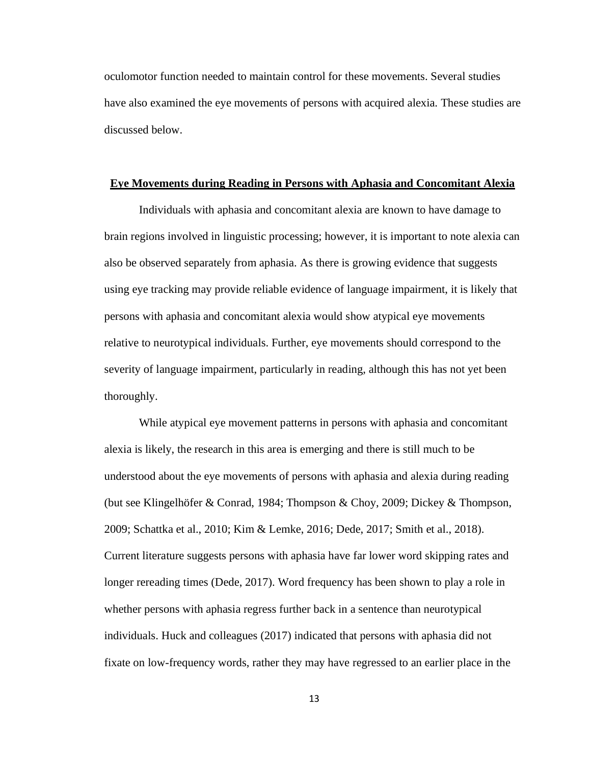oculomotor function needed to maintain control for these movements. Several studies have also examined the eye movements of persons with acquired alexia. These studies are discussed below.

## Eye Movements during Reading in Persons with Aphasia and Concomitant Alexia

Individuals with aphasia and concomitant alexia are known to have damage to brain regions involved in linguistic processing; however, it is important to note alexia can also be observed separately from aphasia. As there is growing evidence that suggests using eye tracking may provide reliable evidence of language impairment, it is likely that persons with aphasia and concomitant alexia would show atypical eye movements relative to neurotypical individuals. Further, eye movements should correspond to the severity of language impairment, particularly in reading, although this has not yet been thoroughly.

While atypical eye movement patterns in persons with aphasia and concomitant alexia is likely, the research in this area is emerging and there is still much to be understood about the eye movements of persons with aphasia and alexia during reading (but see Klingelhöfer & Conrad, 1984; Thompson & Choy, 2009; Dickey & Thompson, 2009; Schattka et al., 2010; Kim & Lemke, 2016; Dede, 2017; Smith et al., 2018). Current literature suggests persons with aphasia have far lower word skipping rates and longer rereading times (Dede, 2017). Word frequency has been shown to play a role in whether persons with aphasia regress further back in a sentence than neurotypical individuals. Huck and colleagues (2017) indicated that persons with aphasia did not fixate on low-frequency words, rather they may have regressed to an earlier place in the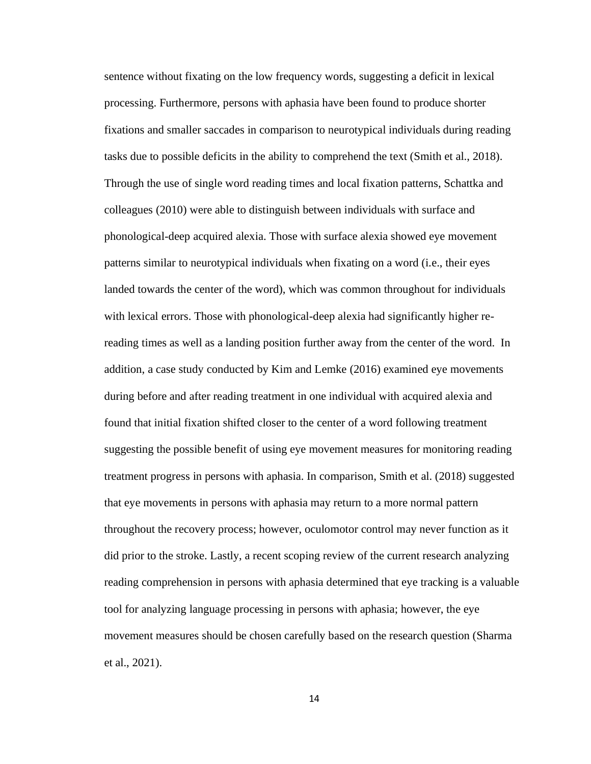sentence without fixating on the low frequency words, suggesting a deficit in lexical processing. Furthermore, persons with aphasia have been found to produce shorter fixations and smaller saccades in comparison to neurotypical individuals during reading tasks due to possible deficits in the ability to comprehend the text (Smith et al., 2018). Through the use of single word reading times and local fixation patterns, Schattka and colleagues (2010) were able to distinguish between individuals with surface and phonological-deep acquired alexia. Those with surface alexia showed eye movement patterns similar to neurotypical individuals when fixating on a word (i.e., their eyes landed towards the center of the word), which was common throughout for individuals with lexical errors. Those with phonological-deep alexia had significantly higher re-reading times as well as a landing position further away from the center of the word. In addition, a case study conducted by Kim and Lemke (2016) examined eye movements during before and after reading treatment in one individual with acquired alexia and found that initial fixation shifted closer to the center of a word following treatment suggesting the possible benefit of using eye movement measures for monitoring reading treatment progress in persons with aphasia. In comparison, Smith et al. (2018) suggested that eye movements in persons with aphasia may return to a more normal pattern throughout the recovery process; however, oculomotor control may never function as it did prior to the stroke. Lastly, a recent scoping review of the current research analyzing reading comprehension in persons with aphasia determined that eye tracking is a valuable tool for analyzing language processing in persons with aphasia; however, the eye movement measures should be chosen carefully based on the research question (Sharma et al., 2021).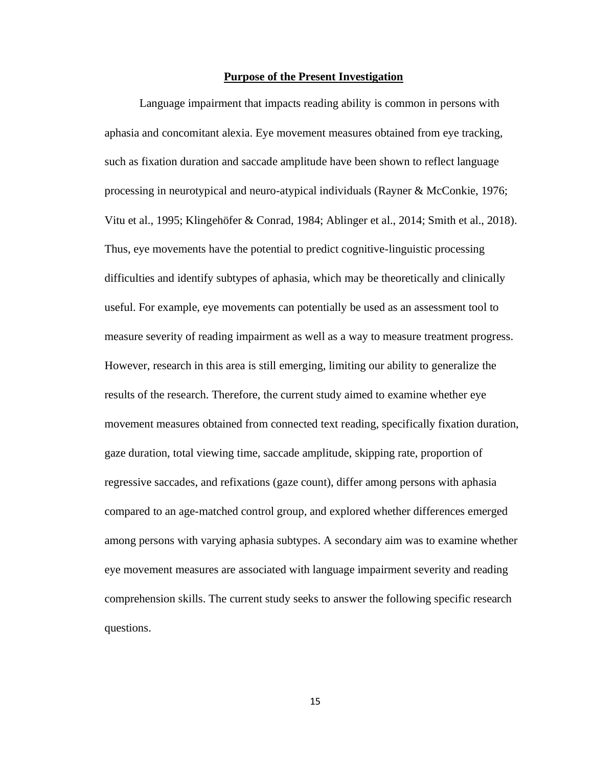## Purpose of the Present Investigation

Language impairment that impacts reading ability is common in persons with aphasia and concomitant alexia. Eye movement measures obtained from eye tracking, such as fixation duration and saccade amplitude have been shown to reflect language processing in neurotypical and neuro-atypical individuals (Rayner & McConkie, 1976; Vitu et al., 1995; Klingehöfer & Conrad, 1984; Ablinger et al., 2014; Smith et al., 2018). Thus, eye movements have the potential to predict cognitive-linguistic processing difficulties and identify subtypes of aphasia, which may be theoretically and clinically useful. For example, eye movements can potentially be used as an assessment tool to measure severity of reading impairment as well as a way to measure treatment progress. However, research in this area is still emerging, limiting our ability to generalize the results of the research. Therefore, the current study aimed to examine whether eye movement measures obtained from connected text reading, specifically fixation duration, gaze duration, total viewing time, saccade amplitude, skipping rate, proportion of regressive saccades, and refixations (gaze count), differ among persons with aphasia compared to an age-matched control group, and explored whether differences emerged among persons with varying aphasia subtypes. A secondary aim was to examine whether eye movement measures are associated with language impairment severity and reading comprehension skills. The current study seeks to answer the following specific research questions.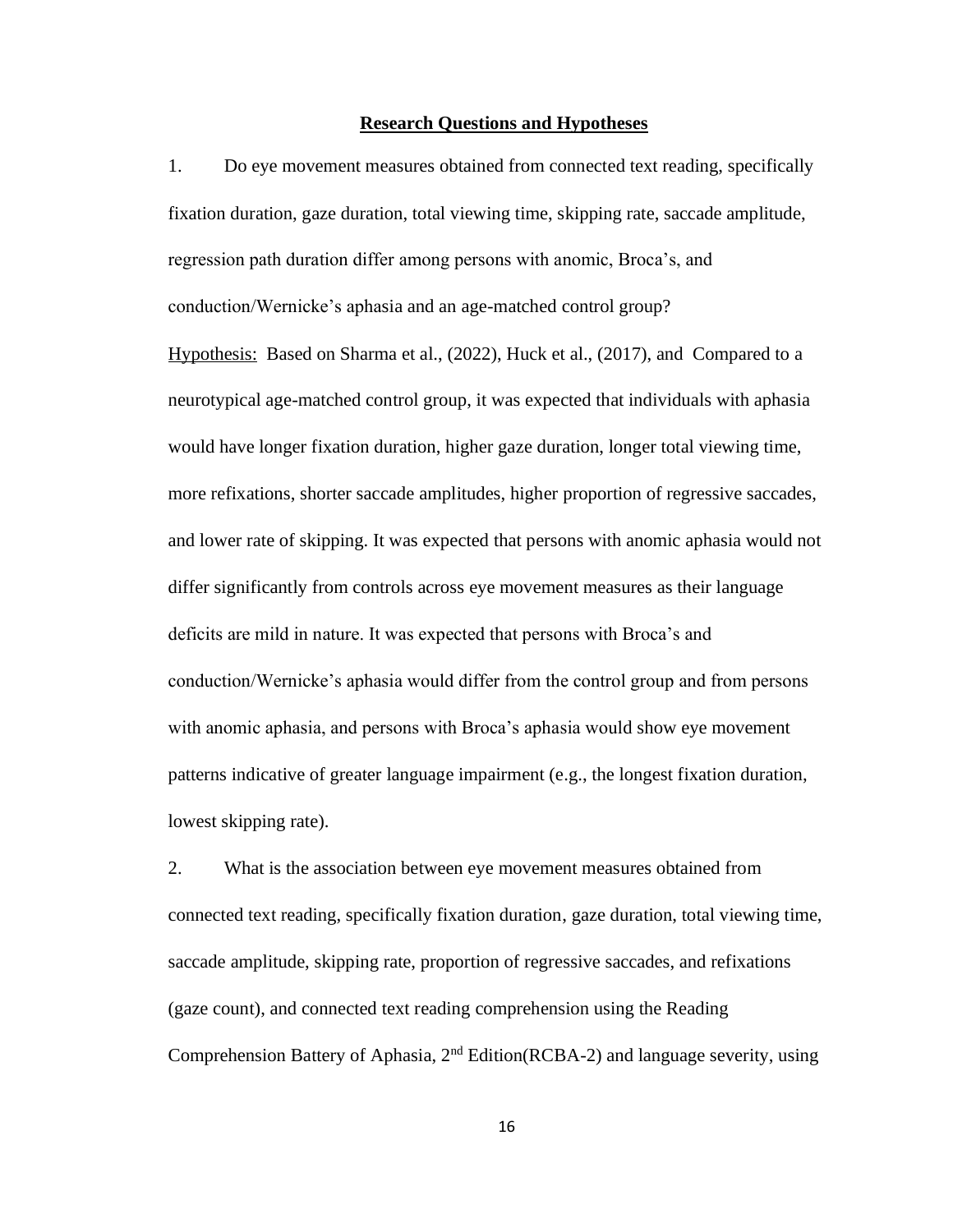**Research Questions and Hypotheses**

1. Do eye movement measures obtained from connected text reading, specifically fixation duration, gaze duration, total viewing time, skipping rate, saccade amplitude, regression path duration differ among persons with anomic, Broca's, and conduction/Wernicke's aphasia and an age-matched control group?

Hypothesis: Based on Sharma et al., (2022), Huck et al., (2017), and Compared to a neurotypical age-matched control group, it was expected that individuals with aphasia would have longer fixation duration, higher gaze duration, longer total viewing time, more refixations, shorter saccade amplitudes, higher proportion of regressive saccades, and lower rate of skipping. It was expected that persons with anomic aphasia would not differ significantly from controls across eye movement measures as their language deficits are mild in nature. It was expected that persons with Broca's and conduction/Wernicke's aphasia would differ from the control group and from persons with anomic aphasia, and persons with Broca's aphasia would show eye movement patterns indicative of greater language impairment (e.g., the longest fixation duration, lowest skipping rate).

2. What is the association between eye movement measures obtained from connected text reading, specifically fixation duration, gaze duration, total viewing time, saccade amplitude, skipping rate, proportion of regressive saccades, and refixations (gaze count), and connected text reading comprehension using the Reading Comprehension Battery of Aphasia, 2nd Edition(RCBA-2) and language severity, using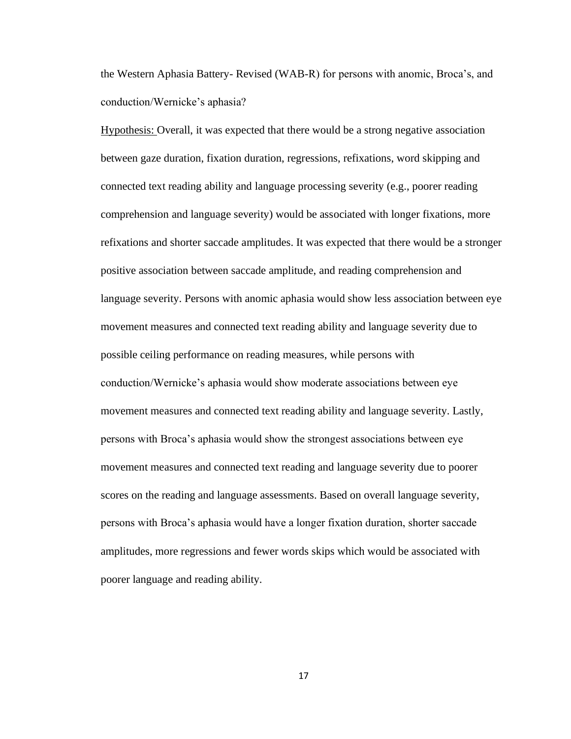the Western Aphasia Battery- Revised (WAB-R) for persons with anomic, Broca's, and conduction/Wernicke's aphasia?

<u>Hypothesis:</u> Overall, it was expected that there would be a strong negative association between gaze duration, fixation duration, regressions, refixations, word skipping and connected text reading ability and language processing severity (e.g., poorer reading comprehension and language severity) would be associated with longer fixations, more refixations and shorter saccade amplitudes. It was expected that there would be a stronger positive association between saccade amplitude, and reading comprehension and language severity. Persons with anomic aphasia would show less association between eye movement measures and connected text reading ability and language severity due to possible ceiling performance on reading measures, while persons with conduction/Wernicke's aphasia would show moderate associations between eye movement measures and connected text reading ability and language severity. Lastly, persons with Broca's aphasia would show the strongest associations between eye movement measures and connected text reading and language severity due to poorer scores on the reading and language assessments. Based on overall language severity, persons with Broca's aphasia would have a longer fixation duration, shorter saccade amplitudes, more regressions and fewer words skips which would be associated with poorer language and reading ability.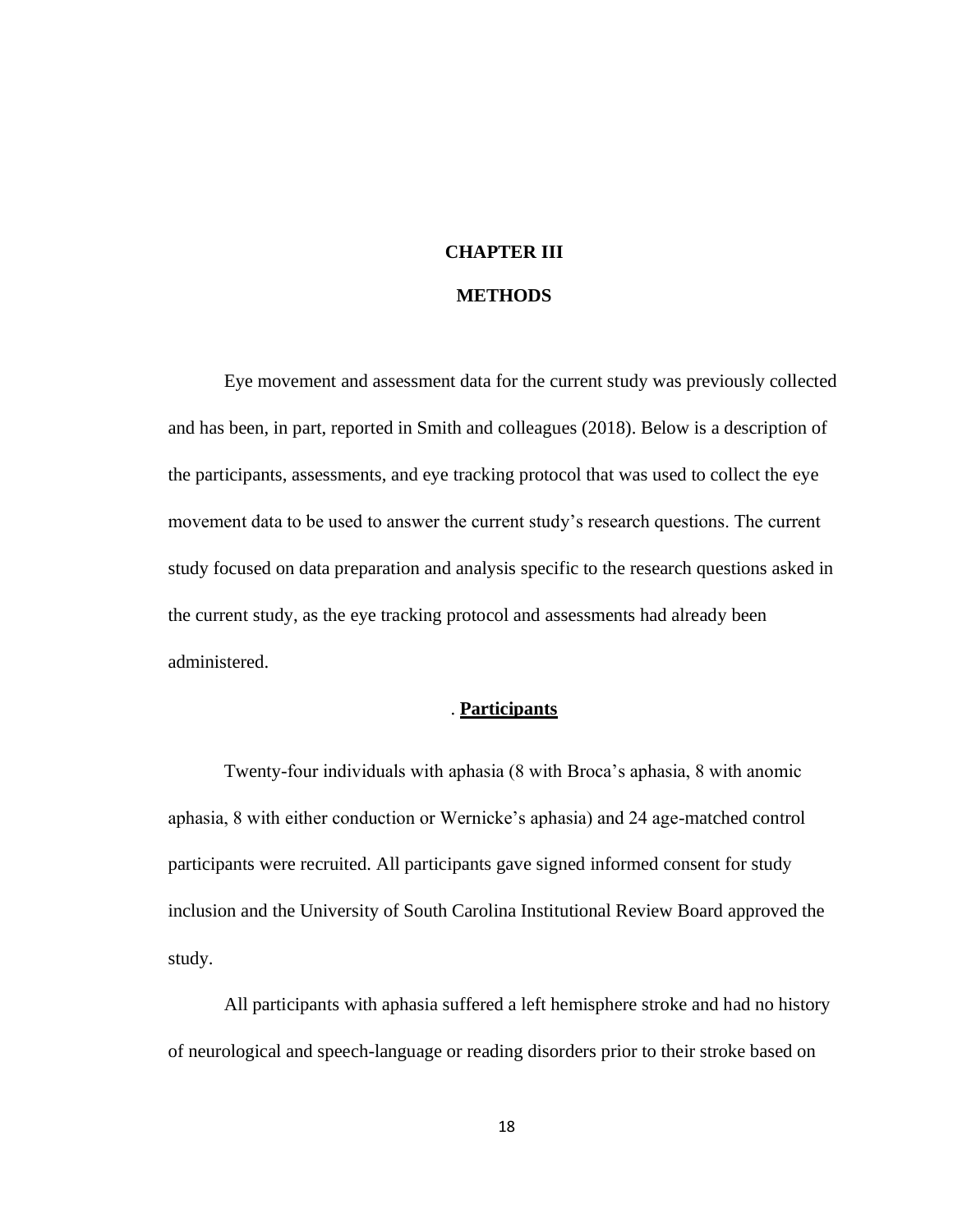# CHAPTER III

# METHODS

Eye movement and assessment data for the current study was previously collected and has been, in part, reported in Smith and colleagues (2018). Below is a description of the participants, assessments, and eye tracking protocol that was used to collect the eye movement data to be used to answer the current study's research questions. The current study focused on data preparation and analysis specific to the research questions asked in the current study, as the eye tracking protocol and assessments had already been administered.

## . Participants

Twenty-four individuals with aphasia (8 with Broca's aphasia, 8 with anomic aphasia, 8 with either conduction or Wernicke's aphasia) and 24 age-matched control participants were recruited. All participants gave signed informed consent for study inclusion and the University of South Carolina Institutional Review Board approved the study.

All participants with aphasia suffered a left hemisphere stroke and had no history of neurological and speech-language or reading disorders prior to their stroke based on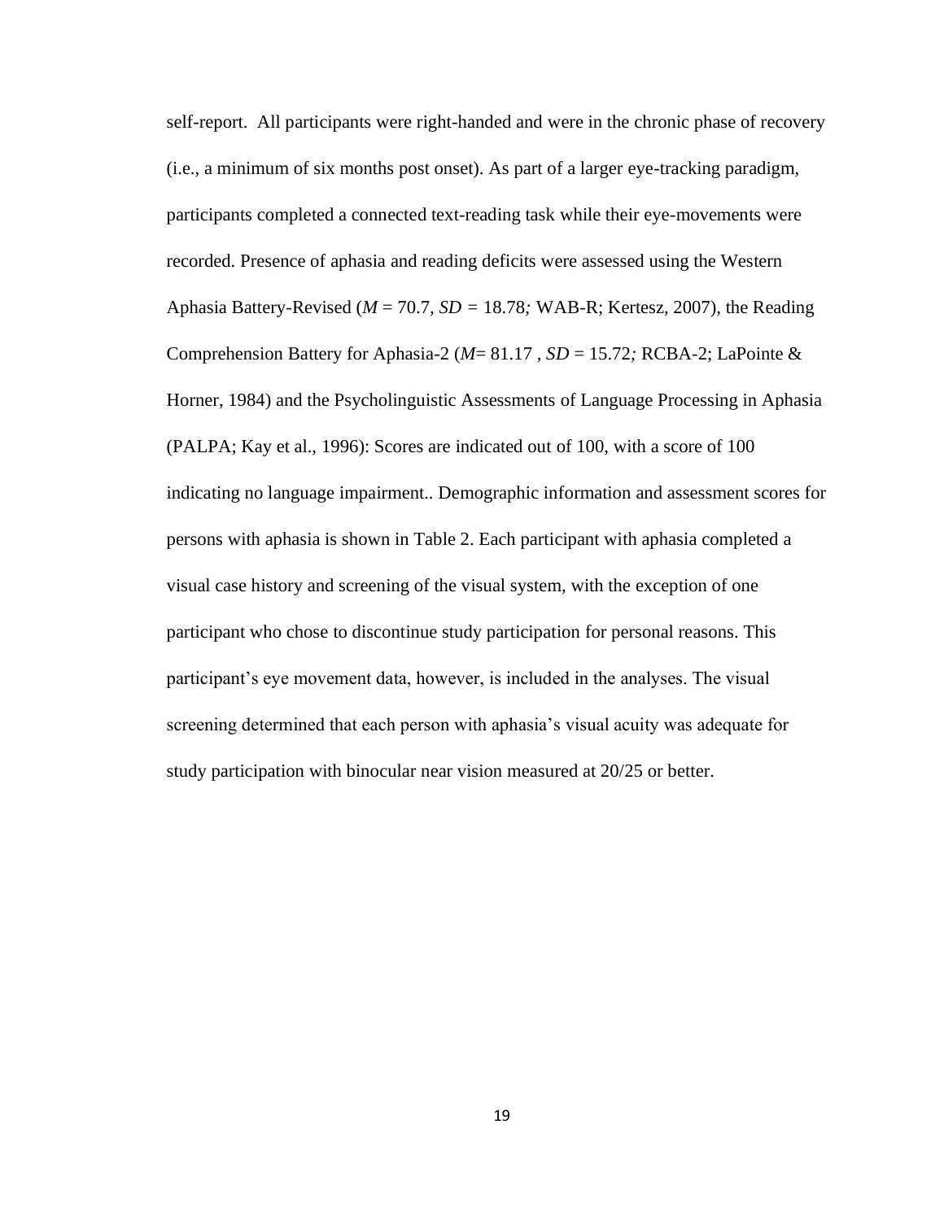self-report. All participants were right-handed and were in the chronic phase of recovery (i.e., a minimum of six months post onset). As part of a larger eye-tracking paradigm, participants completed a connected text-reading task while their eye-movements were recorded. Presence of aphasia and reading deficits were assessed using the Western Aphasia Battery-Revised (*M* = 70.7*, SD =* 18.78*;* WAB-R; Kertesz, 2007), the Reading Comprehension Battery for Aphasia-2 (*M*= 81.17 *, SD* = 15.72*;* RCBA-2; LaPointe & Horner, 1984) and the Psycholinguistic Assessments of Language Processing in Aphasia (PALPA; Kay et al., 1996): Scores are indicated out of 100, with a score of 100 indicating no language impairment.. Demographic information and assessment scores for persons with aphasia is shown in Table 2. Each participant with aphasia completed a visual case history and screening of the visual system, with the exception of one participant who chose to discontinue study participation for personal reasons. This participant's eye movement data, however, is included in the analyses. The visual screening determined that each person with aphasia's visual acuity was adequate for study participation with binocular near vision measured at 20/25 or better.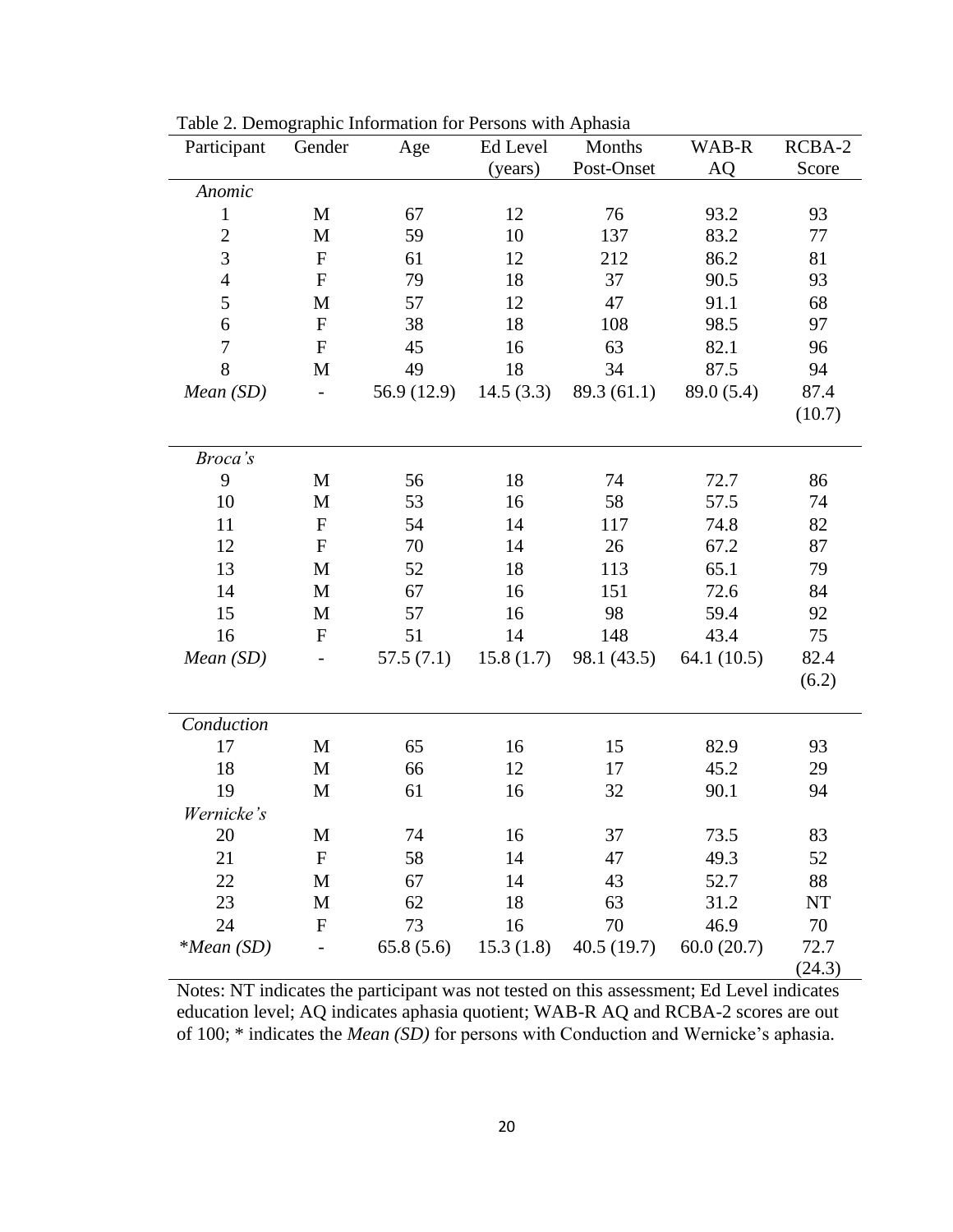Table 2. Demographic Information for Persons with Aphasia

| Participant | Gender | Age | Ed Level (years) | Months Post-Onset | WAB-R AQ | RCBA-2 Score |
|---|---|---|---|---|---|---|
| *Anomic* | | | | | | |
| 1 | M | 67 | 12 | 76 | 93.2 | 93 |
| 2 | M | 59 | 10 | 137 | 83.2 | 77 |
| 3 | F | 61 | 12 | 212 | 86.2 | 81 |
| 4 | F | 79 | 18 | 37 | 90.5 | 93 |
| 5 | M | 57 | 12 | 47 | 91.1 | 68 |
| 6 | F | 38 | 18 | 108 | 98.5 | 97 |
| 7 | F | 45 | 16 | 63 | 82.1 | 96 |
| 8 | M | 49 | 18 | 34 | 87.5 | 94 |
| *Mean (SD)* | - | 56.9 (12.9) | 14.5 (3.3) | 89.3 (61.1) | 89.0 (5.4) | 87.4 (10.7) |
| *Broca's* | | | | | | |
| 9 | M | 56 | 18 | 74 | 72.7 | 86 |
| 10 | M | 53 | 16 | 58 | 57.5 | 74 |
| 11 | F | 54 | 14 | 117 | 74.8 | 82 |
| 12 | F | 70 | 14 | 26 | 67.2 | 87 |
| 13 | M | 52 | 18 | 113 | 65.1 | 79 |
| 14 | M | 67 | 16 | 151 | 72.6 | 84 |
| 15 | M | 57 | 16 | 98 | 59.4 | 92 |
| 16 | F | 51 | 14 | 148 | 43.4 | 75 |
| *Mean (SD)* | - | 57.5 (7.1) | 15.8 (1.7) | 98.1 (43.5) | 64.1 (10.5) | 82.4 (6.2) |
| *Conduction* | | | | | | |
| 17 | M | 65 | 16 | 15 | 82.9 | 93 |
| 18 | M | 66 | 12 | 17 | 45.2 | 29 |
| 19 | M | 61 | 16 | 32 | 90.1 | 94 |
| *Wernicke's* | | | | | | |
| 20 | M | 74 | 16 | 37 | 73.5 | 83 |
| 21 | F | 58 | 14 | 47 | 49.3 | 52 |
| 22 | M | 67 | 14 | 43 | 52.7 | 88 |
| 23 | M | 62 | 18 | 63 | 31.2 | NT |
| 24 | F | 73 | 16 | 70 | 46.9 | 70 |
| *\*Mean (SD)* | - | 65.8 (5.6) | 15.3 (1.8) | 40.5 (19.7) | 60.0 (20.7) | 72.7 (24.3) |

Notes: NT indicates the participant was not tested on this assessment; Ed Level indicates education level; AQ indicates aphasia quotient; WAB-R AQ and RCBA-2 scores are out of 100; * indicates the *Mean (SD)* for persons with Conduction and Wernicke's aphasia.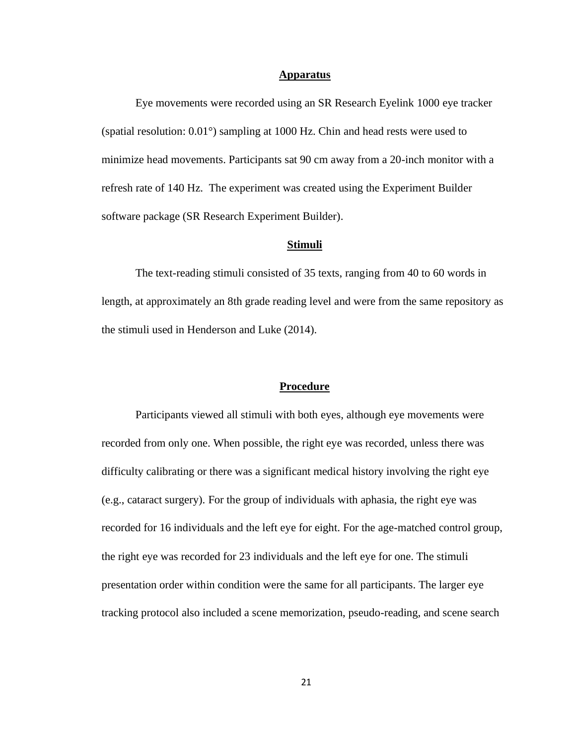## Apparatus

Eye movements were recorded using an SR Research Eyelink 1000 eye tracker (spatial resolution: 0.01°) sampling at 1000 Hz. Chin and head rests were used to minimize head movements. Participants sat 90 cm away from a 20-inch monitor with a refresh rate of 140 Hz. The experiment was created using the Experiment Builder software package (SR Research Experiment Builder).

## Stimuli

The text-reading stimuli consisted of 35 texts, ranging from 40 to 60 words in length, at approximately an 8th grade reading level and were from the same repository as the stimuli used in Henderson and Luke (2014).

## Procedure

Participants viewed all stimuli with both eyes, although eye movements were recorded from only one. When possible, the right eye was recorded, unless there was difficulty calibrating or there was a significant medical history involving the right eye (e.g., cataract surgery). For the group of individuals with aphasia, the right eye was recorded for 16 individuals and the left eye for eight. For the age-matched control group, the right eye was recorded for 23 individuals and the left eye for one. The stimuli presentation order within condition were the same for all participants. The larger eye tracking protocol also included a scene memorization, pseudo-reading, and scene search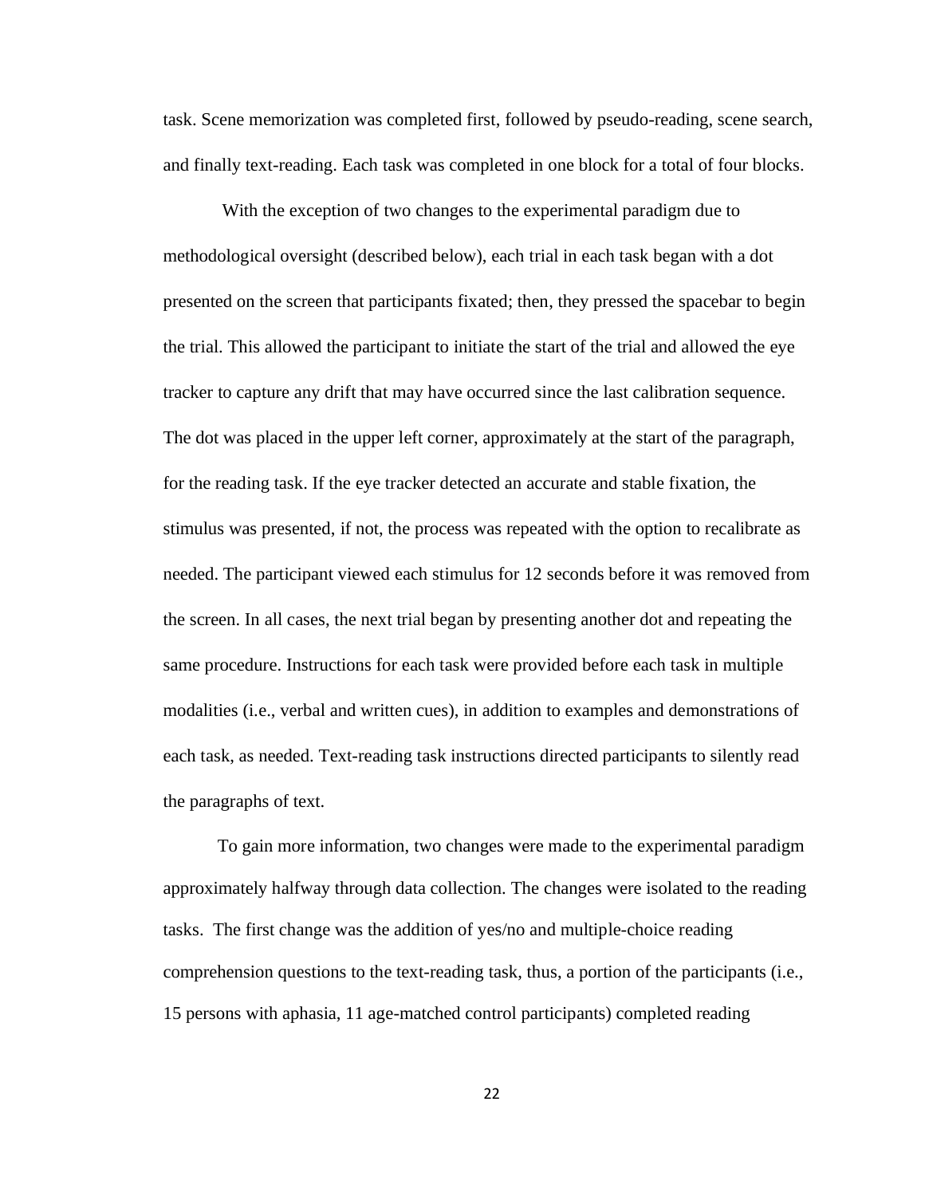task. Scene memorization was completed first, followed by pseudo-reading, scene search, and finally text-reading. Each task was completed in one block for a total of four blocks.

With the exception of two changes to the experimental paradigm due to methodological oversight (described below), each trial in each task began with a dot presented on the screen that participants fixated; then, they pressed the spacebar to begin the trial. This allowed the participant to initiate the start of the trial and allowed the eye tracker to capture any drift that may have occurred since the last calibration sequence. The dot was placed in the upper left corner, approximately at the start of the paragraph, for the reading task. If the eye tracker detected an accurate and stable fixation, the stimulus was presented, if not, the process was repeated with the option to recalibrate as needed. The participant viewed each stimulus for 12 seconds before it was removed from the screen. In all cases, the next trial began by presenting another dot and repeating the same procedure. Instructions for each task were provided before each task in multiple modalities (i.e., verbal and written cues), in addition to examples and demonstrations of each task, as needed. Text-reading task instructions directed participants to silently read the paragraphs of text.

To gain more information, two changes were made to the experimental paradigm approximately halfway through data collection. The changes were isolated to the reading tasks. The first change was the addition of yes/no and multiple-choice reading comprehension questions to the text-reading task, thus, a portion of the participants (i.e., 15 persons with aphasia, 11 age-matched control participants) completed reading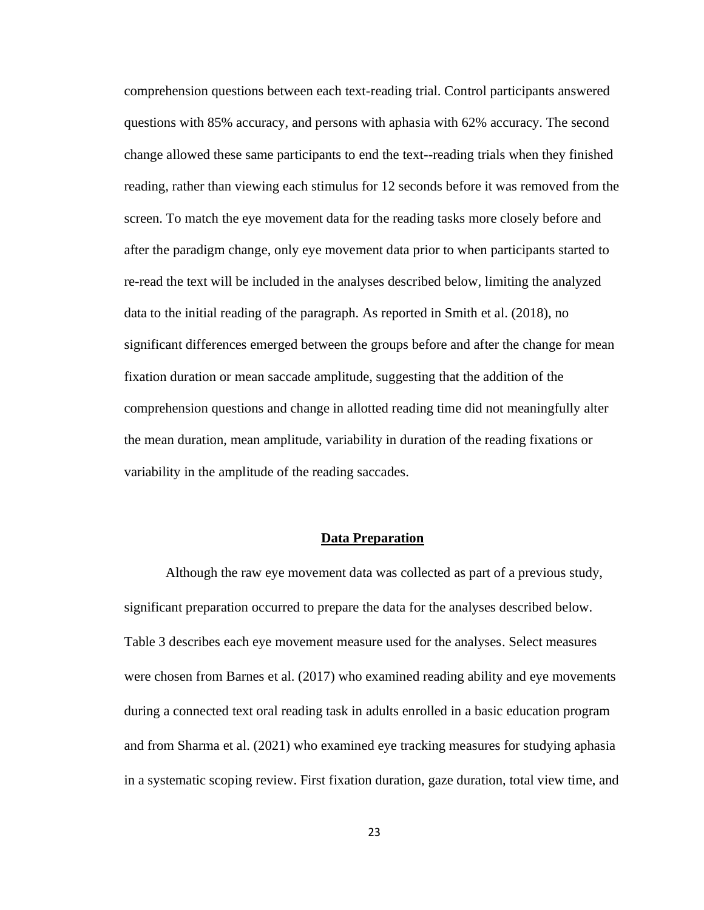comprehension questions between each text-reading trial. Control participants answered questions with 85% accuracy, and persons with aphasia with 62% accuracy. The second change allowed these same participants to end the text--reading trials when they finished reading, rather than viewing each stimulus for 12 seconds before it was removed from the screen. To match the eye movement data for the reading tasks more closely before and after the paradigm change, only eye movement data prior to when participants started to re-read the text will be included in the analyses described below, limiting the analyzed data to the initial reading of the paragraph. As reported in Smith et al. (2018), no significant differences emerged between the groups before and after the change for mean fixation duration or mean saccade amplitude, suggesting that the addition of the comprehension questions and change in allotted reading time did not meaningfully alter the mean duration, mean amplitude, variability in duration of the reading fixations or variability in the amplitude of the reading saccades.

## Data Preparation

Although the raw eye movement data was collected as part of a previous study, significant preparation occurred to prepare the data for the analyses described below. Table 3 describes each eye movement measure used for the analyses. Select measures were chosen from Barnes et al. (2017) who examined reading ability and eye movements during a connected text oral reading task in adults enrolled in a basic education program and from Sharma et al. (2021) who examined eye tracking measures for studying aphasia in a systematic scoping review. First fixation duration, gaze duration, total view time, and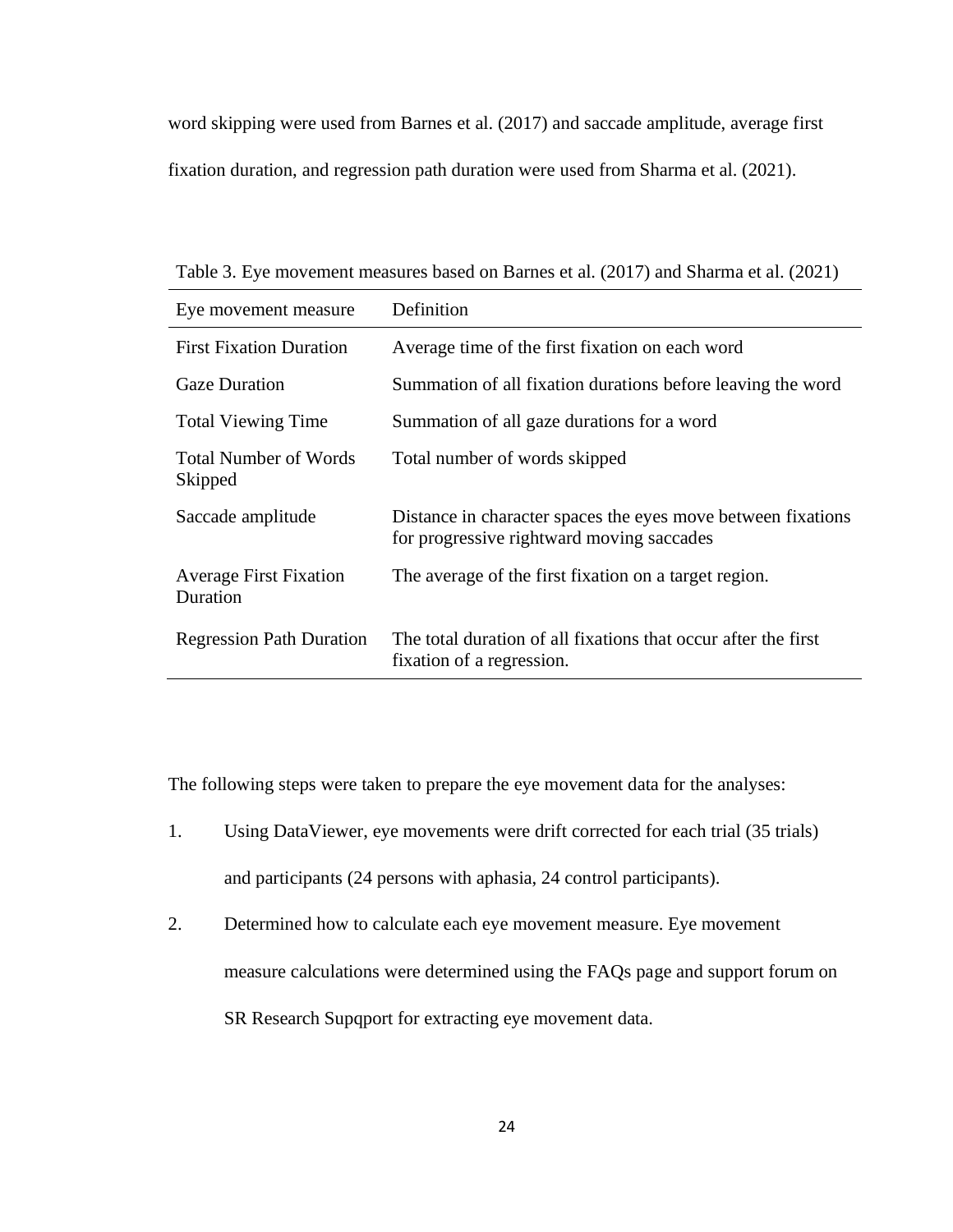word skipping were used from Barnes et al. (2017) and saccade amplitude, average first fixation duration, and regression path duration were used from Sharma et al. (2021).

Table 3. Eye movement measures based on Barnes et al. (2017) and Sharma et al. (2021)

| Eye movement measure | Definition |
| --- | --- |
| First Fixation Duration | Average time of the first fixation on each word |
| Gaze Duration | Summation of all fixation durations before leaving the word |
| Total Viewing Time | Summation of all gaze durations for a word |
| Total Number of Words Skipped | Total number of words skipped |
| Saccade amplitude | Distance in character spaces the eyes move between fixations for progressive rightward moving saccades |
| Average First Fixation Duration | The average of the first fixation on a target region. |
| Regression Path Duration | The total duration of all fixations that occur after the first fixation of a regression. |

The following steps were taken to prepare the eye movement data for the analyses:

1. Using DataViewer, eye movements were drift corrected for each trial (35 trials) and participants (24 persons with aphasia, 24 control participants).
2. Determined how to calculate each eye movement measure. Eye movement measure calculations were determined using the FAQs page and support forum on SR Research Supqport for extracting eye movement data.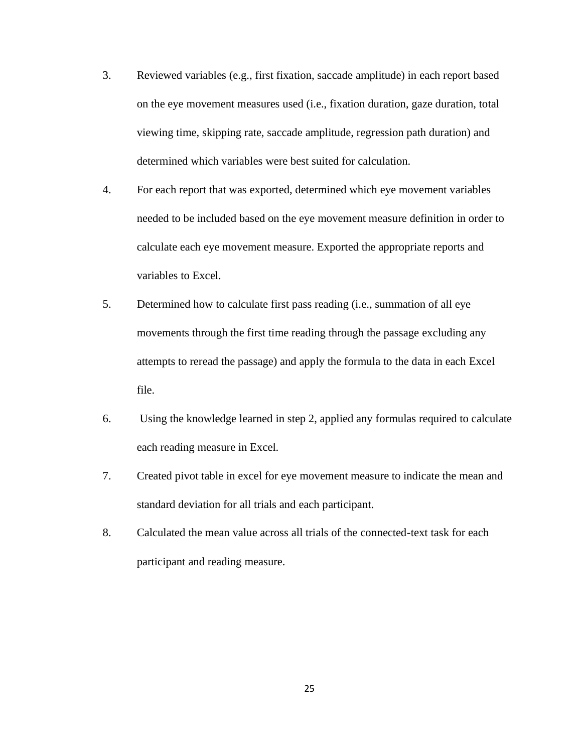3. Reviewed variables (e.g., first fixation, saccade amplitude) in each report based on the eye movement measures used (i.e., fixation duration, gaze duration, total viewing time, skipping rate, saccade amplitude, regression path duration) and determined which variables were best suited for calculation.
4. For each report that was exported, determined which eye movement variables needed to be included based on the eye movement measure definition in order to calculate each eye movement measure. Exported the appropriate reports and variables to Excel.
5. Determined how to calculate first pass reading (i.e., summation of all eye movements through the first time reading through the passage excluding any attempts to reread the passage) and apply the formula to the data in each Excel file.
6. Using the knowledge learned in step 2, applied any formulas required to calculate each reading measure in Excel.
7. Created pivot table in excel for eye movement measure to indicate the mean and standard deviation for all trials and each participant.
8. Calculated the mean value across all trials of the connected-text task for each participant and reading measure.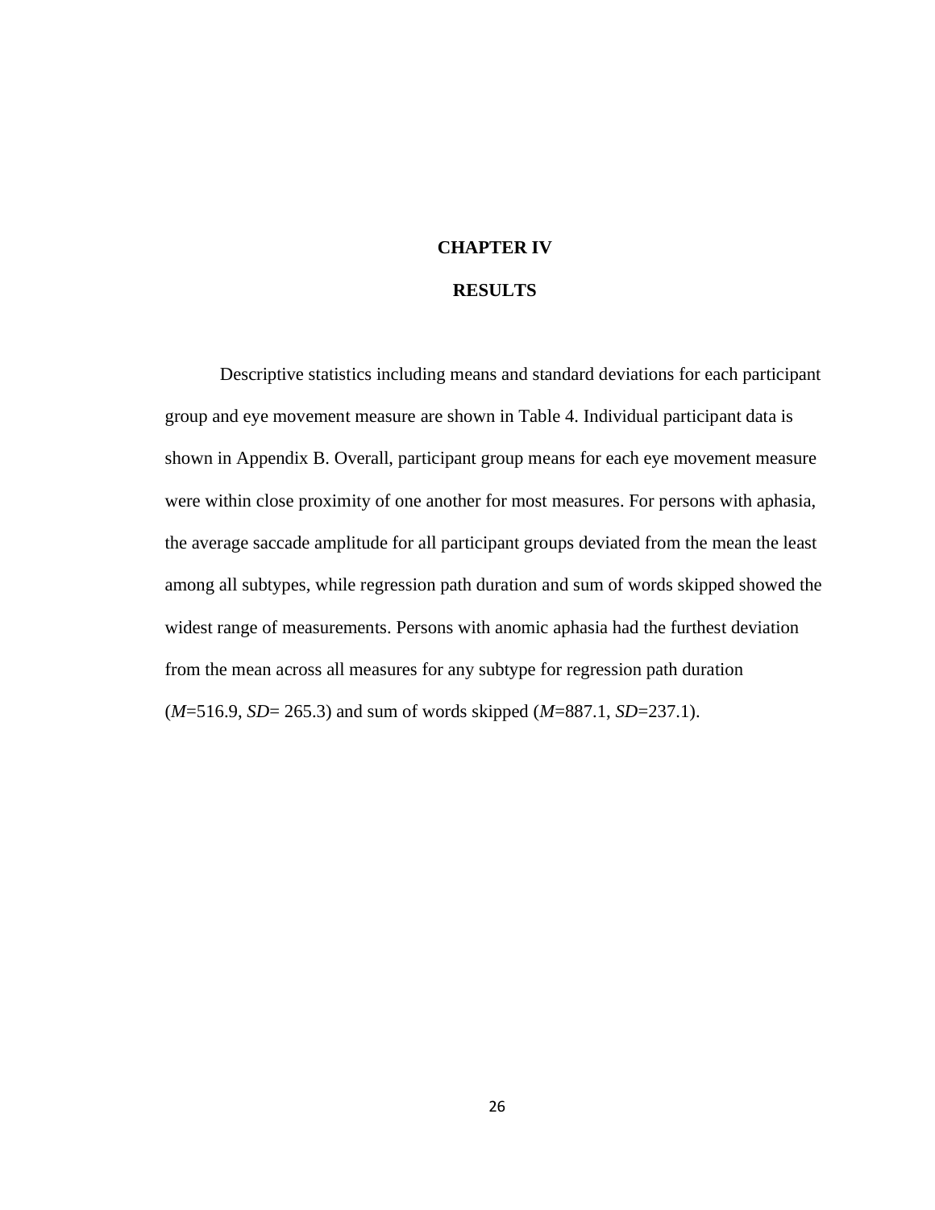# CHAPTER IV

# RESULTS

Descriptive statistics including means and standard deviations for each participant group and eye movement measure are shown in Table 4. Individual participant data is shown in Appendix B. Overall, participant group means for each eye movement measure were within close proximity of one another for most measures. For persons with aphasia, the average saccade amplitude for all participant groups deviated from the mean the least among all subtypes, while regression path duration and sum of words skipped showed the widest range of measurements. Persons with anomic aphasia had the furthest deviation from the mean across all measures for any subtype for regression path duration (*M*=516.9, *SD*= 265.3) and sum of words skipped (*M*=887.1, *SD*=237.1).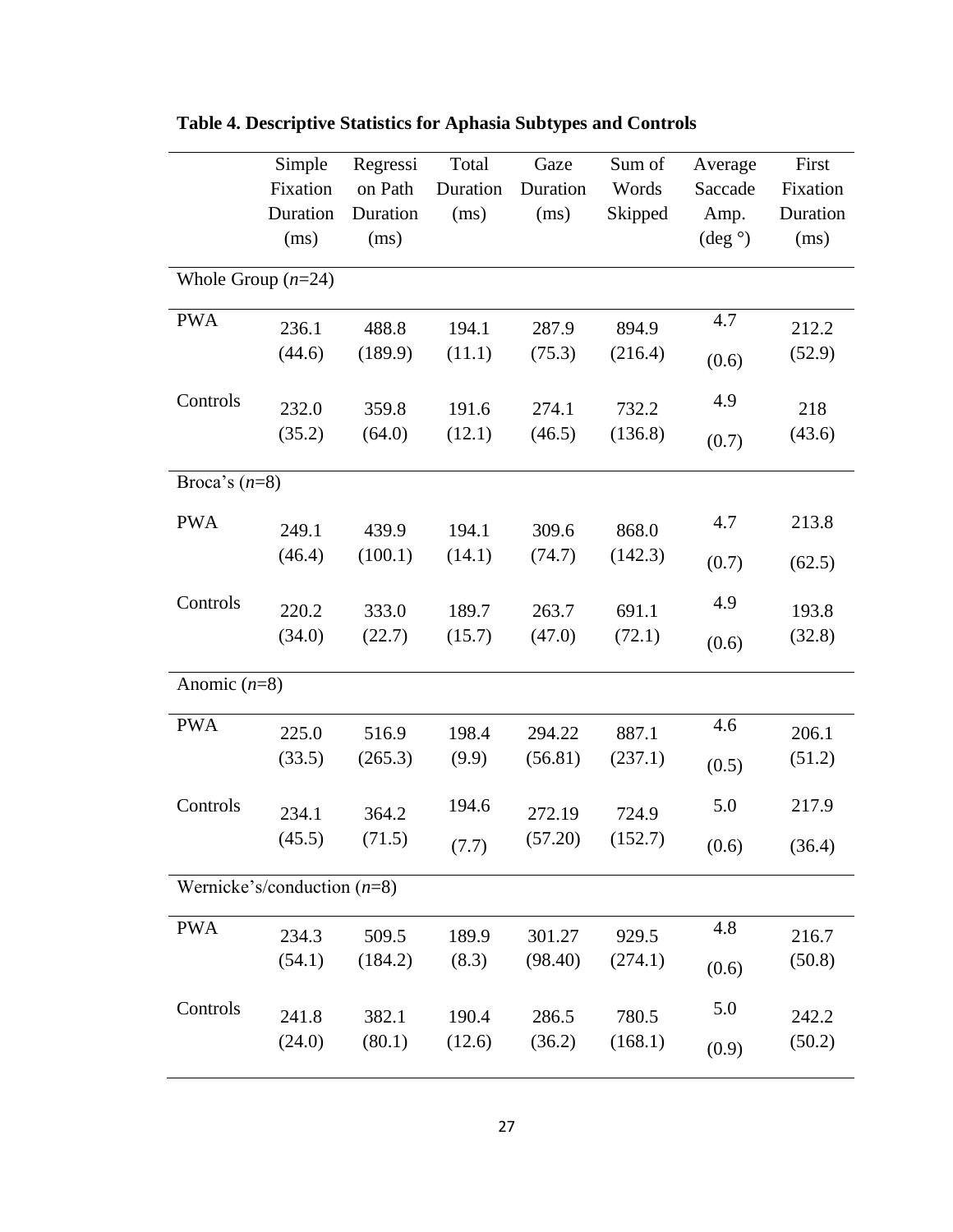**Table 4. Descriptive Statistics for Aphasia Subtypes and Controls**

| | Simple Fixation Duration (ms) | Regression Path Duration (ms) | Total Duration (ms) | Gaze Duration (ms) | Sum of Words Skipped | Average Saccade Amp. (deg °) | First Fixation Duration (ms) |
|---|---|---|---|---|---|---|---|
| Whole Group (*n*=24) | | | | | | | |
| PWA | 236.1 (44.6) | 488.8 (189.9) | 194.1 (11.1) | 287.9 (75.3) | 894.9 (216.4) | 4.7 (0.6) | 212.2 (52.9) |
| Controls | 232.0 (35.2) | 359.8 (64.0) | 191.6 (12.1) | 274.1 (46.5) | 732.2 (136.8) | 4.9 (0.7) | 218 (43.6) |
| Broca's (*n*=8) | | | | | | | |
| PWA | 249.1 (46.4) | 439.9 (100.1) | 194.1 (14.1) | 309.6 (74.7) | 868.0 (142.3) | 4.7 (0.7) | 213.8 (62.5) |
| Controls | 220.2 (34.0) | 333.0 (22.7) | 189.7 (15.7) | 263.7 (47.0) | 691.1 (72.1) | 4.9 (0.6) | 193.8 (32.8) |
| Anomic (*n*=8) | | | | | | | |
| PWA | 225.0 (33.5) | 516.9 (265.3) | 198.4 (9.9) | 294.22 (56.81) | 887.1 (237.1) | 4.6 (0.5) | 206.1 (51.2) |
| Controls | 234.1 (45.5) | 364.2 (71.5) | 194.6 (7.7) | 272.19 (57.20) | 724.9 (152.7) | 5.0 (0.6) | 217.9 (36.4) |
| Wernicke's/conduction (*n*=8) | | | | | | | |
| PWA | 234.3 (54.1) | 509.5 (184.2) | 189.9 (8.3) | 301.27 (98.40) | 929.5 (274.1) | 4.8 (0.6) | 216.7 (50.8) |
| Controls | 241.8 (24.0) | 382.1 (80.1) | 190.4 (12.6) | 286.5 (36.2) | 780.5 (168.1) | 5.0 (0.9) | 242.2 (50.2) |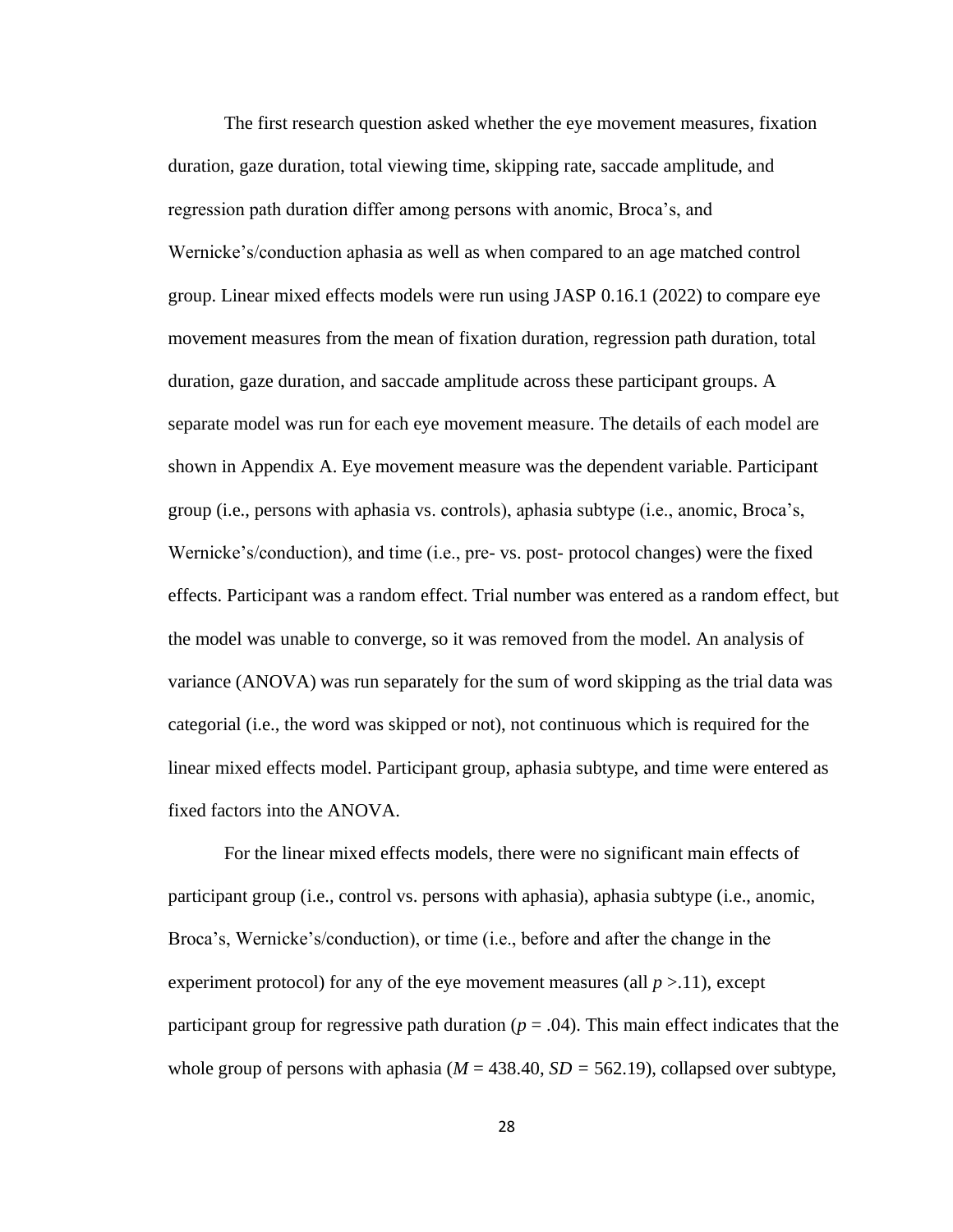The first research question asked whether the eye movement measures, fixation duration, gaze duration, total viewing time, skipping rate, saccade amplitude, and regression path duration differ among persons with anomic, Broca's, and Wernicke's/conduction aphasia as well as when compared to an age matched control group. Linear mixed effects models were run using JASP 0.16.1 (2022) to compare eye movement measures from the mean of fixation duration, regression path duration, total duration, gaze duration, and saccade amplitude across these participant groups. A separate model was run for each eye movement measure. The details of each model are shown in Appendix A. Eye movement measure was the dependent variable. Participant group (i.e., persons with aphasia vs. controls), aphasia subtype (i.e., anomic, Broca's, Wernicke's/conduction), and time (i.e., pre- vs. post- protocol changes) were the fixed effects. Participant was a random effect. Trial number was entered as a random effect, but the model was unable to converge, so it was removed from the model. An analysis of variance (ANOVA) was run separately for the sum of word skipping as the trial data was categorial (i.e., the word was skipped or not), not continuous which is required for the linear mixed effects model. Participant group, aphasia subtype, and time were entered as fixed factors into the ANOVA.

For the linear mixed effects models, there were no significant main effects of participant group (i.e., control vs. persons with aphasia), aphasia subtype (i.e., anomic, Broca's, Wernicke's/conduction), or time (i.e., before and after the change in the experiment protocol) for any of the eye movement measures (all $p$ >.11), except participant group for regressive path duration ($p$ = .04). This main effect indicates that the whole group of persons with aphasia ($M$ = 438.40, $SD$ = 562.19), collapsed over subtype,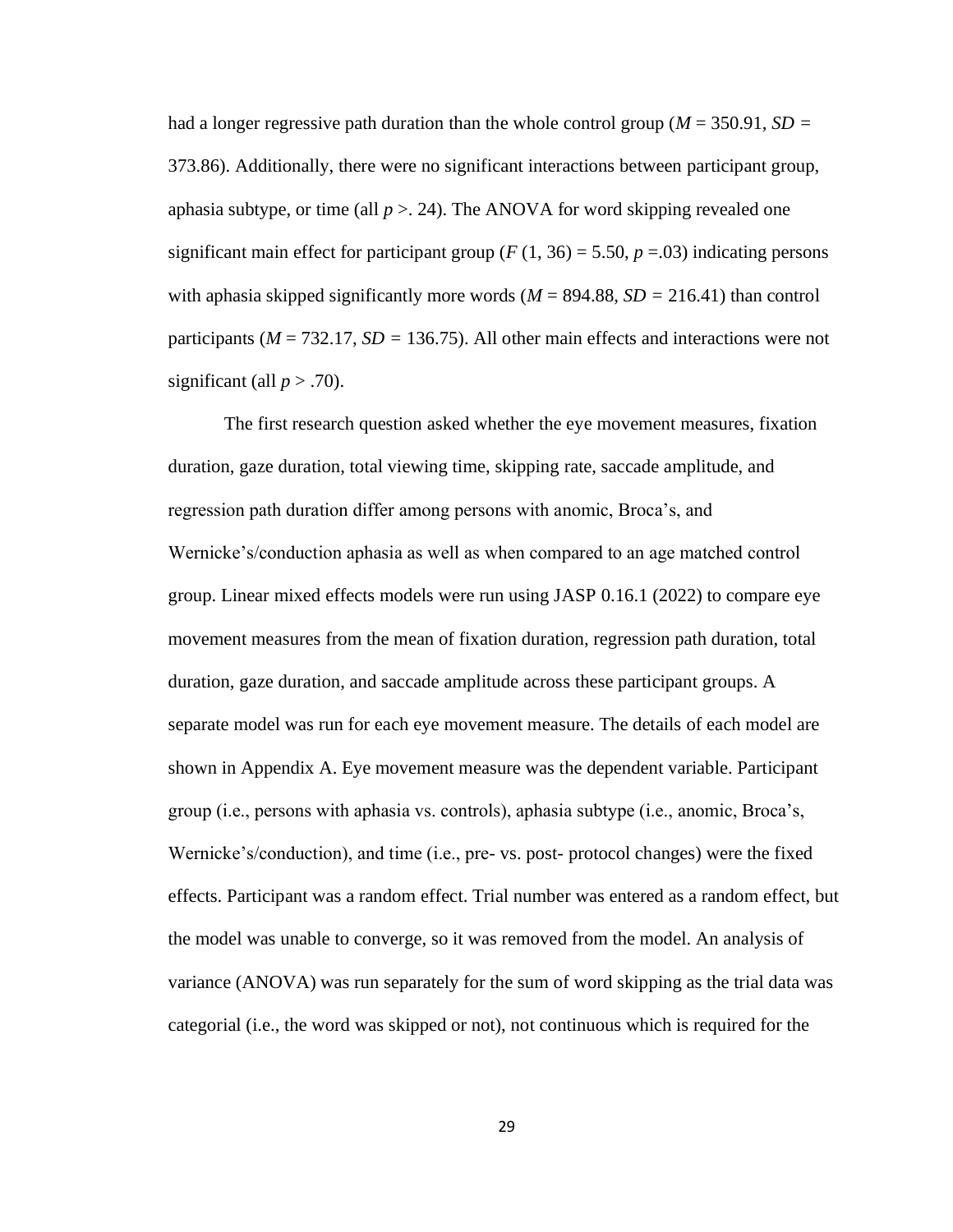had a longer regressive path duration than the whole control group ($M$ = 350.91, $SD$ = 373.86). Additionally, there were no significant interactions between participant group, aphasia subtype, or time (all $p$ >. 24). The ANOVA for word skipping revealed one significant main effect for participant group ($F$ (1, 36) = 5.50, $p$ =.03) indicating persons with aphasia skipped significantly more words ($M$ = 894.88, $SD$ = 216.41) than control participants ($M$ = 732.17, $SD$ = 136.75). All other main effects and interactions were not significant (all $p$ > .70).

The first research question asked whether the eye movement measures, fixation duration, gaze duration, total viewing time, skipping rate, saccade amplitude, and regression path duration differ among persons with anomic, Broca's, and Wernicke's/conduction aphasia as well as when compared to an age matched control group. Linear mixed effects models were run using JASP 0.16.1 (2022) to compare eye movement measures from the mean of fixation duration, regression path duration, total duration, gaze duration, and saccade amplitude across these participant groups. A separate model was run for each eye movement measure. The details of each model are shown in Appendix A. Eye movement measure was the dependent variable. Participant group (i.e., persons with aphasia vs. controls), aphasia subtype (i.e., anomic, Broca's, Wernicke's/conduction), and time (i.e., pre- vs. post- protocol changes) were the fixed effects. Participant was a random effect. Trial number was entered as a random effect, but the model was unable to converge, so it was removed from the model. An analysis of variance (ANOVA) was run separately for the sum of word skipping as the trial data was categorial (i.e., the word was skipped or not), not continuous which is required for the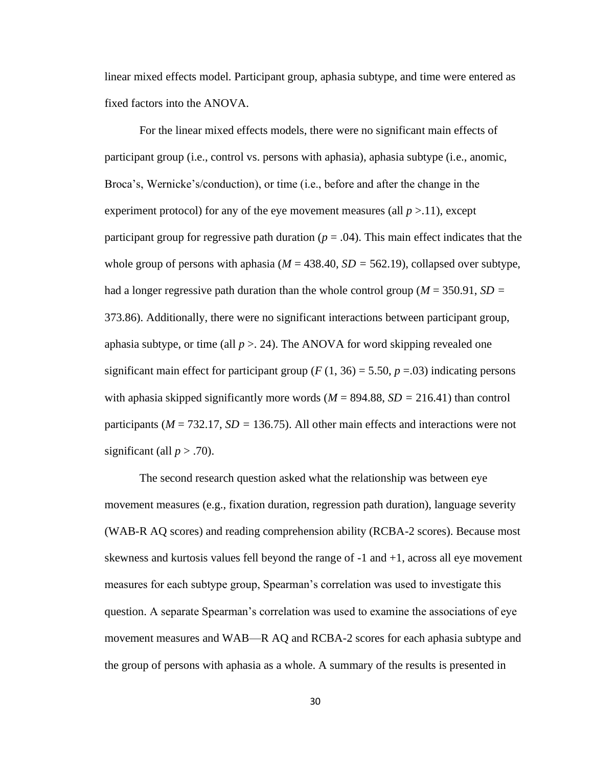linear mixed effects model. Participant group, aphasia subtype, and time were entered as fixed factors into the ANOVA.

For the linear mixed effects models, there were no significant main effects of participant group (i.e., control vs. persons with aphasia), aphasia subtype (i.e., anomic, Broca's, Wernicke's/conduction), or time (i.e., before and after the change in the experiment protocol) for any of the eye movement measures (all $p$ >.11), except participant group for regressive path duration ($p$ = .04). This main effect indicates that the whole group of persons with aphasia ($M$ = 438.40, $SD$ = 562.19), collapsed over subtype, had a longer regressive path duration than the whole control group ($M$ = 350.91, $SD$ = 373.86). Additionally, there were no significant interactions between participant group, aphasia subtype, or time (all $p$ >. 24). The ANOVA for word skipping revealed one significant main effect for participant group ($F$ (1, 36) = 5.50, $p$ =.03) indicating persons with aphasia skipped significantly more words ($M$ = 894.88, $SD$ = 216.41) than control participants ($M$ = 732.17, $SD$ = 136.75). All other main effects and interactions were not significant (all $p$ > .70).

The second research question asked what the relationship was between eye movement measures (e.g., fixation duration, regression path duration), language severity (WAB-R AQ scores) and reading comprehension ability (RCBA-2 scores). Because most skewness and kurtosis values fell beyond the range of -1 and +1, across all eye movement measures for each subtype group, Spearman's correlation was used to investigate this question. A separate Spearman's correlation was used to examine the associations of eye movement measures and WAB—R AQ and RCBA-2 scores for each aphasia subtype and the group of persons with aphasia as a whole. A summary of the results is presented in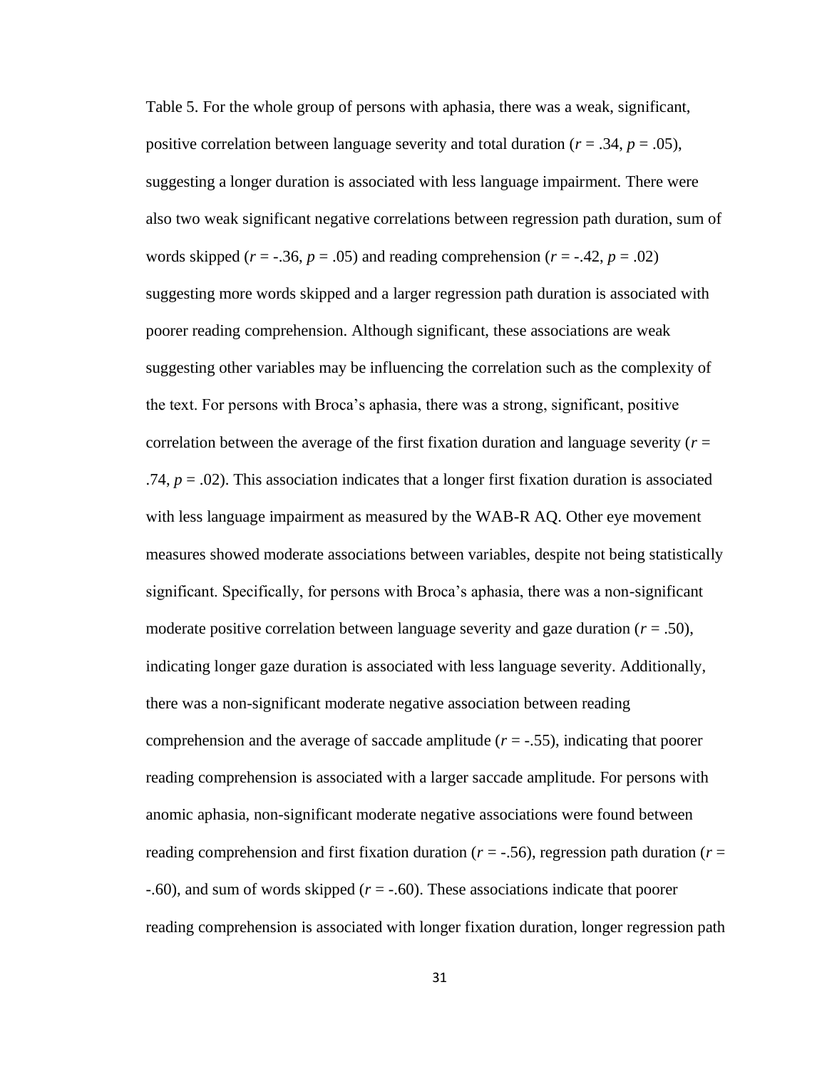Table 5. For the whole group of persons with aphasia, there was a weak, significant, positive correlation between language severity and total duration ($r = .34$, $p = .05$), suggesting a longer duration is associated with less language impairment. There were also two weak significant negative correlations between regression path duration, sum of words skipped ($r = -.36$, $p = .05$) and reading comprehension ($r = -.42$, $p = .02$) suggesting more words skipped and a larger regression path duration is associated with poorer reading comprehension. Although significant, these associations are weak suggesting other variables may be influencing the correlation such as the complexity of the text. For persons with Broca's aphasia, there was a strong, significant, positive correlation between the average of the first fixation duration and language severity ($r = .74$, $p = .02$). This association indicates that a longer first fixation duration is associated with less language impairment as measured by the WAB-R AQ. Other eye movement measures showed moderate associations between variables, despite not being statistically significant. Specifically, for persons with Broca's aphasia, there was a non-significant moderate positive correlation between language severity and gaze duration ($r = .50$), indicating longer gaze duration is associated with less language severity. Additionally, there was a non-significant moderate negative association between reading comprehension and the average of saccade amplitude ($r = -.55$), indicating that poorer reading comprehension is associated with a larger saccade amplitude. For persons with anomic aphasia, non-significant moderate negative associations were found between reading comprehension and first fixation duration ($r = -.56$), regression path duration ($r = -.60$), and sum of words skipped ($r = -.60$). These associations indicate that poorer reading comprehension is associated with longer fixation duration, longer regression path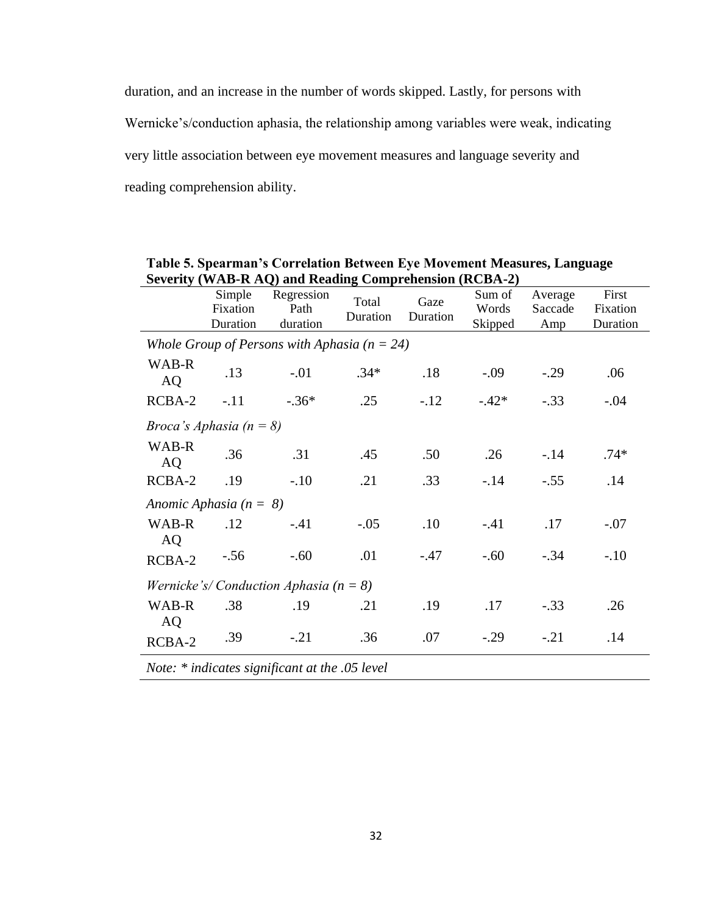duration, and an increase in the number of words skipped. Lastly, for persons with Wernicke's/conduction aphasia, the relationship among variables were weak, indicating very little association between eye movement measures and language severity and reading comprehension ability.

**Table 5. Spearman's Correlation Between Eye Movement Measures, Language Severity (WAB-R AQ) and Reading Comprehension (RCBA-2)**

| | Simple Fixation Duration | Regression Path duration | Total Duration | Gaze Duration | Sum of Words Skipped | Average Saccade Amp | First Fixation Duration |
|---|---|---|---|---|---|---|---|
| *Whole Group of Persons with Aphasia (n = 24)* | | | | | | | |
| WAB-R AQ | .13 | -.01 | .34* | .18 | -.09 | -.29 | .06 |
| RCBA-2 | -.11 | -.36* | .25 | -.12 | -.42* | -.33 | -.04 |
| *Broca's Aphasia (n = 8)* | | | | | | | |
| WAB-R AQ | .36 | .31 | .45 | .50 | .26 | -.14 | .74* |
| RCBA-2 | .19 | -.10 | .21 | .33 | -.14 | -.55 | .14 |
| *Anomic Aphasia (n = 8)* | | | | | | | |
| WAB-R AQ | .12 | -.41 | -.05 | .10 | -.41 | .17 | -.07 |
| RCBA-2 | -.56 | -.60 | .01 | -.47 | -.60 | -.34 | -.10 |
| *Wernicke's/ Conduction Aphasia (n = 8)* | | | | | | | |
| WAB-R AQ | .38 | .19 | .21 | .19 | .17 | -.33 | .26 |
| RCBA-2 | .39 | -.21 | .36 | .07 | -.29 | -.21 | .14 |

*Note: * indicates significant at the .05 level*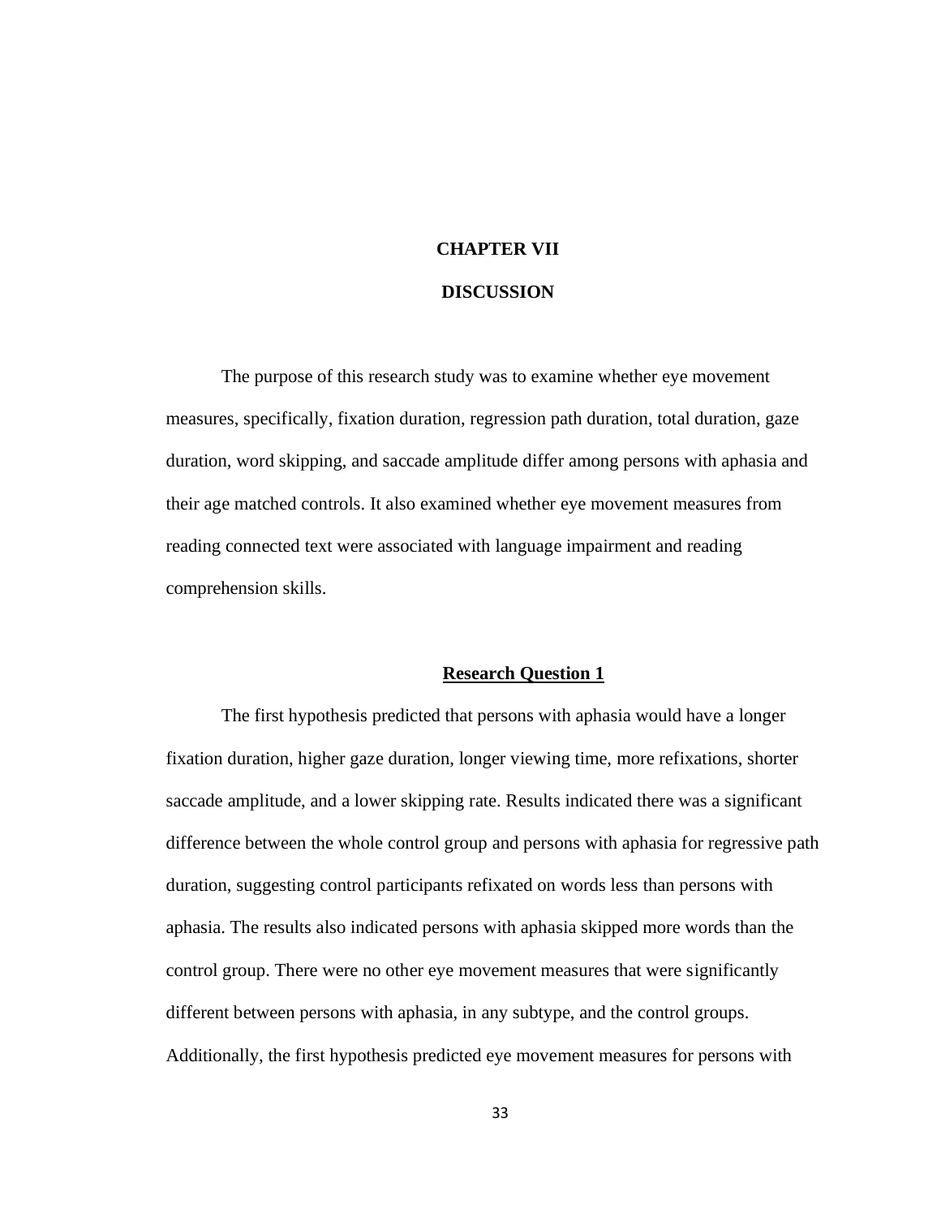# CHAPTER VII

# DISCUSSION

The purpose of this research study was to examine whether eye movement measures, specifically, fixation duration, regression path duration, total duration, gaze duration, word skipping, and saccade amplitude differ among persons with aphasia and their age matched controls. It also examined whether eye movement measures from reading connected text were associated with language impairment and reading comprehension skills.

## <u>Research Question 1</u>

The first hypothesis predicted that persons with aphasia would have a longer fixation duration, higher gaze duration, longer viewing time, more refixations, shorter saccade amplitude, and a lower skipping rate. Results indicated there was a significant difference between the whole control group and persons with aphasia for regressive path duration, suggesting control participants refixated on words less than persons with aphasia. The results also indicated persons with aphasia skipped more words than the control group. There were no other eye movement measures that were significantly different between persons with aphasia, in any subtype, and the control groups. Additionally, the first hypothesis predicted eye movement measures for persons with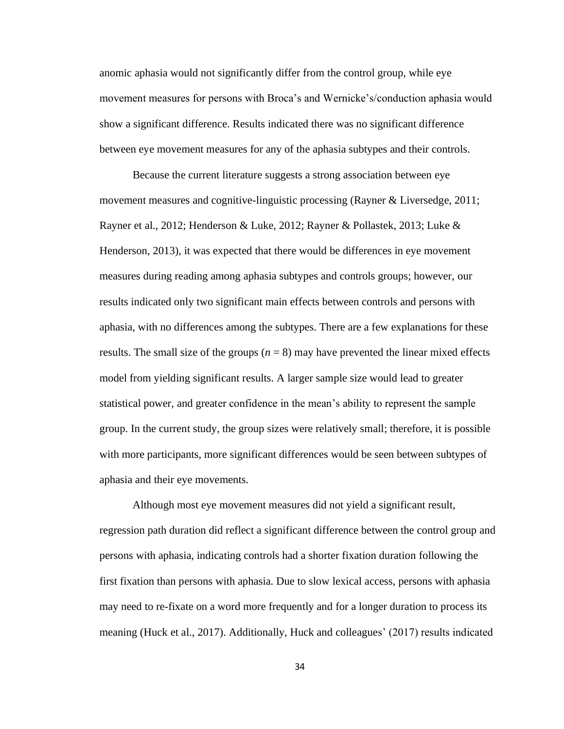anomic aphasia would not significantly differ from the control group, while eye movement measures for persons with Broca's and Wernicke's/conduction aphasia would show a significant difference. Results indicated there was no significant difference between eye movement measures for any of the aphasia subtypes and their controls.

Because the current literature suggests a strong association between eye movement measures and cognitive-linguistic processing (Rayner & Liversedge, 2011; Rayner et al., 2012; Henderson & Luke, 2012; Rayner & Pollastek, 2013; Luke & Henderson, 2013), it was expected that there would be differences in eye movement measures during reading among aphasia subtypes and controls groups; however, our results indicated only two significant main effects between controls and persons with aphasia, with no differences among the subtypes. There are a few explanations for these results. The small size of the groups ($n = 8$) may have prevented the linear mixed effects model from yielding significant results. A larger sample size would lead to greater statistical power, and greater confidence in the mean's ability to represent the sample group. In the current study, the group sizes were relatively small; therefore, it is possible with more participants, more significant differences would be seen between subtypes of aphasia and their eye movements.

Although most eye movement measures did not yield a significant result, regression path duration did reflect a significant difference between the control group and persons with aphasia, indicating controls had a shorter fixation duration following the first fixation than persons with aphasia. Due to slow lexical access, persons with aphasia may need to re-fixate on a word more frequently and for a longer duration to process its meaning (Huck et al., 2017). Additionally, Huck and colleagues' (2017) results indicated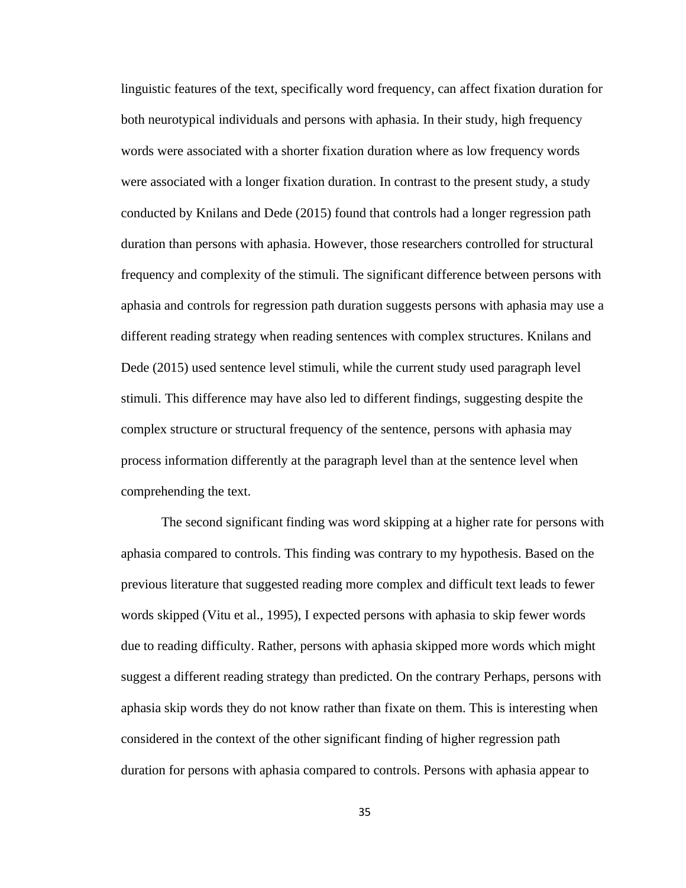linguistic features of the text, specifically word frequency, can affect fixation duration for both neurotypical individuals and persons with aphasia. In their study, high frequency words were associated with a shorter fixation duration where as low frequency words were associated with a longer fixation duration. In contrast to the present study, a study conducted by Knilans and Dede (2015) found that controls had a longer regression path duration than persons with aphasia. However, those researchers controlled for structural frequency and complexity of the stimuli. The significant difference between persons with aphasia and controls for regression path duration suggests persons with aphasia may use a different reading strategy when reading sentences with complex structures. Knilans and Dede (2015) used sentence level stimuli, while the current study used paragraph level stimuli. This difference may have also led to different findings, suggesting despite the complex structure or structural frequency of the sentence, persons with aphasia may process information differently at the paragraph level than at the sentence level when comprehending the text.

The second significant finding was word skipping at a higher rate for persons with aphasia compared to controls. This finding was contrary to my hypothesis. Based on the previous literature that suggested reading more complex and difficult text leads to fewer words skipped (Vitu et al., 1995), I expected persons with aphasia to skip fewer words due to reading difficulty. Rather, persons with aphasia skipped more words which might suggest a different reading strategy than predicted. On the contrary Perhaps, persons with aphasia skip words they do not know rather than fixate on them. This is interesting when considered in the context of the other significant finding of higher regression path duration for persons with aphasia compared to controls. Persons with aphasia appear to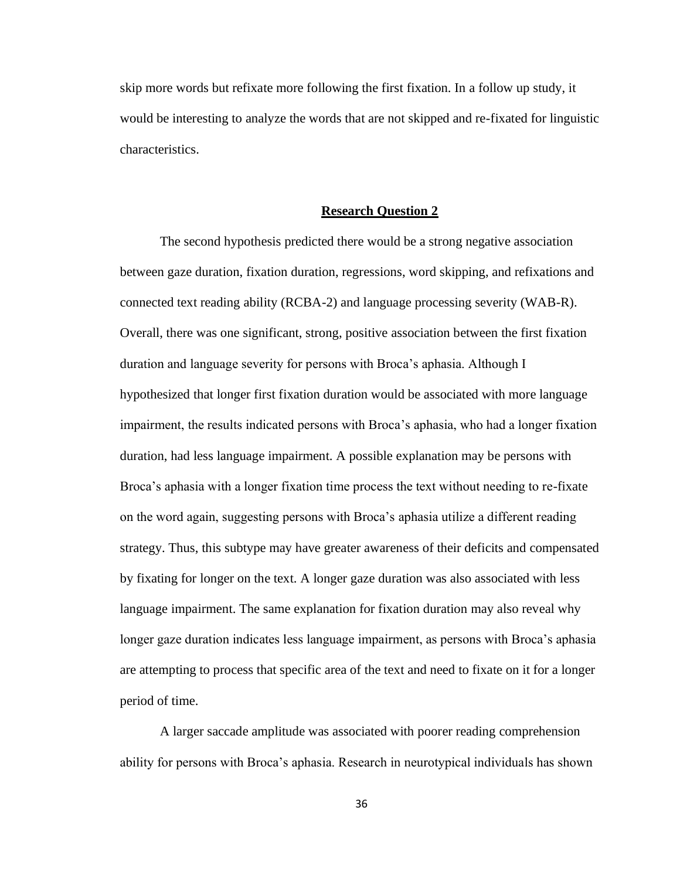skip more words but refixate more following the first fixation. In a follow up study, it would be interesting to analyze the words that are not skipped and re-fixated for linguistic characteristics.

## **Research Question 2**

The second hypothesis predicted there would be a strong negative association between gaze duration, fixation duration, regressions, word skipping, and refixations and connected text reading ability (RCBA-2) and language processing severity (WAB-R). Overall, there was one significant, strong, positive association between the first fixation duration and language severity for persons with Broca's aphasia. Although I hypothesized that longer first fixation duration would be associated with more language impairment, the results indicated persons with Broca's aphasia, who had a longer fixation duration, had less language impairment. A possible explanation may be persons with Broca's aphasia with a longer fixation time process the text without needing to re-fixate on the word again, suggesting persons with Broca's aphasia utilize a different reading strategy. Thus, this subtype may have greater awareness of their deficits and compensated by fixating for longer on the text. A longer gaze duration was also associated with less language impairment. The same explanation for fixation duration may also reveal why longer gaze duration indicates less language impairment, as persons with Broca's aphasia are attempting to process that specific area of the text and need to fixate on it for a longer period of time.

A larger saccade amplitude was associated with poorer reading comprehension ability for persons with Broca's aphasia. Research in neurotypical individuals has shown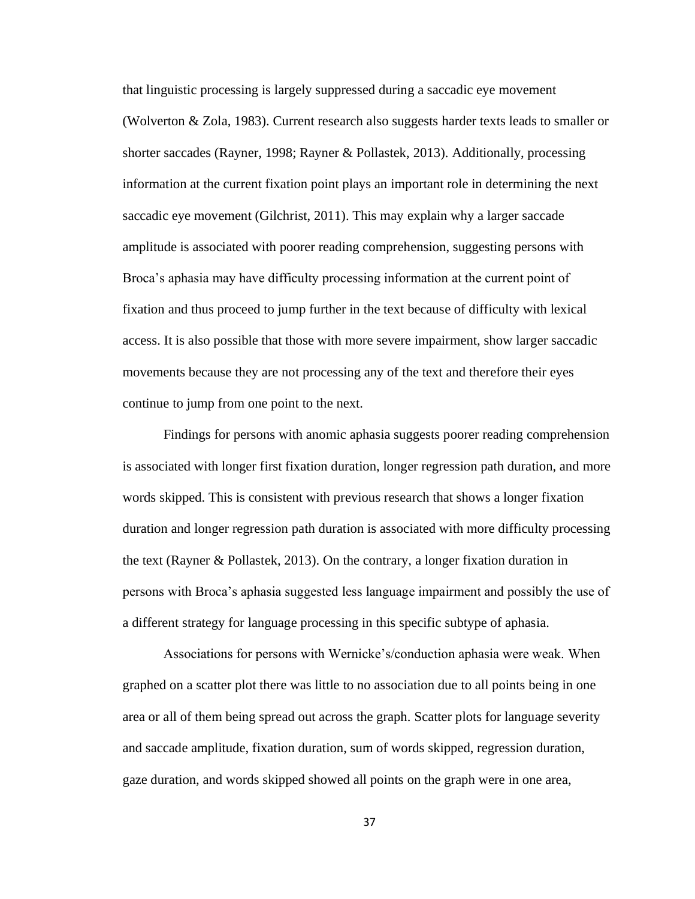that linguistic processing is largely suppressed during a saccadic eye movement (Wolverton & Zola, 1983). Current research also suggests harder texts leads to smaller or shorter saccades (Rayner, 1998; Rayner & Pollastek, 2013). Additionally, processing information at the current fixation point plays an important role in determining the next saccadic eye movement (Gilchrist, 2011). This may explain why a larger saccade amplitude is associated with poorer reading comprehension, suggesting persons with Broca's aphasia may have difficulty processing information at the current point of fixation and thus proceed to jump further in the text because of difficulty with lexical access. It is also possible that those with more severe impairment, show larger saccadic movements because they are not processing any of the text and therefore their eyes continue to jump from one point to the next.

Findings for persons with anomic aphasia suggests poorer reading comprehension is associated with longer first fixation duration, longer regression path duration, and more words skipped. This is consistent with previous research that shows a longer fixation duration and longer regression path duration is associated with more difficulty processing the text (Rayner & Pollastek, 2013). On the contrary, a longer fixation duration in persons with Broca's aphasia suggested less language impairment and possibly the use of a different strategy for language processing in this specific subtype of aphasia.

Associations for persons with Wernicke's/conduction aphasia were weak. When graphed on a scatter plot there was little to no association due to all points being in one area or all of them being spread out across the graph. Scatter plots for language severity and saccade amplitude, fixation duration, sum of words skipped, regression duration, gaze duration, and words skipped showed all points on the graph were in one area,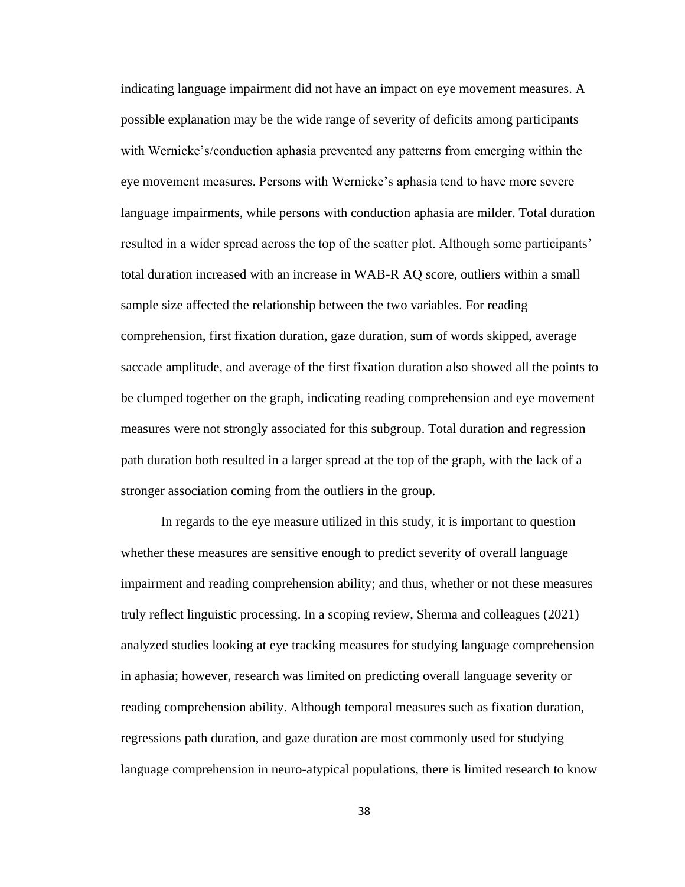indicating language impairment did not have an impact on eye movement measures. A possible explanation may be the wide range of severity of deficits among participants with Wernicke's/conduction aphasia prevented any patterns from emerging within the eye movement measures. Persons with Wernicke's aphasia tend to have more severe language impairments, while persons with conduction aphasia are milder. Total duration resulted in a wider spread across the top of the scatter plot. Although some participants' total duration increased with an increase in WAB-R AQ score, outliers within a small sample size affected the relationship between the two variables. For reading comprehension, first fixation duration, gaze duration, sum of words skipped, average saccade amplitude, and average of the first fixation duration also showed all the points to be clumped together on the graph, indicating reading comprehension and eye movement measures were not strongly associated for this subgroup. Total duration and regression path duration both resulted in a larger spread at the top of the graph, with the lack of a stronger association coming from the outliers in the group.

In regards to the eye measure utilized in this study, it is important to question whether these measures are sensitive enough to predict severity of overall language impairment and reading comprehension ability; and thus, whether or not these measures truly reflect linguistic processing. In a scoping review, Sherma and colleagues (2021) analyzed studies looking at eye tracking measures for studying language comprehension in aphasia; however, research was limited on predicting overall language severity or reading comprehension ability. Although temporal measures such as fixation duration, regressions path duration, and gaze duration are most commonly used for studying language comprehension in neuro-atypical populations, there is limited research to know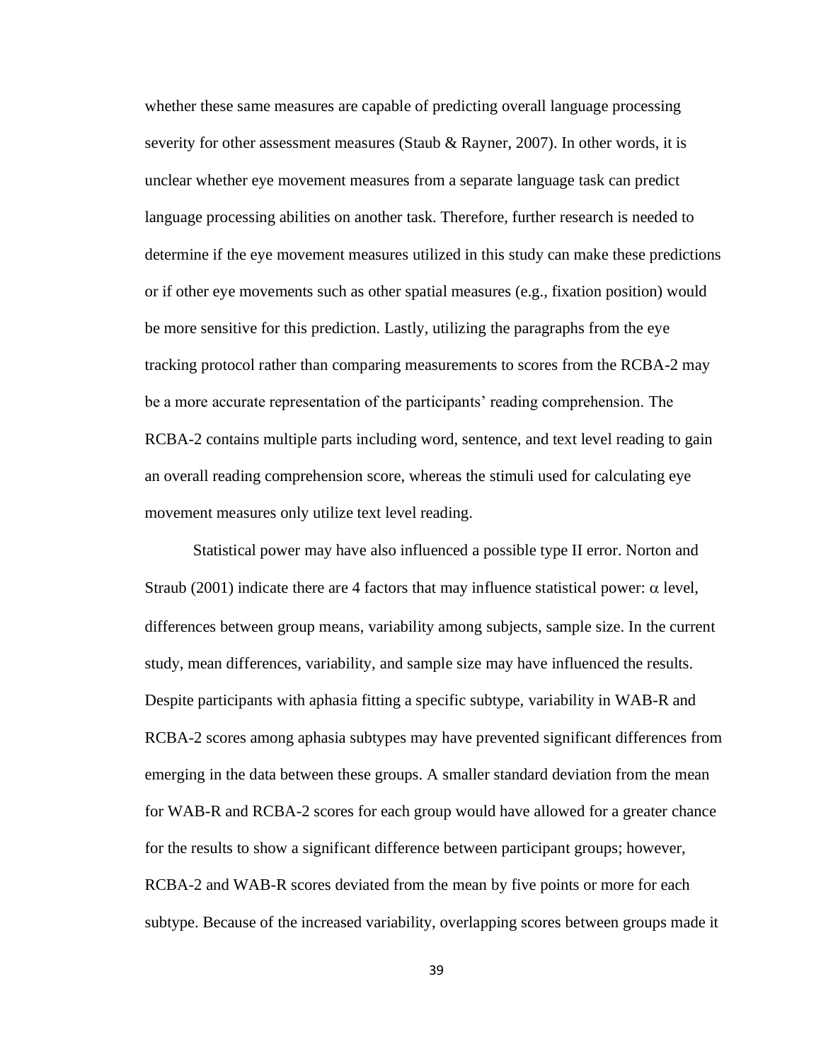whether these same measures are capable of predicting overall language processing severity for other assessment measures (Staub & Rayner, 2007). In other words, it is unclear whether eye movement measures from a separate language task can predict language processing abilities on another task. Therefore, further research is needed to determine if the eye movement measures utilized in this study can make these predictions or if other eye movements such as other spatial measures (e.g., fixation position) would be more sensitive for this prediction. Lastly, utilizing the paragraphs from the eye tracking protocol rather than comparing measurements to scores from the RCBA-2 may be a more accurate representation of the participants' reading comprehension. The RCBA-2 contains multiple parts including word, sentence, and text level reading to gain an overall reading comprehension score, whereas the stimuli used for calculating eye movement measures only utilize text level reading.

Statistical power may have also influenced a possible type II error. Norton and Straub (2001) indicate there are 4 factors that may influence statistical power: $\alpha$ level, differences between group means, variability among subjects, sample size. In the current study, mean differences, variability, and sample size may have influenced the results. Despite participants with aphasia fitting a specific subtype, variability in WAB-R and RCBA-2 scores among aphasia subtypes may have prevented significant differences from emerging in the data between these groups. A smaller standard deviation from the mean for WAB-R and RCBA-2 scores for each group would have allowed for a greater chance for the results to show a significant difference between participant groups; however, RCBA-2 and WAB-R scores deviated from the mean by five points or more for each subtype. Because of the increased variability, overlapping scores between groups made it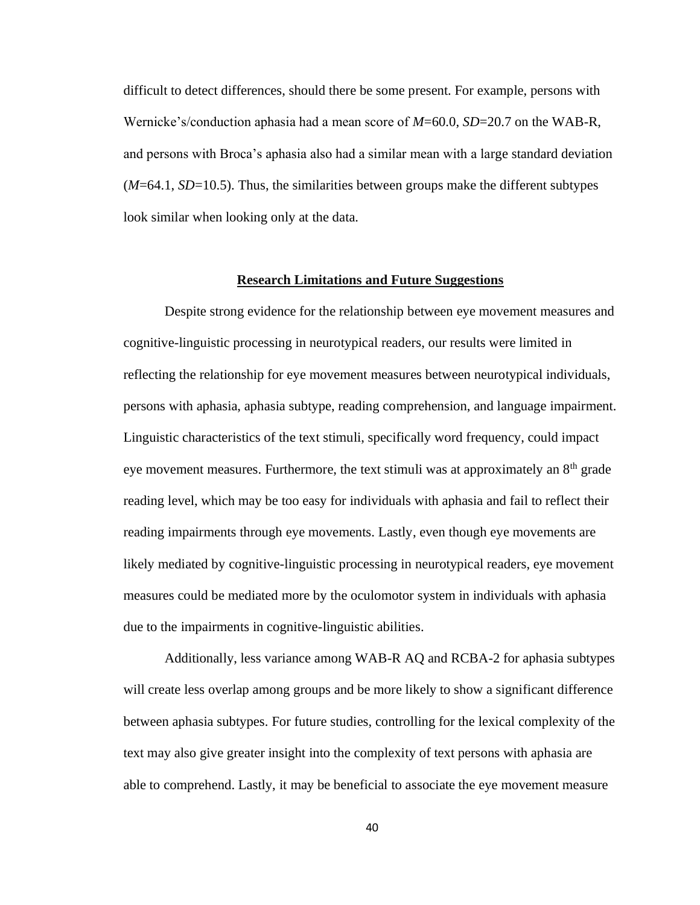difficult to detect differences, should there be some present. For example, persons with Wernicke's/conduction aphasia had a mean score of *M*=60.0, *SD*=20.7 on the WAB-R, and persons with Broca's aphasia also had a similar mean with a large standard deviation (*M*=64.1, *SD*=10.5). Thus, the similarities between groups make the different subtypes look similar when looking only at the data.

## Research Limitations and Future Suggestions

Despite strong evidence for the relationship between eye movement measures and cognitive-linguistic processing in neurotypical readers, our results were limited in reflecting the relationship for eye movement measures between neurotypical individuals, persons with aphasia, aphasia subtype, reading comprehension, and language impairment. Linguistic characteristics of the text stimuli, specifically word frequency, could impact eye movement measures. Furthermore, the text stimuli was at approximately an 8th grade reading level, which may be too easy for individuals with aphasia and fail to reflect their reading impairments through eye movements. Lastly, even though eye movements are likely mediated by cognitive-linguistic processing in neurotypical readers, eye movement measures could be mediated more by the oculomotor system in individuals with aphasia due to the impairments in cognitive-linguistic abilities.

Additionally, less variance among WAB-R AQ and RCBA-2 for aphasia subtypes will create less overlap among groups and be more likely to show a significant difference between aphasia subtypes. For future studies, controlling for the lexical complexity of the text may also give greater insight into the complexity of text persons with aphasia are able to comprehend. Lastly, it may be beneficial to associate the eye movement measure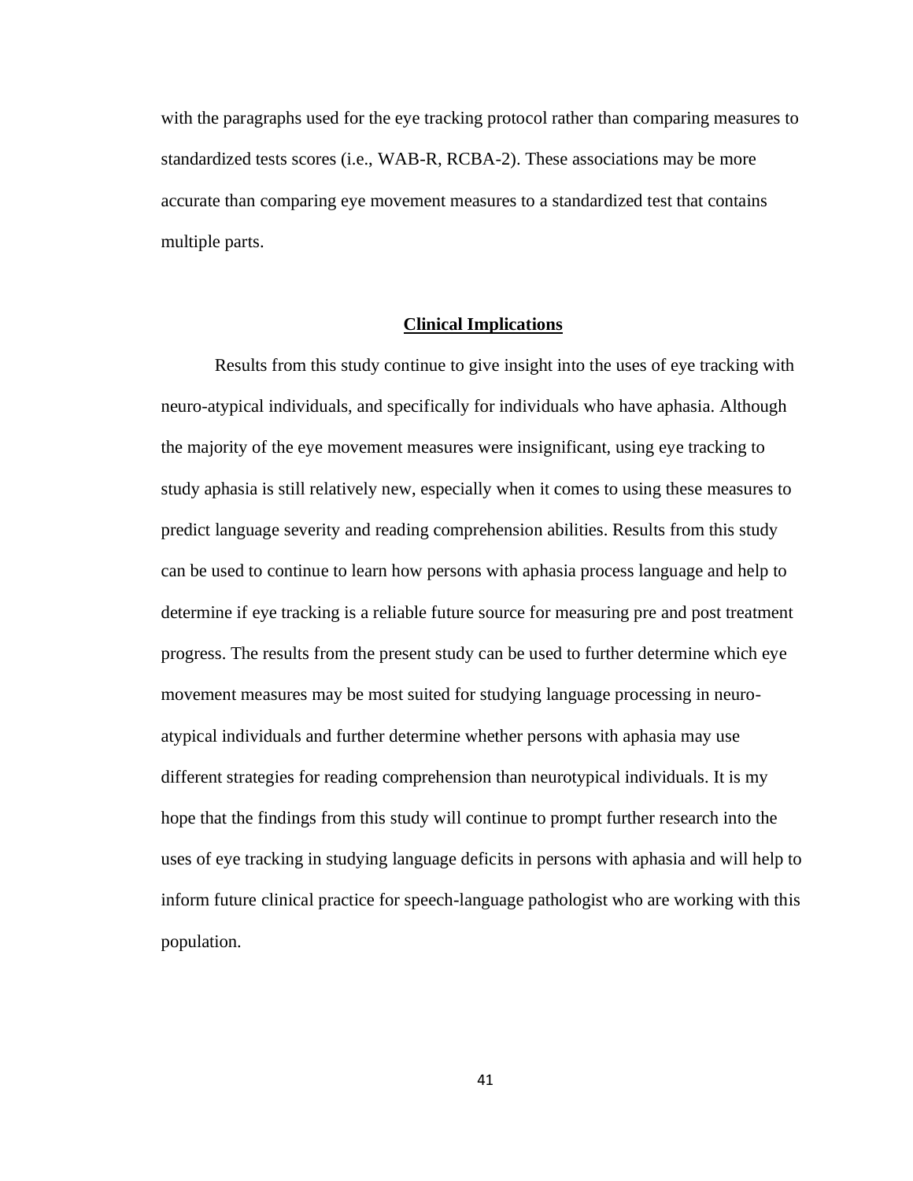with the paragraphs used for the eye tracking protocol rather than comparing measures to standardized tests scores (i.e., WAB-R, RCBA-2). These associations may be more accurate than comparing eye movement measures to a standardized test that contains multiple parts.

## Clinical Implications

Results from this study continue to give insight into the uses of eye tracking with neuro-atypical individuals, and specifically for individuals who have aphasia. Although the majority of the eye movement measures were insignificant, using eye tracking to study aphasia is still relatively new, especially when it comes to using these measures to predict language severity and reading comprehension abilities. Results from this study can be used to continue to learn how persons with aphasia process language and help to determine if eye tracking is a reliable future source for measuring pre and post treatment progress. The results from the present study can be used to further determine which eye movement measures may be most suited for studying language processing in neuro-atypical individuals and further determine whether persons with aphasia may use different strategies for reading comprehension than neurotypical individuals. It is my hope that the findings from this study will continue to prompt further research into the uses of eye tracking in studying language deficits in persons with aphasia and will help to inform future clinical practice for speech-language pathologist who are working with this population.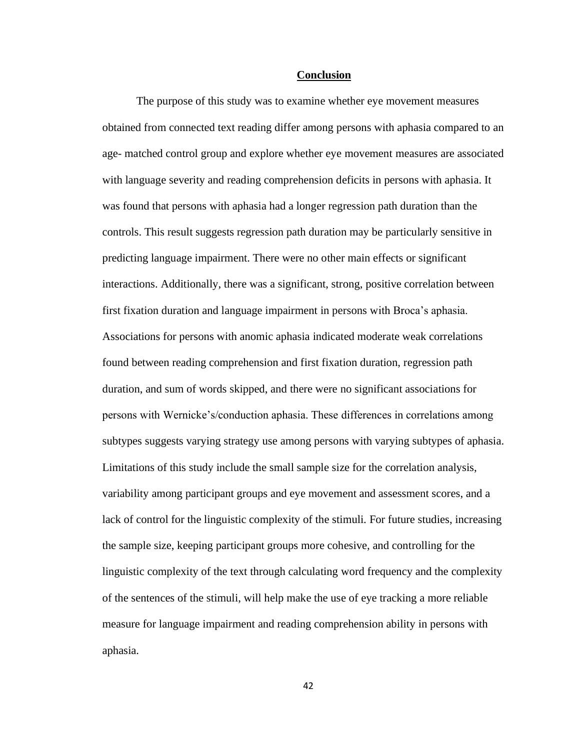# Conclusion

The purpose of this study was to examine whether eye movement measures obtained from connected text reading differ among persons with aphasia compared to an age- matched control group and explore whether eye movement measures are associated with language severity and reading comprehension deficits in persons with aphasia. It was found that persons with aphasia had a longer regression path duration than the controls. This result suggests regression path duration may be particularly sensitive in predicting language impairment. There were no other main effects or significant interactions. Additionally, there was a significant, strong, positive correlation between first fixation duration and language impairment in persons with Broca's aphasia. Associations for persons with anomic aphasia indicated moderate weak correlations found between reading comprehension and first fixation duration, regression path duration, and sum of words skipped, and there were no significant associations for persons with Wernicke's/conduction aphasia. These differences in correlations among subtypes suggests varying strategy use among persons with varying subtypes of aphasia. Limitations of this study include the small sample size for the correlation analysis, variability among participant groups and eye movement and assessment scores, and a lack of control for the linguistic complexity of the stimuli. For future studies, increasing the sample size, keeping participant groups more cohesive, and controlling for the linguistic complexity of the text through calculating word frequency and the complexity of the sentences of the stimuli, will help make the use of eye tracking a more reliable measure for language impairment and reading comprehension ability in persons with aphasia.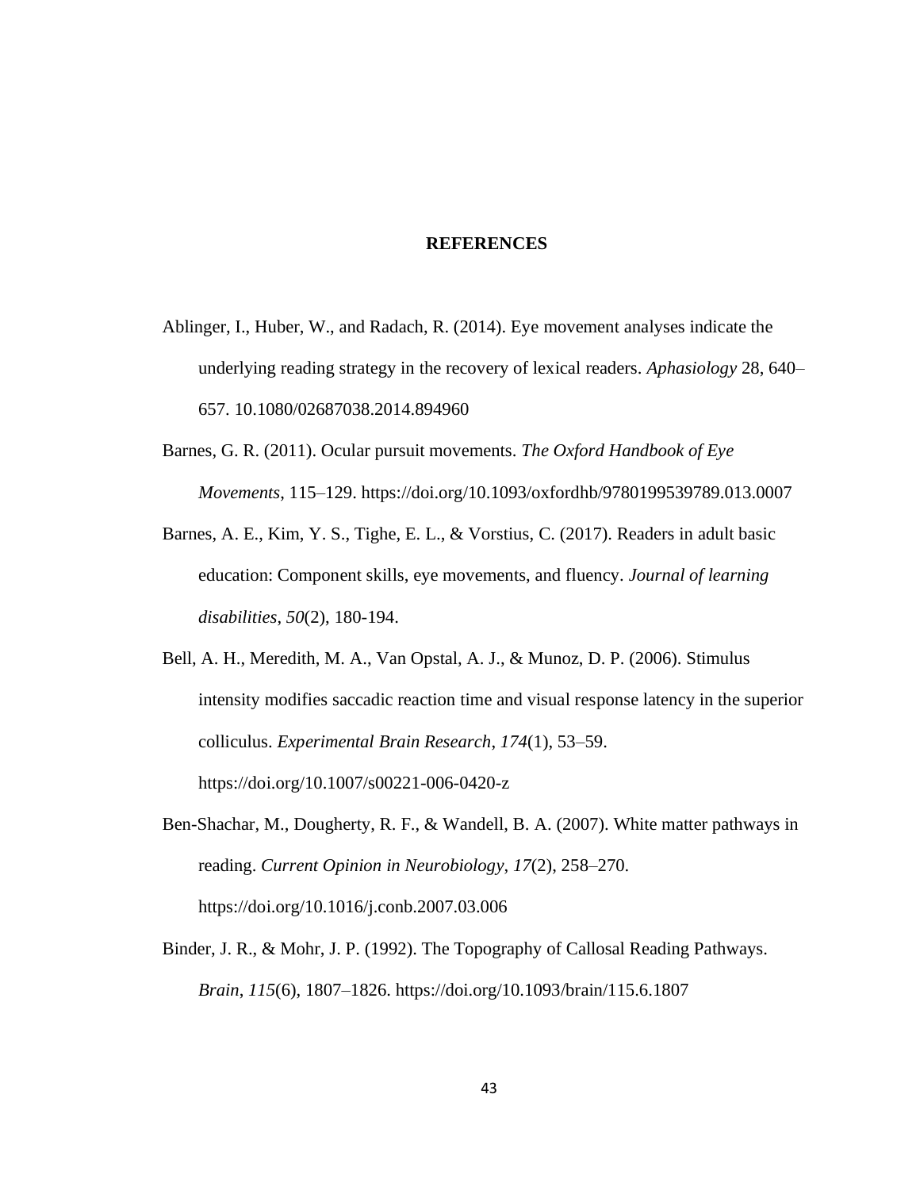# REFERENCES

Ablinger, I., Huber, W., and Radach, R. (2014). Eye movement analyses indicate the underlying reading strategy in the recovery of lexical readers. *Aphasiology* 28, 640–657. 10.1080/02687038.2014.894960

Barnes, G. R. (2011). Ocular pursuit movements. *The Oxford Handbook of Eye Movements*, 115–129. https://doi.org/10.1093/oxfordhb/9780199539789.013.0007

Barnes, A. E., Kim, Y. S., Tighe, E. L., & Vorstius, C. (2017). Readers in adult basic education: Component skills, eye movements, and fluency. *Journal of learning disabilities*, *50*(2), 180-194.

Bell, A. H., Meredith, M. A., Van Opstal, A. J., & Munoz, D. P. (2006). Stimulus intensity modifies saccadic reaction time and visual response latency in the superior colliculus. *Experimental Brain Research*, *174*(1), 53–59. https://doi.org/10.1007/s00221-006-0420-z

Ben-Shachar, M., Dougherty, R. F., & Wandell, B. A. (2007). White matter pathways in reading. *Current Opinion in Neurobiology*, *17*(2), 258–270. https://doi.org/10.1016/j.conb.2007.03.006

Binder, J. R., & Mohr, J. P. (1992). The Topography of Callosal Reading Pathways. *Brain*, *115*(6), 1807–1826. https://doi.org/10.1093/brain/115.6.1807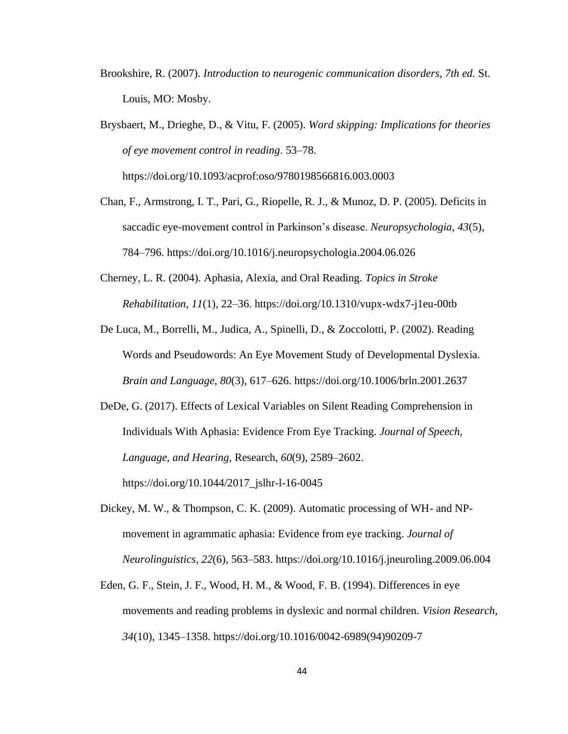Brookshire, R. (2007). *Introduction to neurogenic communication disorders, 7th ed.* St. Louis, MO: Mosby.

Brysbaert, M., Drieghe, D., & Vitu, F. (2005). *Word skipping: Implications for theories of eye movement control in reading*. 53–78. https://doi.org/10.1093/acprof:oso/9780198566816.003.0003

Chan, F., Armstrong, I. T., Pari, G., Riopelle, R. J., & Munoz, D. P. (2005). Deficits in saccadic eye-movement control in Parkinson's disease. *Neuropsychologia*, *43*(5), 784–796. https://doi.org/10.1016/j.neuropsychologia.2004.06.026

Cherney, L. R. (2004). Aphasia, Alexia, and Oral Reading. *Topics in Stroke Rehabilitation*, *11*(1), 22–36. https://doi.org/10.1310/vupx-wdx7-j1eu-00tb

De Luca, M., Borrelli, M., Judica, A., Spinelli, D., & Zoccolotti, P. (2002). Reading Words and Pseudowords: An Eye Movement Study of Developmental Dyslexia. *Brain and Language*, *80*(3), 617–626. https://doi.org/10.1006/brln.2001.2637

DeDe, G. (2017). Effects of Lexical Variables on Silent Reading Comprehension in Individuals With Aphasia: Evidence From Eye Tracking. *Journal of Speech, Language, and Hearing*, Research, *60*(9), 2589–2602. https://doi.org/10.1044/2017_jslhr-l-16-0045

Dickey, M. W., & Thompson, C. K. (2009). Automatic processing of WH- and NP-movement in agrammatic aphasia: Evidence from eye tracking. *Journal of Neurolinguistics*, *22*(6), 563–583. https://doi.org/10.1016/j.jneuroling.2009.06.004

Eden, G. F., Stein, J. F., Wood, H. M., & Wood, F. B. (1994). Differences in eye movements and reading problems in dyslexic and normal children. *Vision Research*, *34*(10), 1345–1358. https://doi.org/10.1016/0042-6989(94)90209-7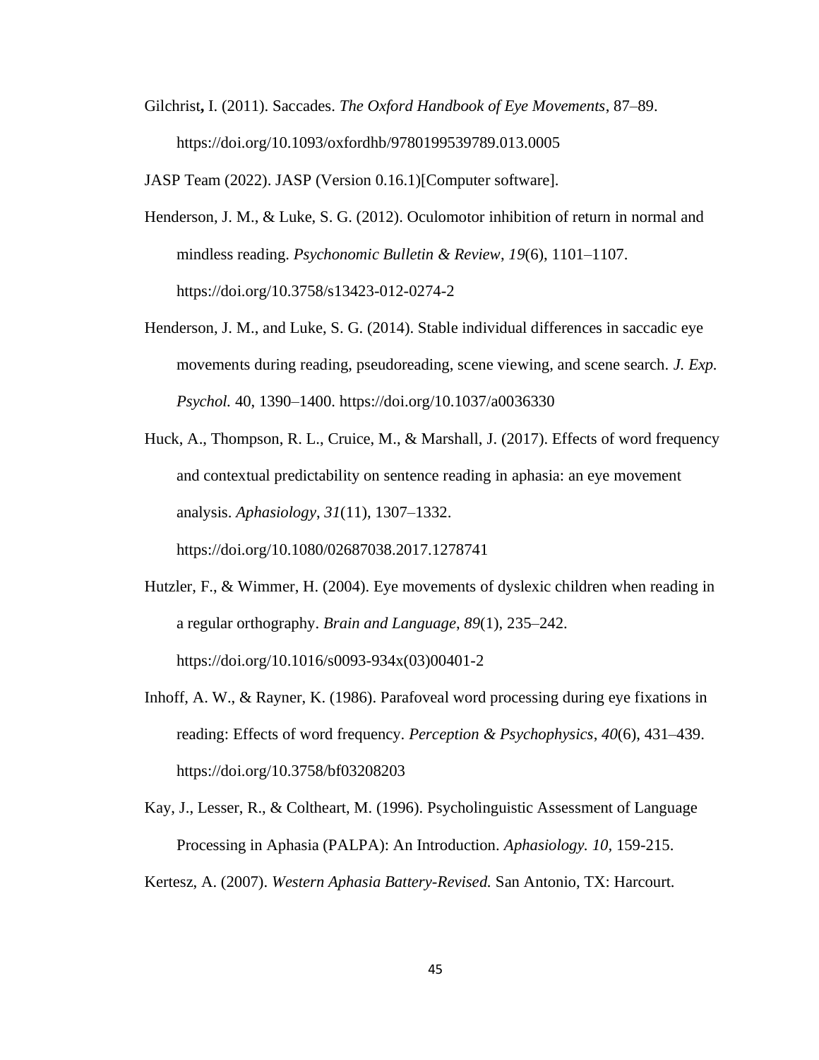Gilchrist**,** I. (2011). Saccades. *The Oxford Handbook of Eye Movements*, 87–89. https://doi.org/10.1093/oxfordhb/9780199539789.013.0005

JASP Team (2022). JASP (Version 0.16.1)[Computer software].

Henderson, J. M., & Luke, S. G. (2012). Oculomotor inhibition of return in normal and mindless reading. *Psychonomic Bulletin & Review*, *19*(6), 1101–1107. https://doi.org/10.3758/s13423-012-0274-2

Henderson, J. M., and Luke, S. G. (2014). Stable individual differences in saccadic eye movements during reading, pseudoreading, scene viewing, and scene search. *J. Exp. Psychol.* 40, 1390–1400. https://doi.org/10.1037/a0036330

Huck, A., Thompson, R. L., Cruice, M., & Marshall, J. (2017). Effects of word frequency and contextual predictability on sentence reading in aphasia: an eye movement analysis. *Aphasiology*, *31*(11), 1307–1332. https://doi.org/10.1080/02687038.2017.1278741

Hutzler, F., & Wimmer, H. (2004). Eye movements of dyslexic children when reading in a regular orthography. *Brain and Language*, *89*(1), 235–242. https://doi.org/10.1016/s0093-934x(03)00401-2

Inhoff, A. W., & Rayner, K. (1986). Parafoveal word processing during eye fixations in reading: Effects of word frequency. *Perception & Psychophysics*, *40*(6), 431–439. https://doi.org/10.3758/bf03208203

Kay, J., Lesser, R., & Coltheart, M. (1996). Psycholinguistic Assessment of Language Processing in Aphasia (PALPA): An Introduction. *Aphasiology. 10*, 159-215.

Kertesz, A. (2007). *Western Aphasia Battery-Revised.* San Antonio, TX: Harcourt.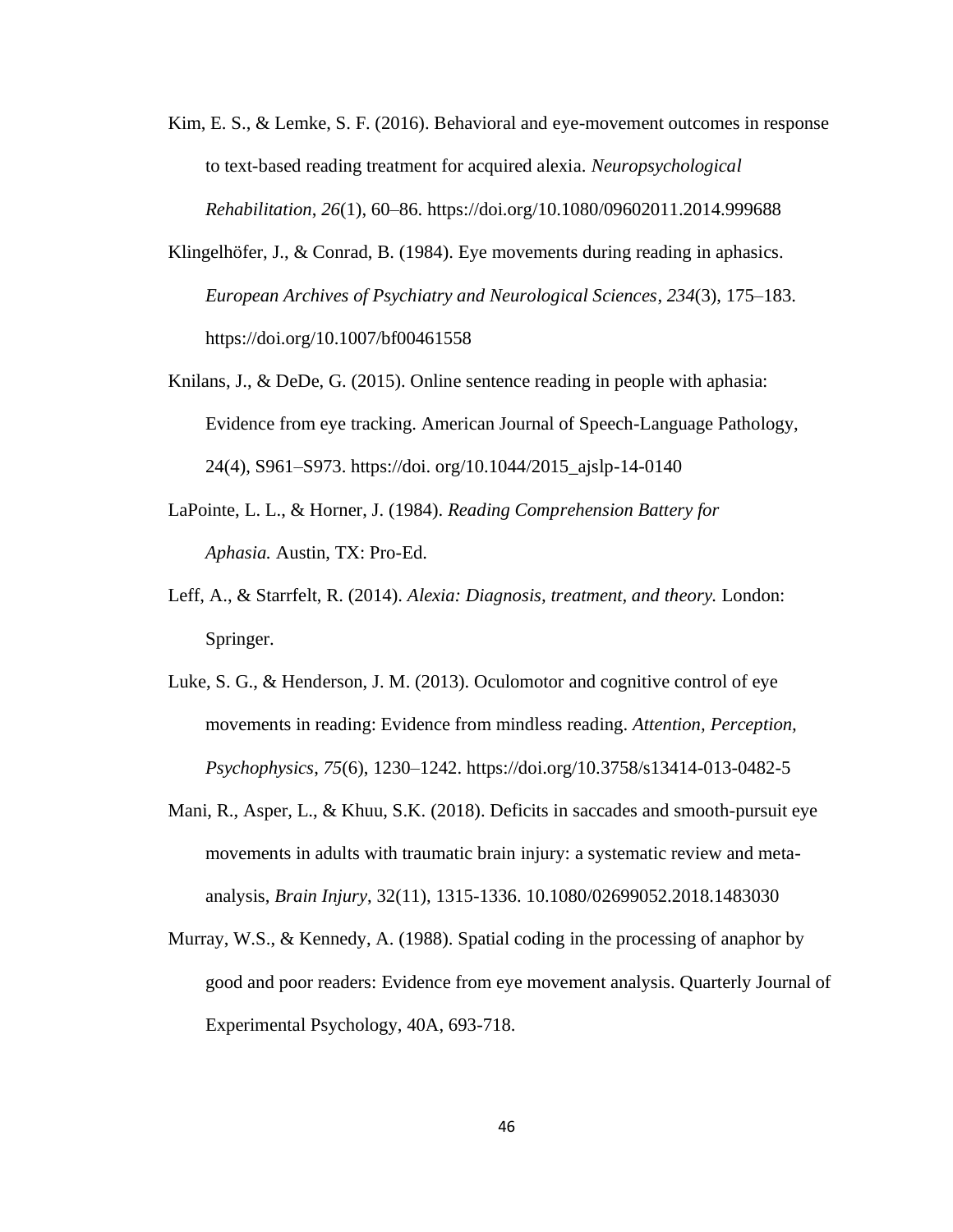Kim, E. S., & Lemke, S. F. (2016). Behavioral and eye-movement outcomes in response to text-based reading treatment for acquired alexia. *Neuropsychological Rehabilitation*, *26*(1), 60–86. https://doi.org/10.1080/09602011.2014.999688

Klingelhöfer, J., & Conrad, B. (1984). Eye movements during reading in aphasics. *European Archives of Psychiatry and Neurological Sciences*, *234*(3), 175–183. https://doi.org/10.1007/bf00461558

Knilans, J., & DeDe, G. (2015). Online sentence reading in people with aphasia: Evidence from eye tracking. American Journal of Speech-Language Pathology, 24(4), S961–S973. https://doi. org/10.1044/2015_ajslp-14-0140

LaPointe, L. L., & Horner, J. (1984). *Reading Comprehension Battery for Aphasia.* Austin, TX: Pro-Ed.

Leff, A., & Starrfelt, R. (2014). *Alexia: Diagnosis, treatment, and theory.* London: Springer.

Luke, S. G., & Henderson, J. M. (2013). Oculomotor and cognitive control of eye movements in reading: Evidence from mindless reading. *Attention, Perception, Psychophysics*, *75*(6), 1230–1242. https://doi.org/10.3758/s13414-013-0482-5

Mani, R., Asper, L., & Khuu, S.K. (2018). Deficits in saccades and smooth-pursuit eye movements in adults with traumatic brain injury: a systematic review and meta-analysis, *Brain Injury*, 32(11), 1315-1336. 10.1080/02699052.2018.1483030

Murray, W.S., & Kennedy, A. (1988). Spatial coding in the processing of anaphor by good and poor readers: Evidence from eye movement analysis. Quarterly Journal of Experimental Psychology, 40A, 693-718.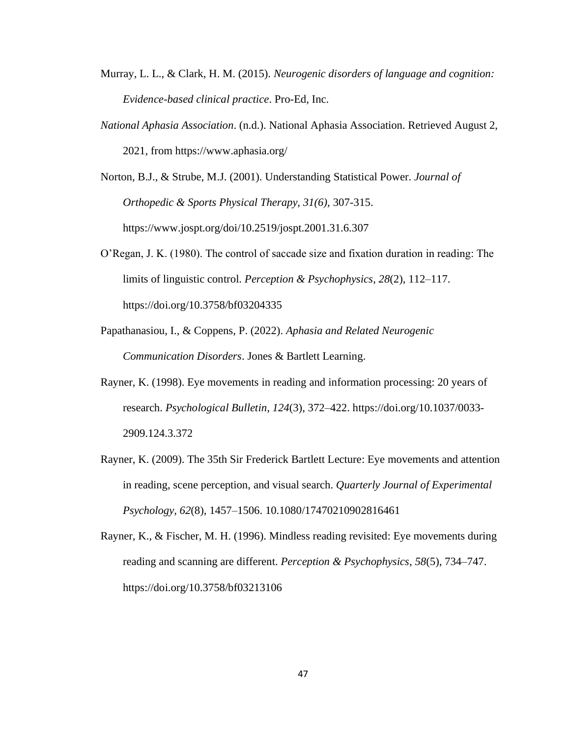Murray, L. L., & Clark, H. M. (2015). *Neurogenic disorders of language and cognition: Evidence-based clinical practice*. Pro-Ed, Inc.

*National Aphasia Association*. (n.d.). National Aphasia Association. Retrieved August 2, 2021, from https://www.aphasia.org/

Norton, B.J., & Strube, M.J. (2001). Understanding Statistical Power. *Journal of Orthopedic & Sports Physical Therapy, 31(6)*, 307-315. https://www.jospt.org/doi/10.2519/jospt.2001.31.6.307

O'Regan, J. K. (1980). The control of saccade size and fixation duration in reading: The limits of linguistic control. *Perception & Psychophysics*, *28*(2), 112–117. https://doi.org/10.3758/bf03204335

Papathanasiou, I., & Coppens, P. (2022). *Aphasia and Related Neurogenic Communication Disorders*. Jones & Bartlett Learning.

Rayner, K. (1998). Eye movements in reading and information processing: 20 years of research. *Psychological Bulletin*, *124*(3), 372–422. https://doi.org/10.1037/0033-2909.124.3.372

Rayner, K. (2009). The 35th Sir Frederick Bartlett Lecture: Eye movements and attention in reading, scene perception, and visual search. *Quarterly Journal of Experimental Psychology*, *62*(8), 1457–1506. 10.1080/17470210902816461

Rayner, K., & Fischer, M. H. (1996). Mindless reading revisited: Eye movements during reading and scanning are different. *Perception & Psychophysics*, *58*(5), 734–747. https://doi.org/10.3758/bf03213106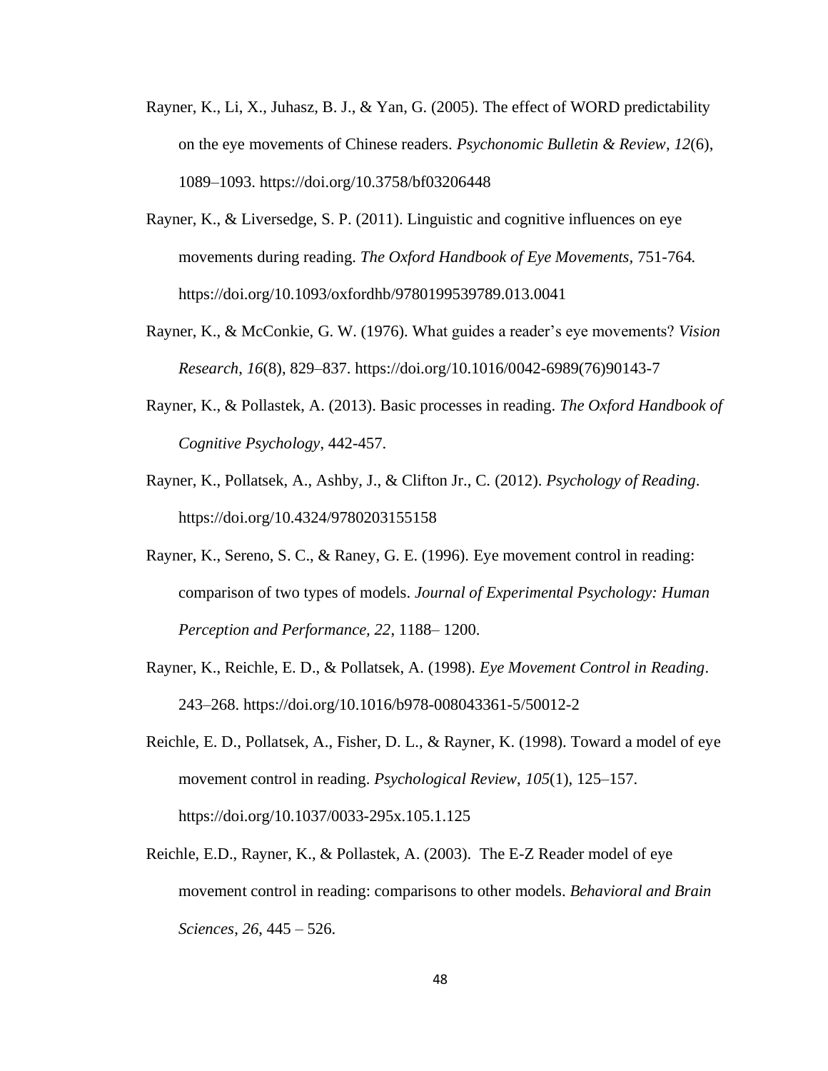Rayner, K., Li, X., Juhasz, B. J., & Yan, G. (2005). The effect of WORD predictability on the eye movements of Chinese readers. *Psychonomic Bulletin & Review*, *12*(6), 1089–1093. https://doi.org/10.3758/bf03206448

Rayner, K., & Liversedge, S. P. (2011). Linguistic and cognitive influences on eye movements during reading. *The Oxford Handbook of Eye Movements*, 751-764. https://doi.org/10.1093/oxfordhb/9780199539789.013.0041

Rayner, K., & McConkie, G. W. (1976). What guides a reader's eye movements? *Vision Research*, *16*(8), 829–837. https://doi.org/10.1016/0042-6989(76)90143-7

Rayner, K., & Pollastek, A. (2013). Basic processes in reading. *The Oxford Handbook of Cognitive Psychology*, 442-457.

Rayner, K., Pollatsek, A., Ashby, J., & Clifton Jr., C. (2012). *Psychology of Reading*. https://doi.org/10.4324/9780203155158

Rayner, K., Sereno, S. C., & Raney, G. E. (1996). Eye movement control in reading: comparison of two types of models. *Journal of Experimental Psychology: Human Perception and Performance, 22*, 1188– 1200.

Rayner, K., Reichle, E. D., & Pollatsek, A. (1998). *Eye Movement Control in Reading*. 243–268. https://doi.org/10.1016/b978-008043361-5/50012-2

Reichle, E. D., Pollatsek, A., Fisher, D. L., & Rayner, K. (1998). Toward a model of eye movement control in reading. *Psychological Review*, *105*(1), 125–157. https://doi.org/10.1037/0033-295x.105.1.125

Reichle, E.D., Rayner, K., & Pollastek, A. (2003). The E-Z Reader model of eye movement control in reading: comparisons to other models. *Behavioral and Brain Sciences*, *26*, 445 – 526.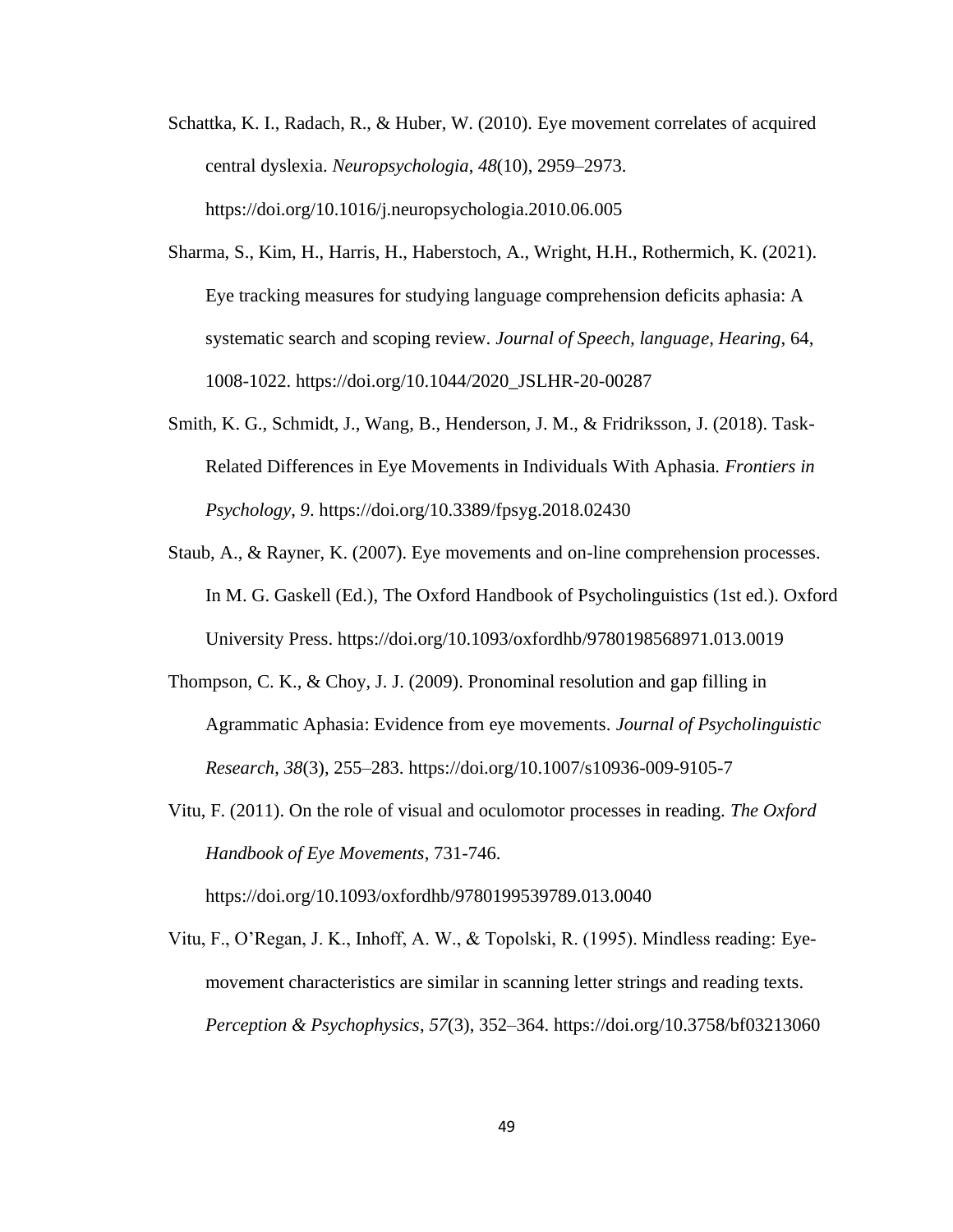Schattka, K. I., Radach, R., & Huber, W. (2010). Eye movement correlates of acquired central dyslexia. *Neuropsychologia*, *48*(10), 2959–2973. https://doi.org/10.1016/j.neuropsychologia.2010.06.005

Sharma, S., Kim, H., Harris, H., Haberstoch, A., Wright, H.H., Rothermich, K. (2021). Eye tracking measures for studying language comprehension deficits aphasia: A systematic search and scoping review. *Journal of Speech, language, Hearing*, 64, 1008-1022. https://doi.org/10.1044/2020_JSLHR-20-00287

Smith, K. G., Schmidt, J., Wang, B., Henderson, J. M., & Fridriksson, J. (2018). Task-Related Differences in Eye Movements in Individuals With Aphasia. *Frontiers in Psychology*, *9*. https://doi.org/10.3389/fpsyg.2018.02430

Staub, A., & Rayner, K. (2007). Eye movements and on-line comprehension processes. In M. G. Gaskell (Ed.), The Oxford Handbook of Psycholinguistics (1st ed.). Oxford University Press. https://doi.org/10.1093/oxfordhb/9780198568971.013.0019

Thompson, C. K., & Choy, J. J. (2009). Pronominal resolution and gap filling in Agrammatic Aphasia: Evidence from eye movements. *Journal of Psycholinguistic Research*, *38*(3), 255–283. https://doi.org/10.1007/s10936-009-9105-7

Vitu, F. (2011). On the role of visual and oculomotor processes in reading. *The Oxford Handbook of Eye Movements*, 731-746. https://doi.org/10.1093/oxfordhb/9780199539789.013.0040

Vitu, F., O'Regan, J. K., Inhoff, A. W., & Topolski, R. (1995). Mindless reading: Eye-movement characteristics are similar in scanning letter strings and reading texts. *Perception & Psychophysics*, *57*(3), 352–364. https://doi.org/10.3758/bf03213060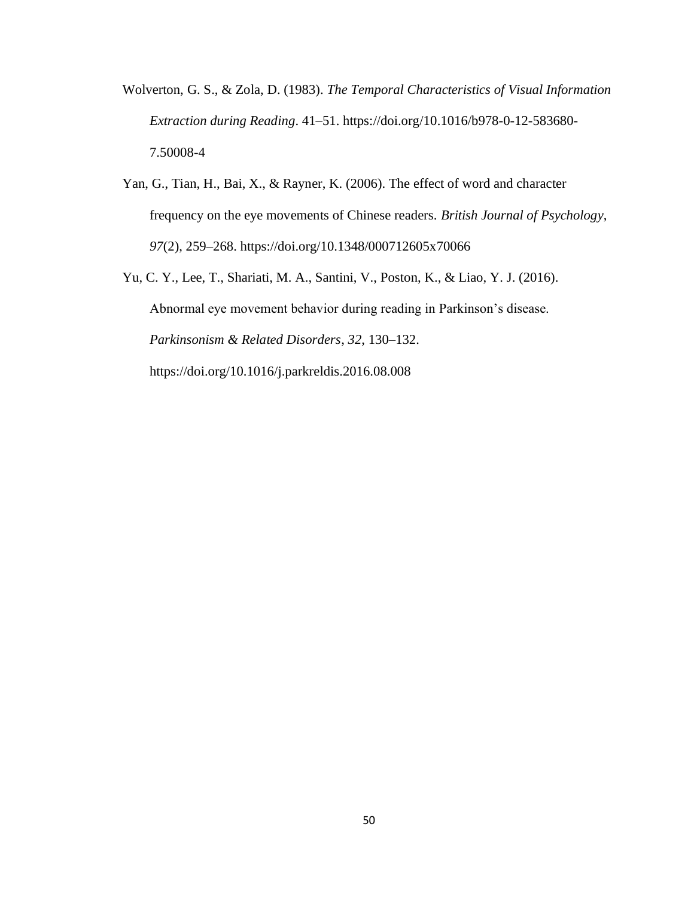Wolverton, G. S., & Zola, D. (1983). *The Temporal Characteristics of Visual Information Extraction during Reading*. 41–51. https://doi.org/10.1016/b978-0-12-583680-7.50008-4

Yan, G., Tian, H., Bai, X., & Rayner, K. (2006). The effect of word and character frequency on the eye movements of Chinese readers. *British Journal of Psychology*, *97*(2), 259–268. https://doi.org/10.1348/000712605x70066

Yu, C. Y., Lee, T., Shariati, M. A., Santini, V., Poston, K., & Liao, Y. J. (2016). Abnormal eye movement behavior during reading in Parkinson's disease. *Parkinsonism & Related Disorders*, *32*, 130–132. https://doi.org/10.1016/j.parkreldis.2016.08.008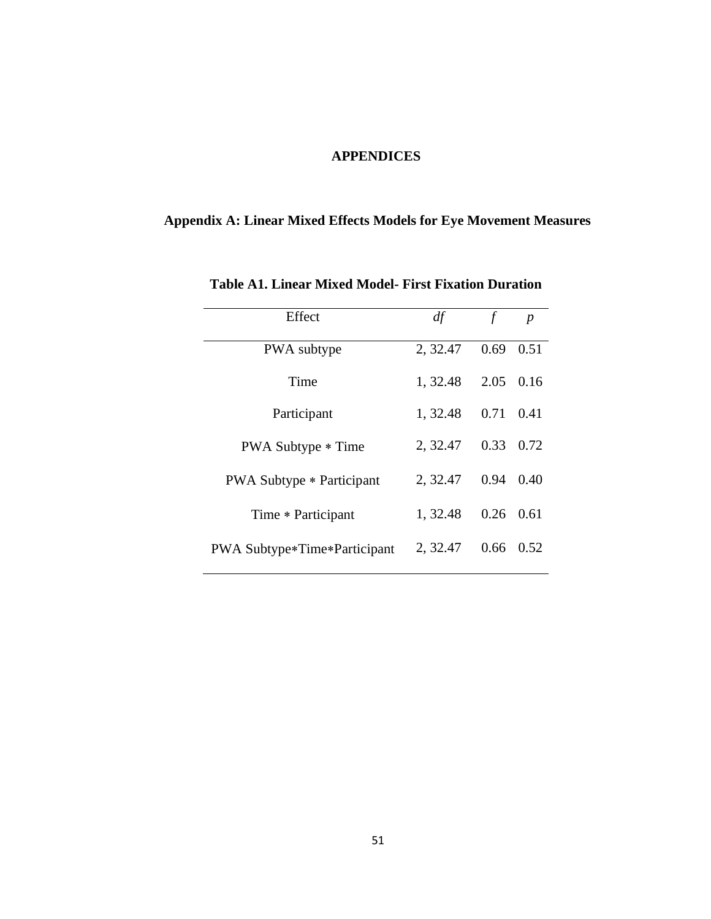# APPENDICES

## Appendix A: Linear Mixed Effects Models for Eye Movement Measures

**Table A1. Linear Mixed Model- First Fixation Duration**

| Effect | *df* | *f* | *p* |
|---|---|---|---|
| PWA subtype | 2, 32.47 | 0.69 | 0.51 |
| Time | 1, 32.48 | 2.05 | 0.16 |
| Participant | 1, 32.48 | 0.71 | 0.41 |
| PWA Subtype ∗ Time | 2, 32.47 | 0.33 | 0.72 |
| PWA Subtype ∗ Participant | 2, 32.47 | 0.94 | 0.40 |
| Time ∗ Participant | 1, 32.48 | 0.26 | 0.61 |
| PWA Subtype∗Time∗Participant | 2, 32.47 | 0.66 | 0.52 |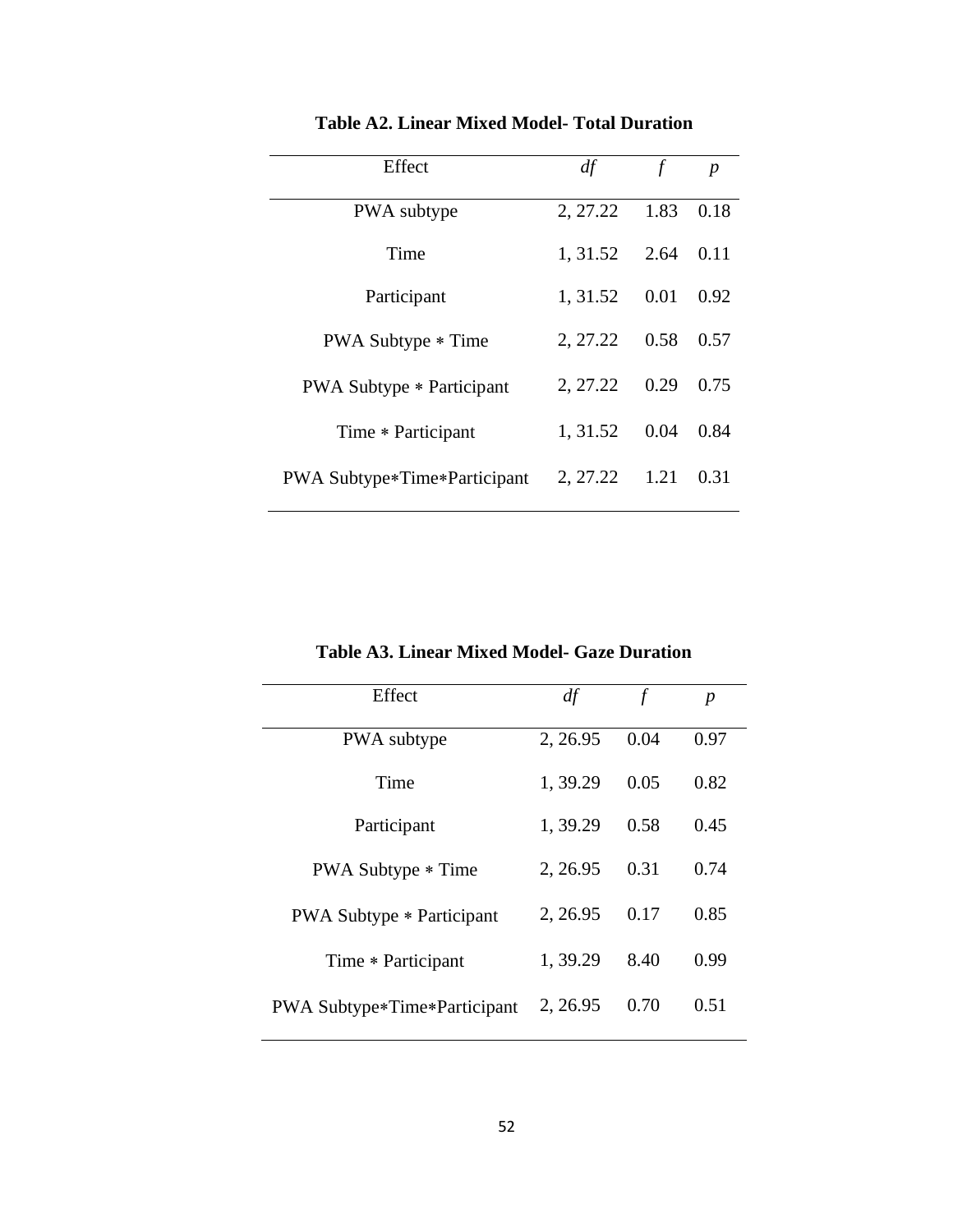**Table A2. Linear Mixed Model- Total Duration**

| Effect | *df* | *f* | *p* |
|---|---|---|---|
| PWA subtype | 2, 27.22 | 1.83 | 0.18 |
| Time | 1, 31.52 | 2.64 | 0.11 |
| Participant | 1, 31.52 | 0.01 | 0.92 |
| PWA Subtype * Time | 2, 27.22 | 0.58 | 0.57 |
| PWA Subtype * Participant | 2, 27.22 | 0.29 | 0.75 |
| Time * Participant | 1, 31.52 | 0.04 | 0.84 |
| PWA Subtype*Time*Participant | 2, 27.22 | 1.21 | 0.31 |

**Table A3. Linear Mixed Model- Gaze Duration**

| Effect | *df* | *f* | *p* |
|---|---|---|---|
| PWA subtype | 2, 26.95 | 0.04 | 0.97 |
| Time | 1, 39.29 | 0.05 | 0.82 |
| Participant | 1, 39.29 | 0.58 | 0.45 |
| PWA Subtype * Time | 2, 26.95 | 0.31 | 0.74 |
| PWA Subtype * Participant | 2, 26.95 | 0.17 | 0.85 |
| Time * Participant | 1, 39.29 | 8.40 | 0.99 |
| PWA Subtype*Time*Participant | 2, 26.95 | 0.70 | 0.51 |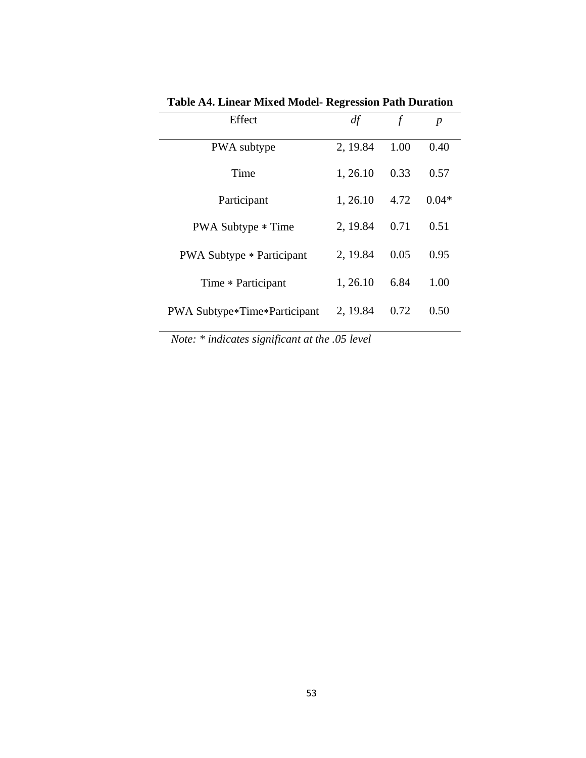**Table A4. Linear Mixed Model- Regression Path Duration**

| Effect | *df* | *f* | *p* |
|---|---|---|---|
| PWA subtype | 2, 19.84 | 1.00 | 0.40 |
| Time | 1, 26.10 | 0.33 | 0.57 |
| Participant | 1, 26.10 | 4.72 | 0.04* |
| PWA Subtype * Time | 2, 19.84 | 0.71 | 0.51 |
| PWA Subtype * Participant | 2, 19.84 | 0.05 | 0.95 |
| Time * Participant | 1, 26.10 | 6.84 | 1.00 |
| PWA Subtype*Time*Participant | 2, 19.84 | 0.72 | 0.50 |

*Note: * indicates significant at the .05 level*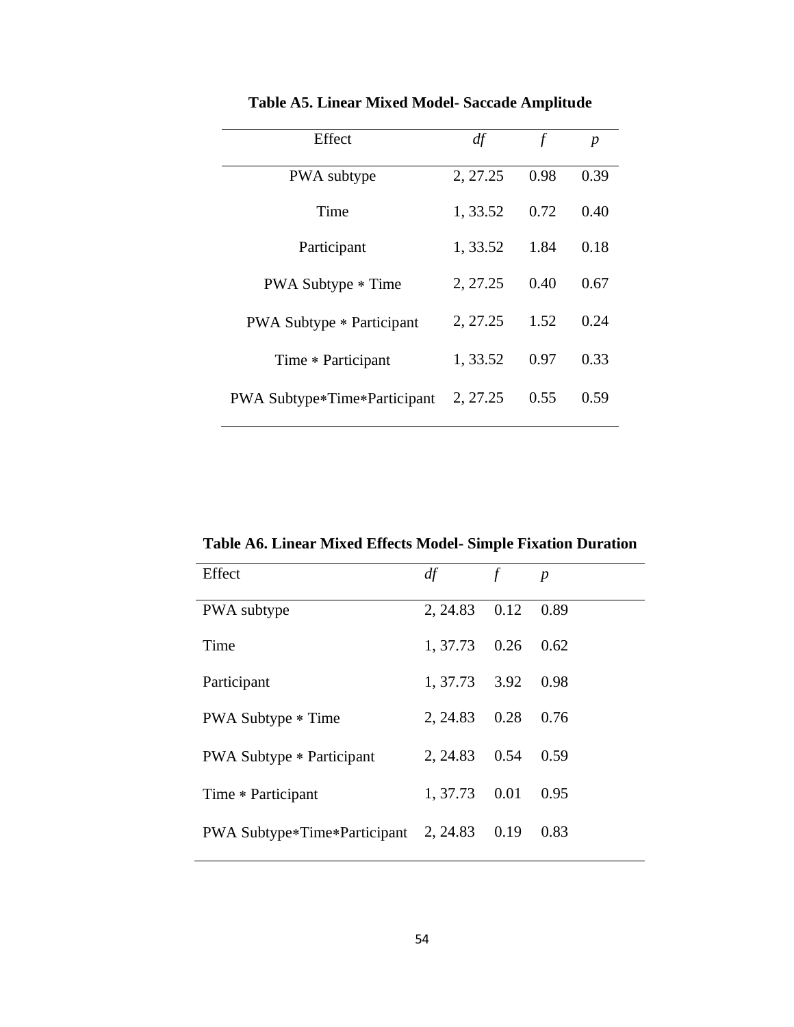**Table A5. Linear Mixed Model- Saccade Amplitude**

| Effect | *df* | *f* | *p* |
|---|---|---|---|
| PWA subtype | 2, 27.25 | 0.98 | 0.39 |
| Time | 1, 33.52 | 0.72 | 0.40 |
| Participant | 1, 33.52 | 1.84 | 0.18 |
| PWA Subtype * Time | 2, 27.25 | 0.40 | 0.67 |
| PWA Subtype * Participant | 2, 27.25 | 1.52 | 0.24 |
| Time * Participant | 1, 33.52 | 0.97 | 0.33 |
| PWA Subtype*Time*Participant | 2, 27.25 | 0.55 | 0.59 |

**Table A6. Linear Mixed Effects Model- Simple Fixation Duration**

| Effect | *df* | *f* | *p* |
|---|---|---|---|
| PWA subtype | 2, 24.83 | 0.12 | 0.89 |
| Time | 1, 37.73 | 0.26 | 0.62 |
| Participant | 1, 37.73 | 3.92 | 0.98 |
| PWA Subtype * Time | 2, 24.83 | 0.28 | 0.76 |
| PWA Subtype * Participant | 2, 24.83 | 0.54 | 0.59 |
| Time * Participant | 1, 37.73 | 0.01 | 0.95 |
| PWA Subtype*Time*Participant | 2, 24.83 | 0.19 | 0.83 |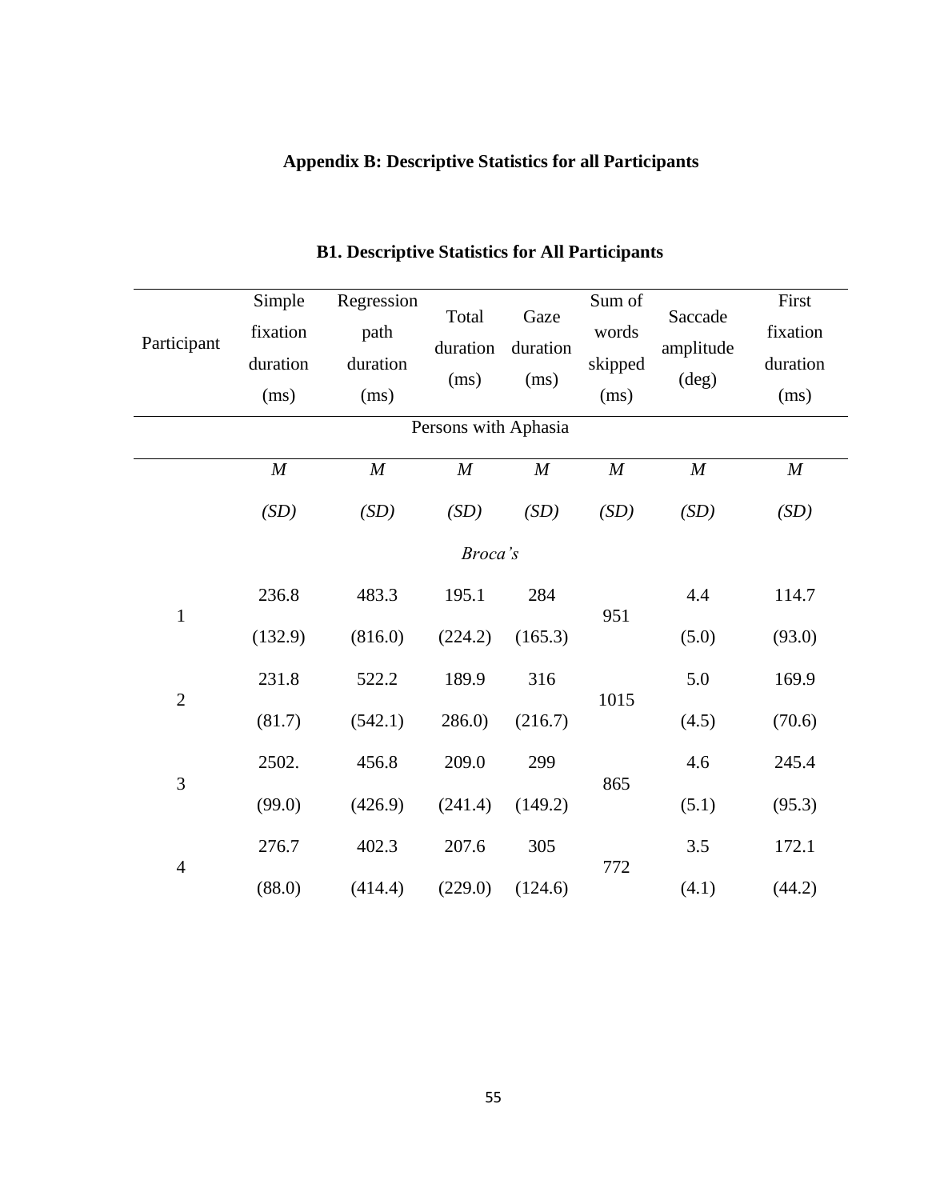# Appendix B: Descriptive Statistics for all Participants

## B1. Descriptive Statistics for All Participants

| Participant | Simple fixation duration (ms) | Regression path duration (ms) | Total duration (ms) | Gaze duration (ms) | Sum of words skipped (ms) | Saccade amplitude (deg) | First fixation duration (ms) |
|---|---|---|---|---|---|---|---|
| | | | Persons with Aphasia | | | | |
| | *M* | *M* | *M* | *M* | *M* | *M* | *M* |
| | *(SD)* | *(SD)* | *(SD)* | *(SD)* | *(SD)* | *(SD)* | *(SD)* |
| | | | *Broca's* | | | | |
| 1 | 236.8 | 483.3 | 195.1 | 284 | 951 | 4.4 | 114.7 |
| | (132.9) | (816.0) | (224.2) | (165.3) | | (5.0) | (93.0) |
| 2 | 231.8 | 522.2 | 189.9 | 316 | 1015 | 5.0 | 169.9 |
| | (81.7) | (542.1) | 286.0) | (216.7) | | (4.5) | (70.6) |
| 3 | 2502. | 456.8 | 209.0 | 299 | 865 | 4.6 | 245.4 |
| | (99.0) | (426.9) | (241.4) | (149.2) | | (5.1) | (95.3) |
| 4 | 276.7 | 402.3 | 207.6 | 305 | 772 | 3.5 | 172.1 |
| | (88.0) | (414.4) | (229.0) | (124.6) | | (4.1) | (44.2) |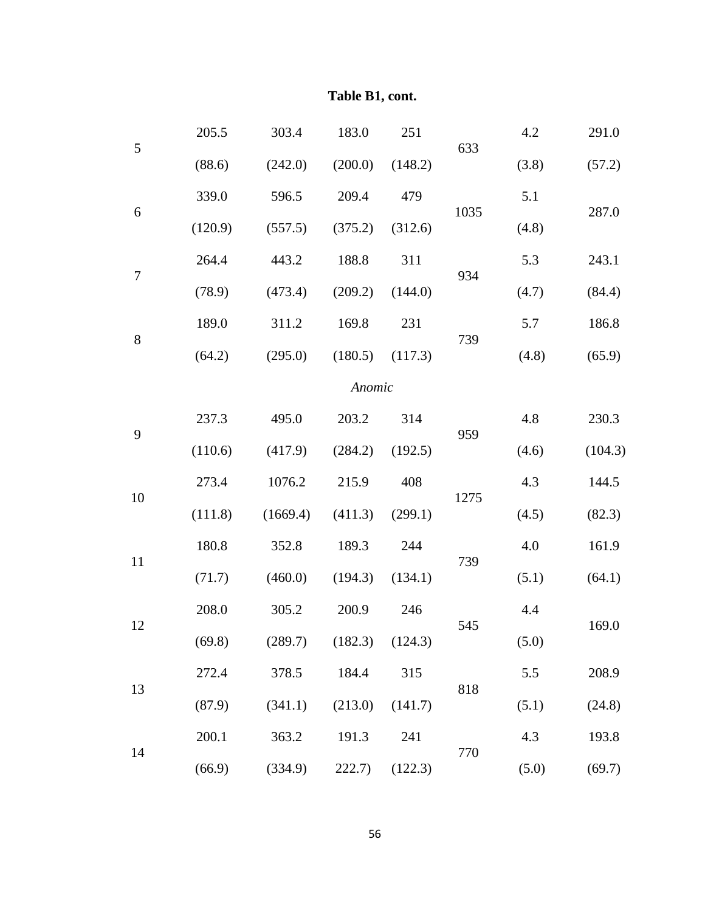**Table B1, cont.**

| | | | | | | | |
|---|---|---|---|---|---|---|---|
| 5 | 205.5<br>(88.6) | 303.4<br>(242.0) | 183.0<br>(200.0) | 251<br>(148.2) | 633 | 4.2<br>(3.8) | 291.0<br>(57.2) |
| 6 | 339.0<br>(120.9) | 596.5<br>(557.5) | 209.4<br>(375.2) | 479<br>(312.6) | 1035 | 5.1<br>(4.8) | 287.0 |
| 7 | 264.4<br>(78.9) | 443.2<br>(473.4) | 188.8<br>(209.2) | 311<br>(144.0) | 934 | 5.3<br>(4.7) | 243.1<br>(84.4) |
| 8 | 189.0<br>(64.2) | 311.2<br>(295.0) | 169.8<br>(180.5) | 231<br>(117.3) | 739 | 5.7<br>(4.8) | 186.8<br>(65.9) |
| | | | *Anomic* | | | | |
| 9 | 237.3<br>(110.6) | 495.0<br>(417.9) | 203.2<br>(284.2) | 314<br>(192.5) | 959 | 4.8<br>(4.6) | 230.3<br>(104.3) |
| 10 | 273.4<br>(111.8) | 1076.2<br>(1669.4) | 215.9<br>(411.3) | 408<br>(299.1) | 1275 | 4.3<br>(4.5) | 144.5<br>(82.3) |
| 11 | 180.8<br>(71.7) | 352.8<br>(460.0) | 189.3<br>(194.3) | 244<br>(134.1) | 739 | 4.0<br>(5.1) | 161.9<br>(64.1) |
| 12 | 208.0<br>(69.8) | 305.2<br>(289.7) | 200.9<br>(182.3) | 246<br>(124.3) | 545 | 4.4<br>(5.0) | 169.0 |
| 13 | 272.4<br>(87.9) | 378.5<br>(341.1) | 184.4<br>(213.0) | 315<br>(141.7) | 818 | 5.5<br>(5.1) | 208.9<br>(24.8) |
| 14 | 200.1<br>(66.9) | 363.2<br>(334.9) | 191.3<br>222.7) | 241<br>(122.3) | 770 | 4.3<br>(5.0) | 193.8<br>(69.7) |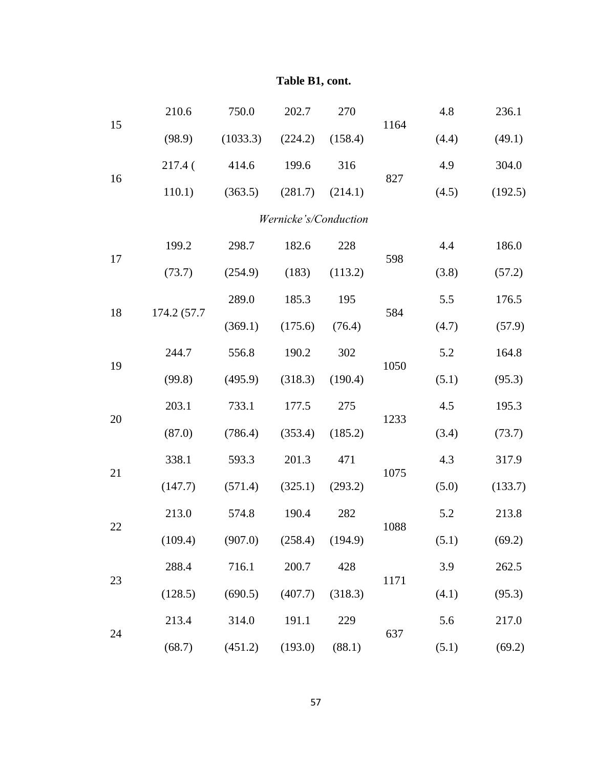**Table B1, cont.**

| | | | | | | | |
|---|---|---|---|---|---|---|---|
| 15 | 210.6 (98.9) | 750.0 (1033.3) | 202.7 (224.2) | 270 (158.4) | 1164 | 4.8 (4.4) | 236.1 (49.1) |
| 16 | 217.4 ( 110.1) | 414.6 (363.5) | 199.6 (281.7) | 316 (214.1) | 827 | 4.9 (4.5) | 304.0 (192.5) |
| | | | | *Wernicke's/Conduction* | | | |
| 17 | 199.2 (73.7) | 298.7 (254.9) | 182.6 (183) | 228 (113.2) | 598 | 4.4 (3.8) | 186.0 (57.2) |
| 18 | 174.2 (57.7 | 289.0 (369.1) | 185.3 (175.6) | 195 (76.4) | 584 | 5.5 (4.7) | 176.5 (57.9) |
| 19 | 244.7 (99.8) | 556.8 (495.9) | 190.2 (318.3) | 302 (190.4) | 1050 | 5.2 (5.1) | 164.8 (95.3) |
| 20 | 203.1 (87.0) | 733.1 (786.4) | 177.5 (353.4) | 275 (185.2) | 1233 | 4.5 (3.4) | 195.3 (73.7) |
| 21 | 338.1 (147.7) | 593.3 (571.4) | 201.3 (325.1) | 471 (293.2) | 1075 | 4.3 (5.0) | 317.9 (133.7) |
| 22 | 213.0 (109.4) | 574.8 (907.0) | 190.4 (258.4) | 282 (194.9) | 1088 | 5.2 (5.1) | 213.8 (69.2) |
| 23 | 288.4 (128.5) | 716.1 (690.5) | 200.7 (407.7) | 428 (318.3) | 1171 | 3.9 (4.1) | 262.5 (95.3) |
| 24 | 213.4 (68.7) | 314.0 (451.2) | 191.1 (193.0) | 229 (88.1) | 637 | 5.6 (5.1) | 217.0 (69.2) |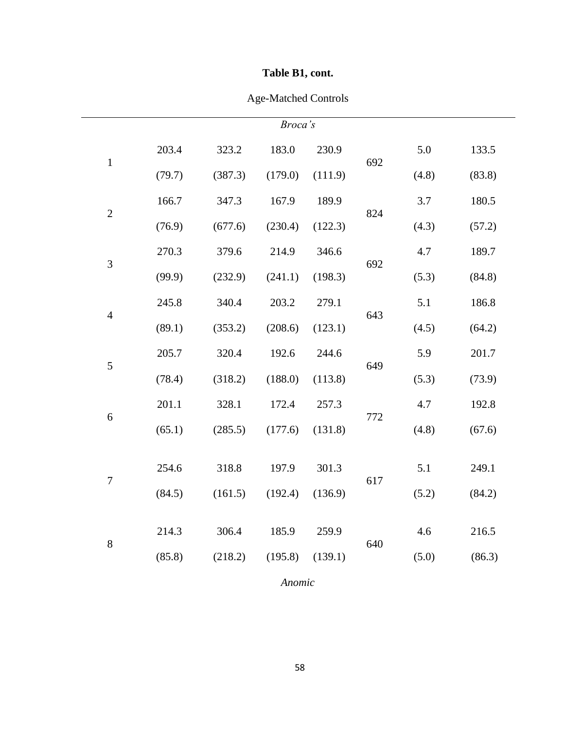**Table B1, cont.**

Age-Matched Controls

| | | | | | | | |
|---|---|---|---|---|---|---|---|
| | | | | *Broca's* | | | |
| 1 | 203.4 (79.7) | 323.2 (387.3) | 183.0 (179.0) | 230.9 (111.9) | 692 | 5.0 (4.8) | 133.5 (83.8) |
| 2 | 166.7 (76.9) | 347.3 (677.6) | 167.9 (230.4) | 189.9 (122.3) | 824 | 3.7 (4.3) | 180.5 (57.2) |
| 3 | 270.3 (99.9) | 379.6 (232.9) | 214.9 (241.1) | 346.6 (198.3) | 692 | 4.7 (5.3) | 189.7 (84.8) |
| 4 | 245.8 (89.1) | 340.4 (353.2) | 203.2 (208.6) | 279.1 (123.1) | 643 | 5.1 (4.5) | 186.8 (64.2) |
| 5 | 205.7 (78.4) | 320.4 (318.2) | 192.6 (188.0) | 244.6 (113.8) | 649 | 5.9 (5.3) | 201.7 (73.9) |
| 6 | 201.1 (65.1) | 328.1 (285.5) | 172.4 (177.6) | 257.3 (131.8) | 772 | 4.7 (4.8) | 192.8 (67.6) |
| 7 | 254.6 (84.5) | 318.8 (161.5) | 197.9 (192.4) | 301.3 (136.9) | 617 | 5.1 (5.2) | 249.1 (84.2) |
| 8 | 214.3 (85.8) | 306.4 (218.2) | 185.9 (195.8) | 259.9 (139.1) | 640 | 4.6 (5.0) | 216.5 (86.3) |
| | | | | *Anomic* | | | |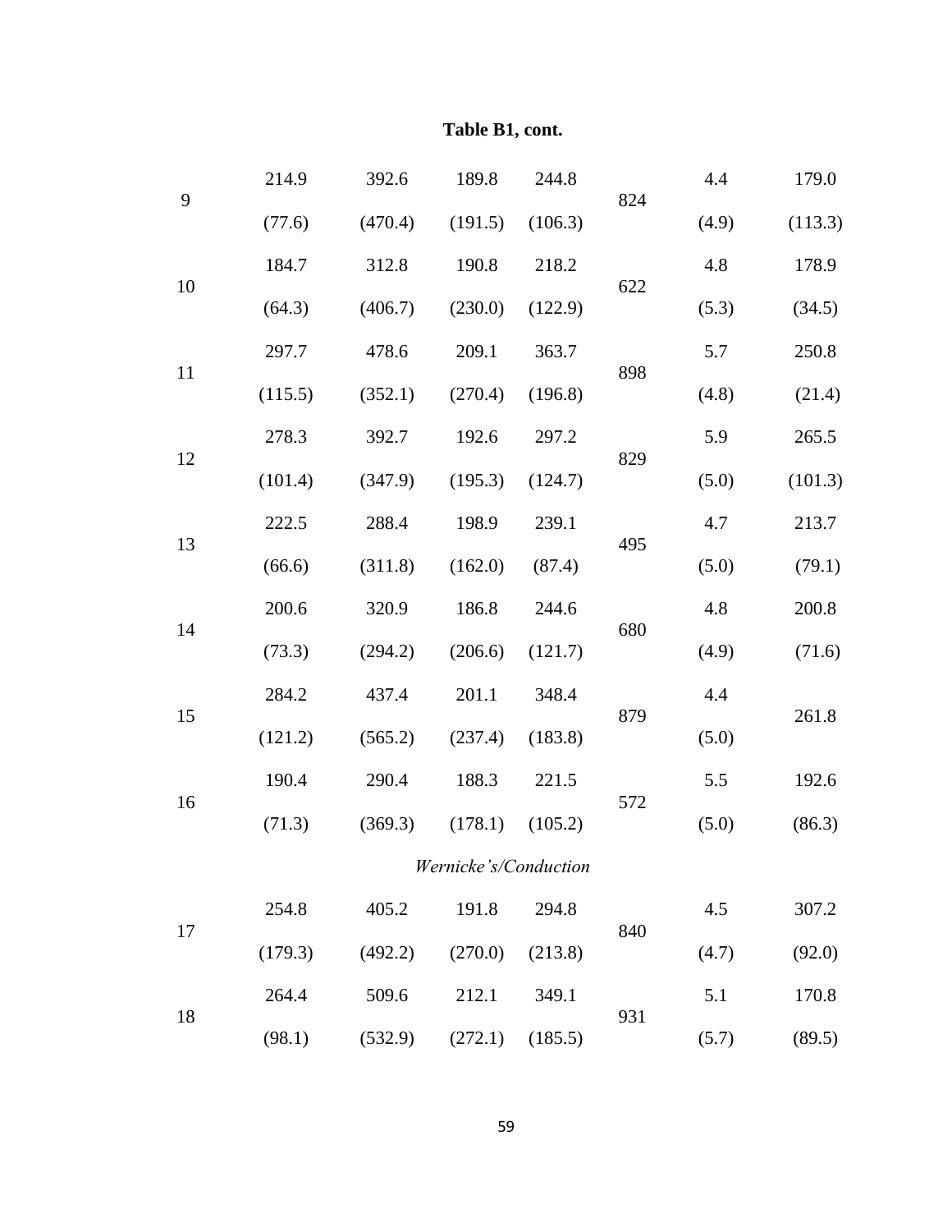**Table B1, cont.**

| | | | | | | | |
|---|---|---|---|---|---|---|---|
| 9 | 214.9 (77.6) | 392.6 (470.4) | 189.8 (191.5) | 244.8 (106.3) | 824 | 4.4 (4.9) | 179.0 (113.3) |
| 10 | 184.7 (64.3) | 312.8 (406.7) | 190.8 (230.0) | 218.2 (122.9) | 622 | 4.8 (5.3) | 178.9 (34.5) |
| 11 | 297.7 (115.5) | 478.6 (352.1) | 209.1 (270.4) | 363.7 (196.8) | 898 | 5.7 (4.8) | 250.8 (21.4) |
| 12 | 278.3 (101.4) | 392.7 (347.9) | 192.6 (195.3) | 297.2 (124.7) | 829 | 5.9 (5.0) | 265.5 (101.3) |
| 13 | 222.5 (66.6) | 288.4 (311.8) | 198.9 (162.0) | 239.1 (87.4) | 495 | 4.7 (5.0) | 213.7 (79.1) |
| 14 | 200.6 (73.3) | 320.9 (294.2) | 186.8 (206.6) | 244.6 (121.7) | 680 | 4.8 (4.9) | 200.8 (71.6) |
| 15 | 284.2 (121.2) | 437.4 (565.2) | 201.1 (237.4) | 348.4 (183.8) | 879 | 4.4 (5.0) | 261.8 |
| 16 | 190.4 (71.3) | 290.4 (369.3) | 188.3 (178.1) | 221.5 (105.2) | 572 | 5.5 (5.0) | 192.6 (86.3) |
| | | | *Wernicke's/Conduction* | | | | |
| 17 | 254.8 (179.3) | 405.2 (492.2) | 191.8 (270.0) | 294.8 (213.8) | 840 | 4.5 (4.7) | 307.2 (92.0) |
| 18 | 264.4 (98.1) | 509.6 (532.9) | 212.1 (272.1) | 349.1 (185.5) | 931 | 5.1 (5.7) | 170.8 (89.5) |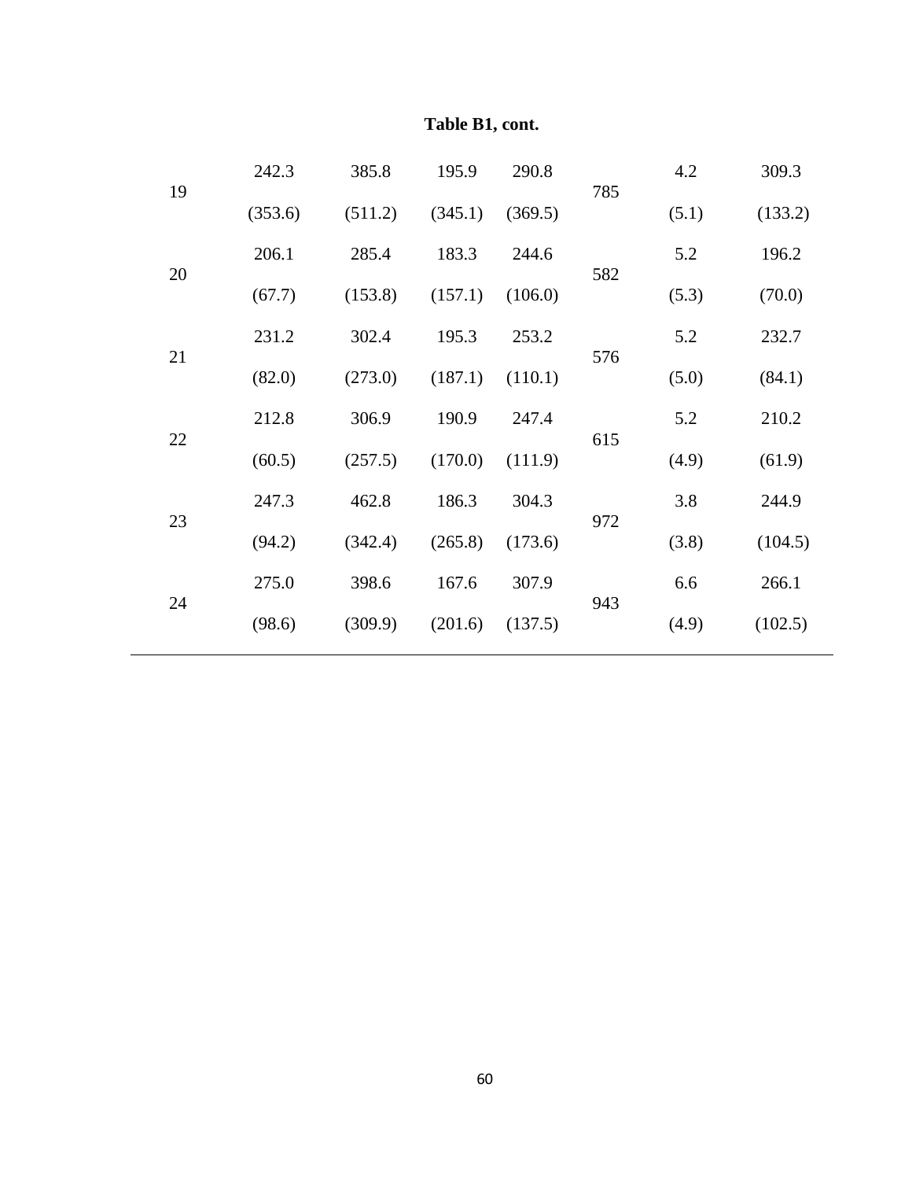**Table B1, cont.**

| | | | | | | | |
|---|---|---|---|---|---|---|---|
| 19 | 242.3 | 385.8 | 195.9 | 290.8 | 785 | 4.2 | 309.3 |
| | (353.6) | (511.2) | (345.1) | (369.5) | | (5.1) | (133.2) |
| 20 | 206.1 | 285.4 | 183.3 | 244.6 | 582 | 5.2 | 196.2 |
| | (67.7) | (153.8) | (157.1) | (106.0) | | (5.3) | (70.0) |
| 21 | 231.2 | 302.4 | 195.3 | 253.2 | 576 | 5.2 | 232.7 |
| | (82.0) | (273.0) | (187.1) | (110.1) | | (5.0) | (84.1) |
| 22 | 212.8 | 306.9 | 190.9 | 247.4 | 615 | 5.2 | 210.2 |
| | (60.5) | (257.5) | (170.0) | (111.9) | | (4.9) | (61.9) |
| 23 | 247.3 | 462.8 | 186.3 | 304.3 | 972 | 3.8 | 244.9 |
| | (94.2) | (342.4) | (265.8) | (173.6) | | (3.8) | (104.5) |
| 24 | 275.0 | 398.6 | 167.6 | 307.9 | 943 | 6.6 | 266.1 |
| | (98.6) | (309.9) | (201.6) | (137.5) | | (4.9) | (102.5) |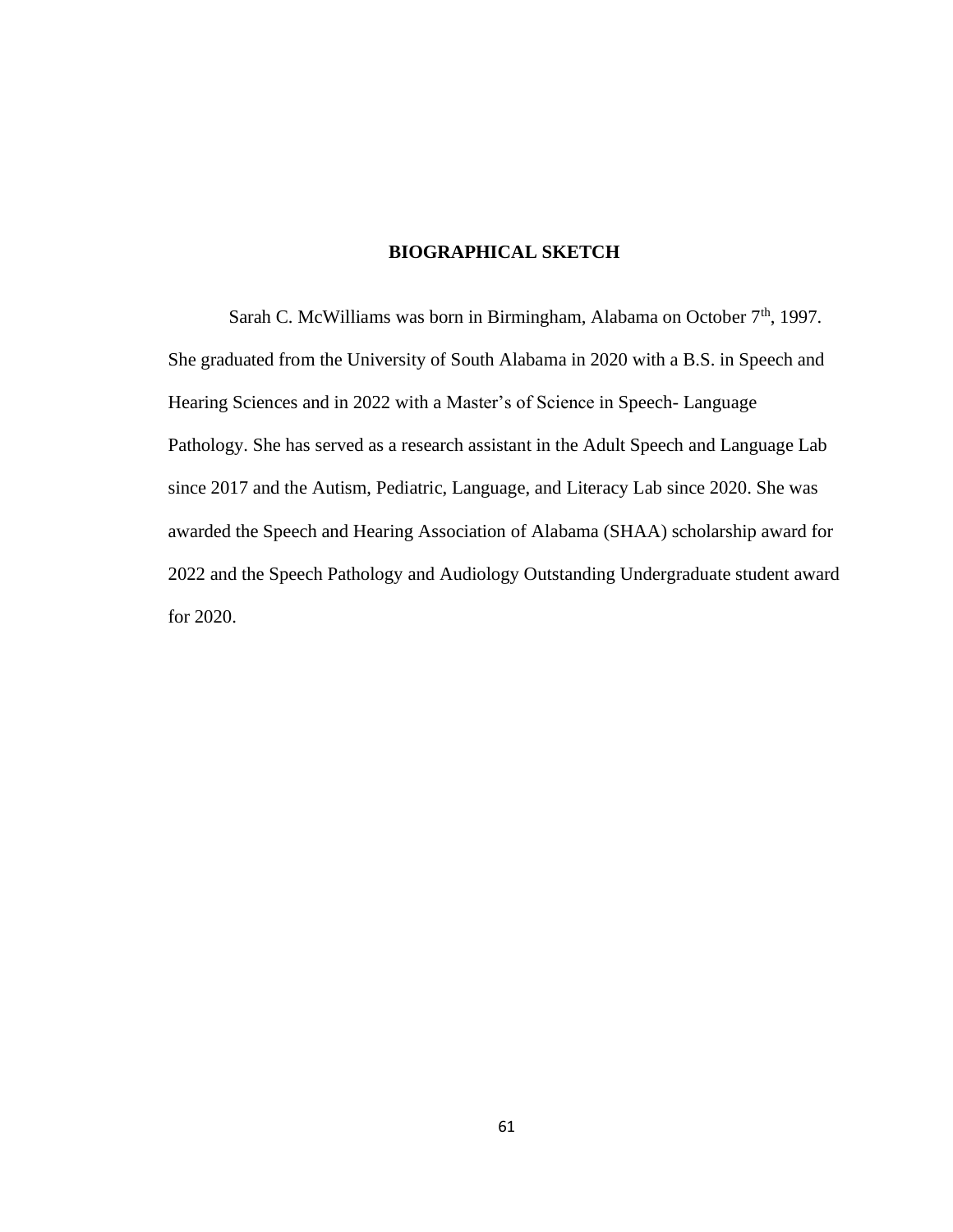## BIOGRAPHICAL SKETCH

Sarah C. McWilliams was born in Birmingham, Alabama on October 7th, 1997. She graduated from the University of South Alabama in 2020 with a B.S. in Speech and Hearing Sciences and in 2022 with a Master's of Science in Speech- Language Pathology. She has served as a research assistant in the Adult Speech and Language Lab since 2017 and the Autism, Pediatric, Language, and Literacy Lab since 2020. She was awarded the Speech and Hearing Association of Alabama (SHAA) scholarship award for 2022 and the Speech Pathology and Audiology Outstanding Undergraduate student award for 2020.